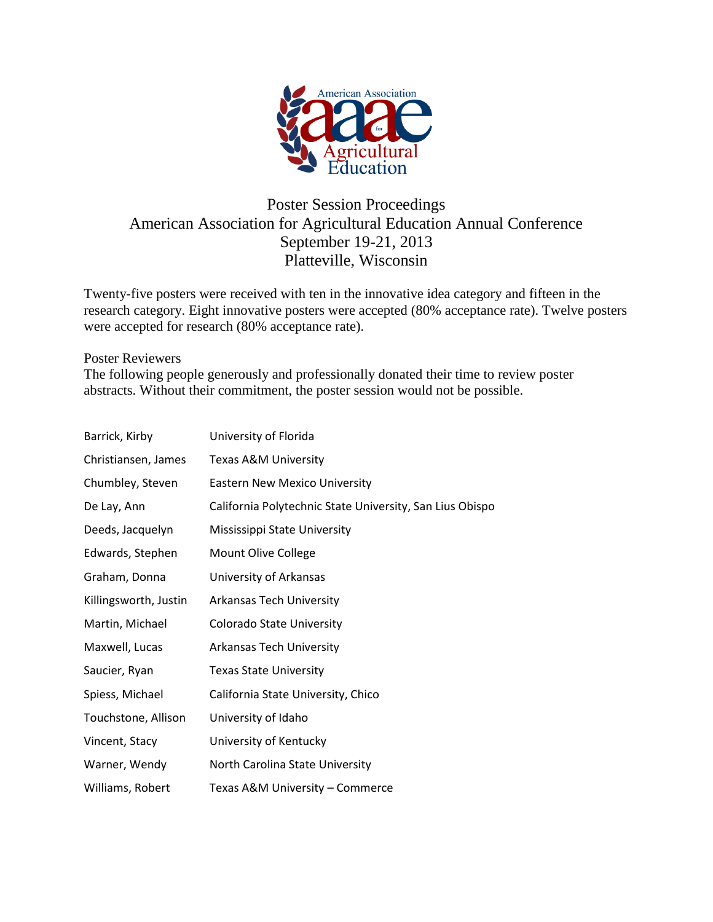# Poster Session Proceedings
## American Association for Agricultural Education Annual Conference
## September 19-21, 2013
## Platteville, Wisconsin

Twenty-five posters were received with ten in the innovative idea category and fifteen in the research category. Eight innovative posters were accepted (80% acceptance rate). Twelve posters were accepted for research (80% acceptance rate).

Poster Reviewers

The following people generously and professionally donated their time to review poster abstracts. Without their commitment, the poster session would not be possible.

| | |
|---|---|
| Barrick, Kirby | University of Florida |
| Christiansen, James | Texas A&M University |
| Chumbley, Steven | Eastern New Mexico University |
| De Lay, Ann | California Polytechnic State University, San Lius Obispo |
| Deeds, Jacquelyn | Mississippi State University |
| Edwards, Stephen | Mount Olive College |
| Graham, Donna | University of Arkansas |
| Killingsworth, Justin | Arkansas Tech University |
| Martin, Michael | Colorado State University |
| Maxwell, Lucas | Arkansas Tech University |
| Saucier, Ryan | Texas State University |
| Spiess, Michael | California State University, Chico |
| Touchstone, Allison | University of Idaho |
| Vincent, Stacy | University of Kentucky |
| Warner, Wendy | North Carolina State University |
| Williams, Robert | Texas A&M University – Commerce |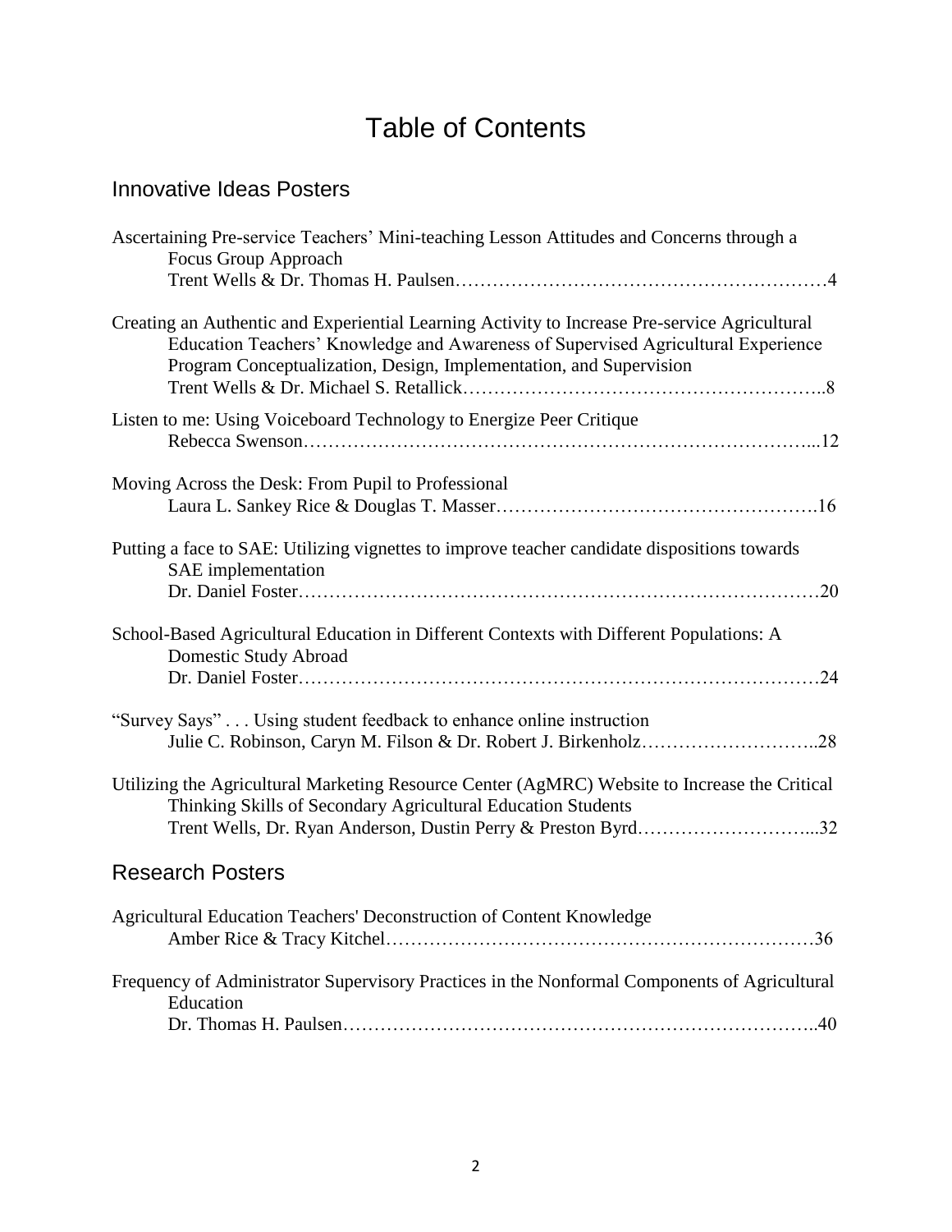# Table of Contents

## Innovative Ideas Posters

Ascertaining Pre-service Teachers' Mini-teaching Lesson Attitudes and Concerns through a Focus Group Approach
Trent Wells & Dr. Thomas H. Paulsen……………………………………………………4

Creating an Authentic and Experiential Learning Activity to Increase Pre-service Agricultural Education Teachers' Knowledge and Awareness of Supervised Agricultural Experience Program Conceptualization, Design, Implementation, and Supervision
Trent Wells & Dr. Michael S. Retallick…………………………………………………..8

Listen to me: Using Voiceboard Technology to Energize Peer Critique
Rebecca Swenson……………………………………………………………………...12

Moving Across the Desk: From Pupil to Professional
Laura L. Sankey Rice & Douglas T. Masser…………………………………………….16

Putting a face to SAE: Utilizing vignettes to improve teacher candidate dispositions towards SAE implementation
Dr. Daniel Foster………………………………………………………………………20

School-Based Agricultural Education in Different Contexts with Different Populations: A Domestic Study Abroad
Dr. Daniel Foster………………………………………………………………………24

"Survey Says" . . . Using student feedback to enhance online instruction
Julie C. Robinson, Caryn M. Filson & Dr. Robert J. Birkenholz………………………..28

Utilizing the Agricultural Marketing Resource Center (AgMRC) Website to Increase the Critical Thinking Skills of Secondary Agricultural Education Students
Trent Wells, Dr. Ryan Anderson, Dustin Perry & Preston Byrd………………………...32

## Research Posters

Agricultural Education Teachers' Deconstruction of Content Knowledge
Amber Rice & Tracy Kitchel……………………………………………………………36

Frequency of Administrator Supervisory Practices in the Nonformal Components of Agricultural Education
Dr. Thomas H. Paulsen…………………………………………………………………..40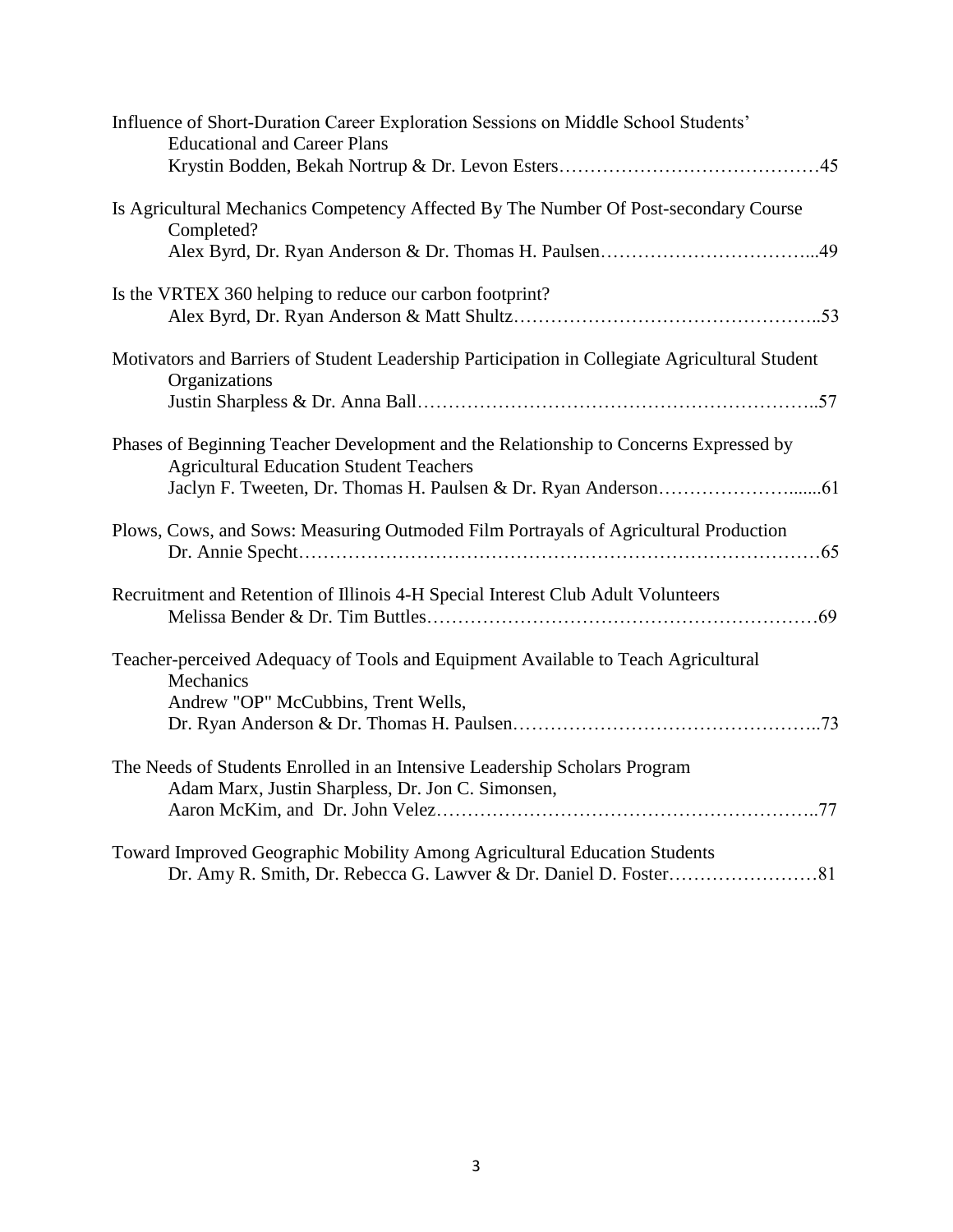Influence of Short-Duration Career Exploration Sessions on Middle School Students' Educational and Career Plans
Krystin Bodden, Bekah Nortrup & Dr. Levon Esters……………………………………45

Is Agricultural Mechanics Competency Affected By The Number Of Post-secondary Course Completed?
Alex Byrd, Dr. Ryan Anderson & Dr. Thomas H. Paulsen……………………………...49

Is the VRTEX 360 helping to reduce our carbon footprint?
Alex Byrd, Dr. Ryan Anderson & Matt Shultz…………………………………………..53

Motivators and Barriers of Student Leadership Participation in Collegiate Agricultural Student Organizations
Justin Sharpless & Dr. Anna Ball……………………………………………………..57

Phases of Beginning Teacher Development and the Relationship to Concerns Expressed by Agricultural Education Student Teachers
Jaclyn F. Tweeten, Dr. Thomas H. Paulsen & Dr. Ryan Anderson…………………......61

Plows, Cows, and Sows: Measuring Outmoded Film Portrayals of Agricultural Production
Dr. Annie Specht………………………………………………………………………65

Recruitment and Retention of Illinois 4-H Special Interest Club Adult Volunteers
Melissa Bender & Dr. Tim Buttles……………………………………………………69

Teacher-perceived Adequacy of Tools and Equipment Available to Teach Agricultural Mechanics
Andrew "OP" McCubbins, Trent Wells,
Dr. Ryan Anderson & Dr. Thomas H. Paulsen…………………………………………..73

The Needs of Students Enrolled in an Intensive Leadership Scholars Program
Adam Marx, Justin Sharpless, Dr. Jon C. Simonsen,
Aaron McKim, and Dr. John Velez……………………………………………………..77

Toward Improved Geographic Mobility Among Agricultural Education Students
Dr. Amy R. Smith, Dr. Rebecca G. Lawver & Dr. Daniel D. Foster……………………81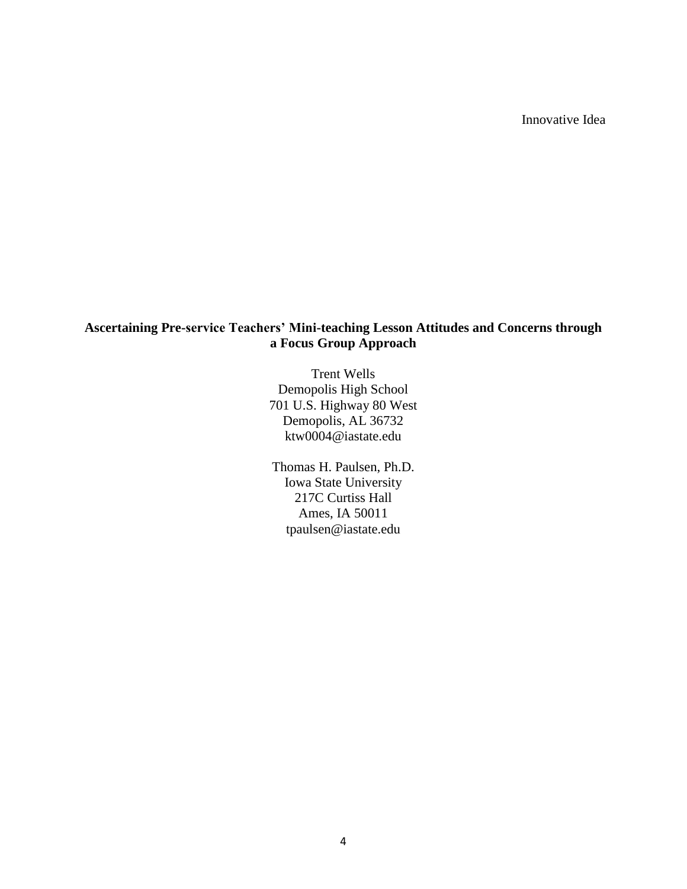Innovative Idea

**Ascertaining Pre-service Teachers' Mini-teaching Lesson Attitudes and Concerns through a Focus Group Approach**

Trent Wells
Demopolis High School
701 U.S. Highway 80 West
Demopolis, AL 36732
ktw0004@iastate.edu

Thomas H. Paulsen, Ph.D.
Iowa State University
217C Curtiss Hall
Ames, IA 50011
tpaulsen@iastate.edu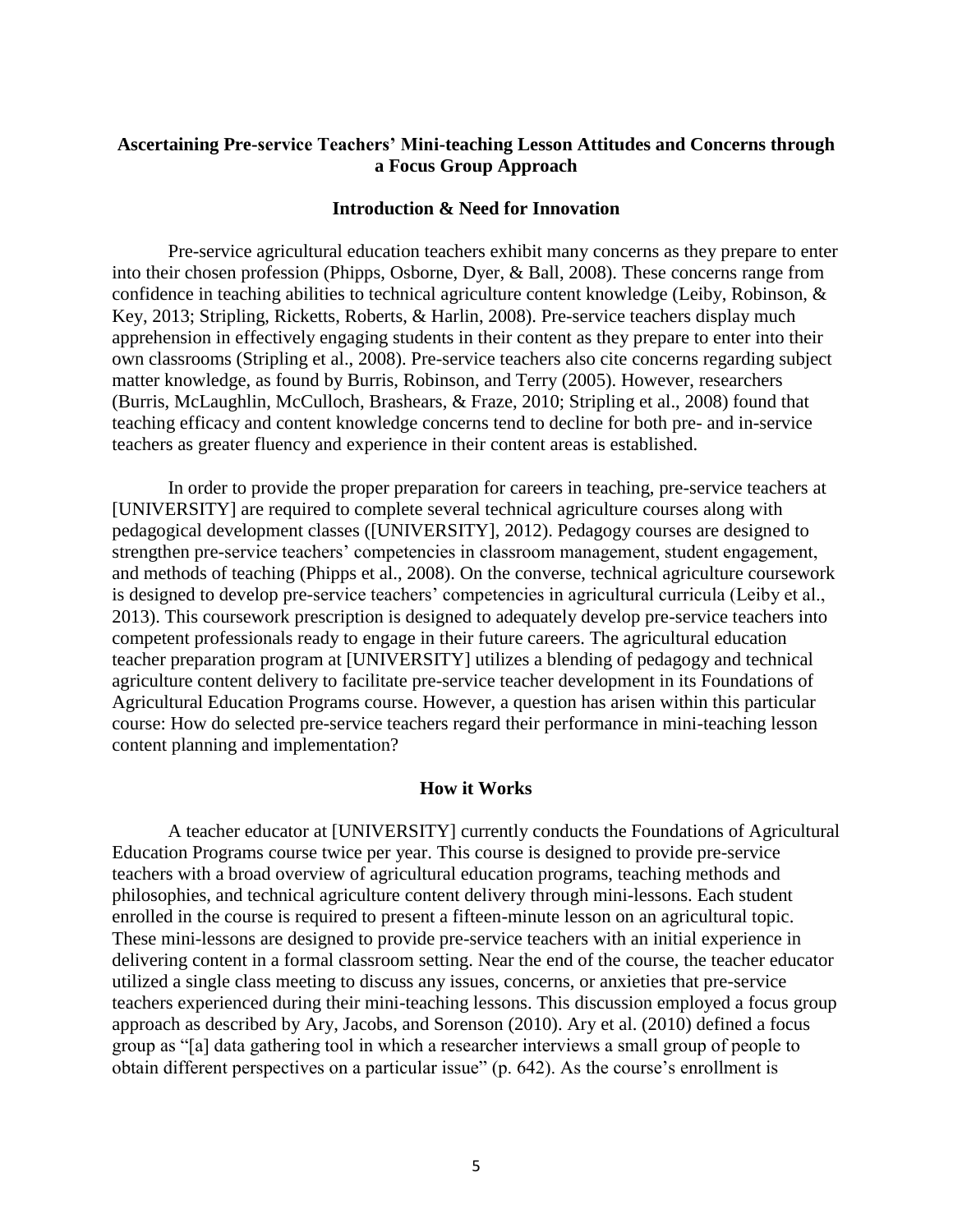**Ascertaining Pre-service Teachers' Mini-teaching Lesson Attitudes and Concerns through a Focus Group Approach**

**Introduction & Need for Innovation**

Pre-service agricultural education teachers exhibit many concerns as they prepare to enter into their chosen profession (Phipps, Osborne, Dyer, & Ball, 2008). These concerns range from confidence in teaching abilities to technical agriculture content knowledge (Leiby, Robinson, & Key, 2013; Stripling, Ricketts, Roberts, & Harlin, 2008). Pre-service teachers display much apprehension in effectively engaging students in their content as they prepare to enter into their own classrooms (Stripling et al., 2008). Pre-service teachers also cite concerns regarding subject matter knowledge, as found by Burris, Robinson, and Terry (2005). However, researchers (Burris, McLaughlin, McCulloch, Brashears, & Fraze, 2010; Stripling et al., 2008) found that teaching efficacy and content knowledge concerns tend to decline for both pre- and in-service teachers as greater fluency and experience in their content areas is established.

In order to provide the proper preparation for careers in teaching, pre-service teachers at [UNIVERSITY] are required to complete several technical agriculture courses along with pedagogical development classes ([UNIVERSITY], 2012). Pedagogy courses are designed to strengthen pre-service teachers' competencies in classroom management, student engagement, and methods of teaching (Phipps et al., 2008). On the converse, technical agriculture coursework is designed to develop pre-service teachers' competencies in agricultural curricula (Leiby et al., 2013). This coursework prescription is designed to adequately develop pre-service teachers into competent professionals ready to engage in their future careers. The agricultural education teacher preparation program at [UNIVERSITY] utilizes a blending of pedagogy and technical agriculture content delivery to facilitate pre-service teacher development in its Foundations of Agricultural Education Programs course. However, a question has arisen within this particular course: How do selected pre-service teachers regard their performance in mini-teaching lesson content planning and implementation?

**How it Works**

A teacher educator at [UNIVERSITY] currently conducts the Foundations of Agricultural Education Programs course twice per year. This course is designed to provide pre-service teachers with a broad overview of agricultural education programs, teaching methods and philosophies, and technical agriculture content delivery through mini-lessons. Each student enrolled in the course is required to present a fifteen-minute lesson on an agricultural topic. These mini-lessons are designed to provide pre-service teachers with an initial experience in delivering content in a formal classroom setting. Near the end of the course, the teacher educator utilized a single class meeting to discuss any issues, concerns, or anxieties that pre-service teachers experienced during their mini-teaching lessons. This discussion employed a focus group approach as described by Ary, Jacobs, and Sorenson (2010). Ary et al. (2010) defined a focus group as "[a] data gathering tool in which a researcher interviews a small group of people to obtain different perspectives on a particular issue" (p. 642). As the course's enrollment is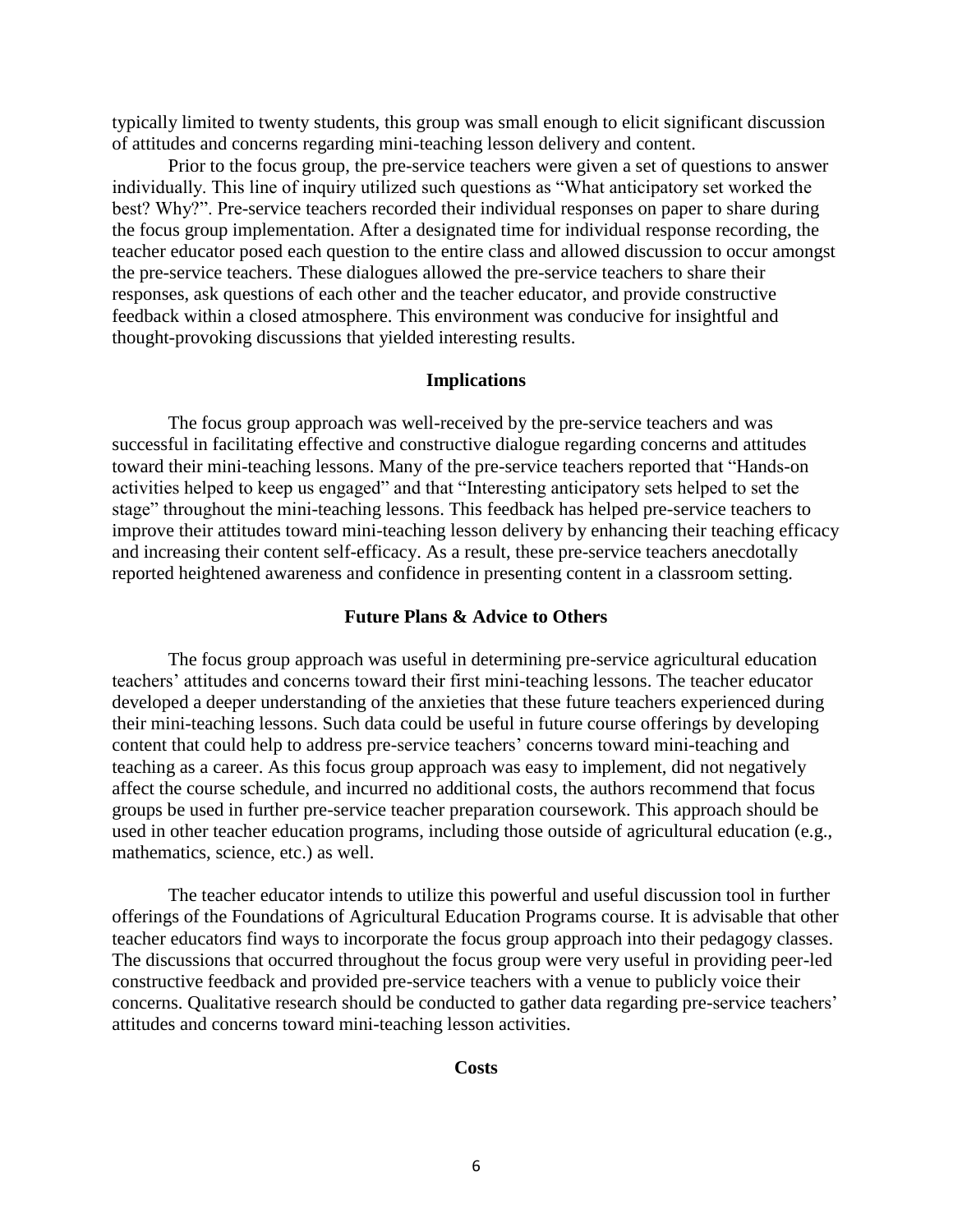typically limited to twenty students, this group was small enough to elicit significant discussion of attitudes and concerns regarding mini-teaching lesson delivery and content.

Prior to the focus group, the pre-service teachers were given a set of questions to answer individually. This line of inquiry utilized such questions as "What anticipatory set worked the best? Why?". Pre-service teachers recorded their individual responses on paper to share during the focus group implementation. After a designated time for individual response recording, the teacher educator posed each question to the entire class and allowed discussion to occur amongst the pre-service teachers. These dialogues allowed the pre-service teachers to share their responses, ask questions of each other and the teacher educator, and provide constructive feedback within a closed atmosphere. This environment was conducive for insightful and thought-provoking discussions that yielded interesting results.

## Implications

The focus group approach was well-received by the pre-service teachers and was successful in facilitating effective and constructive dialogue regarding concerns and attitudes toward their mini-teaching lessons. Many of the pre-service teachers reported that "Hands-on activities helped to keep us engaged" and that "Interesting anticipatory sets helped to set the stage" throughout the mini-teaching lessons. This feedback has helped pre-service teachers to improve their attitudes toward mini-teaching lesson delivery by enhancing their teaching efficacy and increasing their content self-efficacy. As a result, these pre-service teachers anecdotally reported heightened awareness and confidence in presenting content in a classroom setting.

## Future Plans & Advice to Others

The focus group approach was useful in determining pre-service agricultural education teachers' attitudes and concerns toward their first mini-teaching lessons. The teacher educator developed a deeper understanding of the anxieties that these future teachers experienced during their mini-teaching lessons. Such data could be useful in future course offerings by developing content that could help to address pre-service teachers' concerns toward mini-teaching and teaching as a career. As this focus group approach was easy to implement, did not negatively affect the course schedule, and incurred no additional costs, the authors recommend that focus groups be used in further pre-service teacher preparation coursework. This approach should be used in other teacher education programs, including those outside of agricultural education (e.g., mathematics, science, etc.) as well.

The teacher educator intends to utilize this powerful and useful discussion tool in further offerings of the Foundations of Agricultural Education Programs course. It is advisable that other teacher educators find ways to incorporate the focus group approach into their pedagogy classes. The discussions that occurred throughout the focus group were very useful in providing peer-led constructive feedback and provided pre-service teachers with a venue to publicly voice their concerns. Qualitative research should be conducted to gather data regarding pre-service teachers' attitudes and concerns toward mini-teaching lesson activities.

## Costs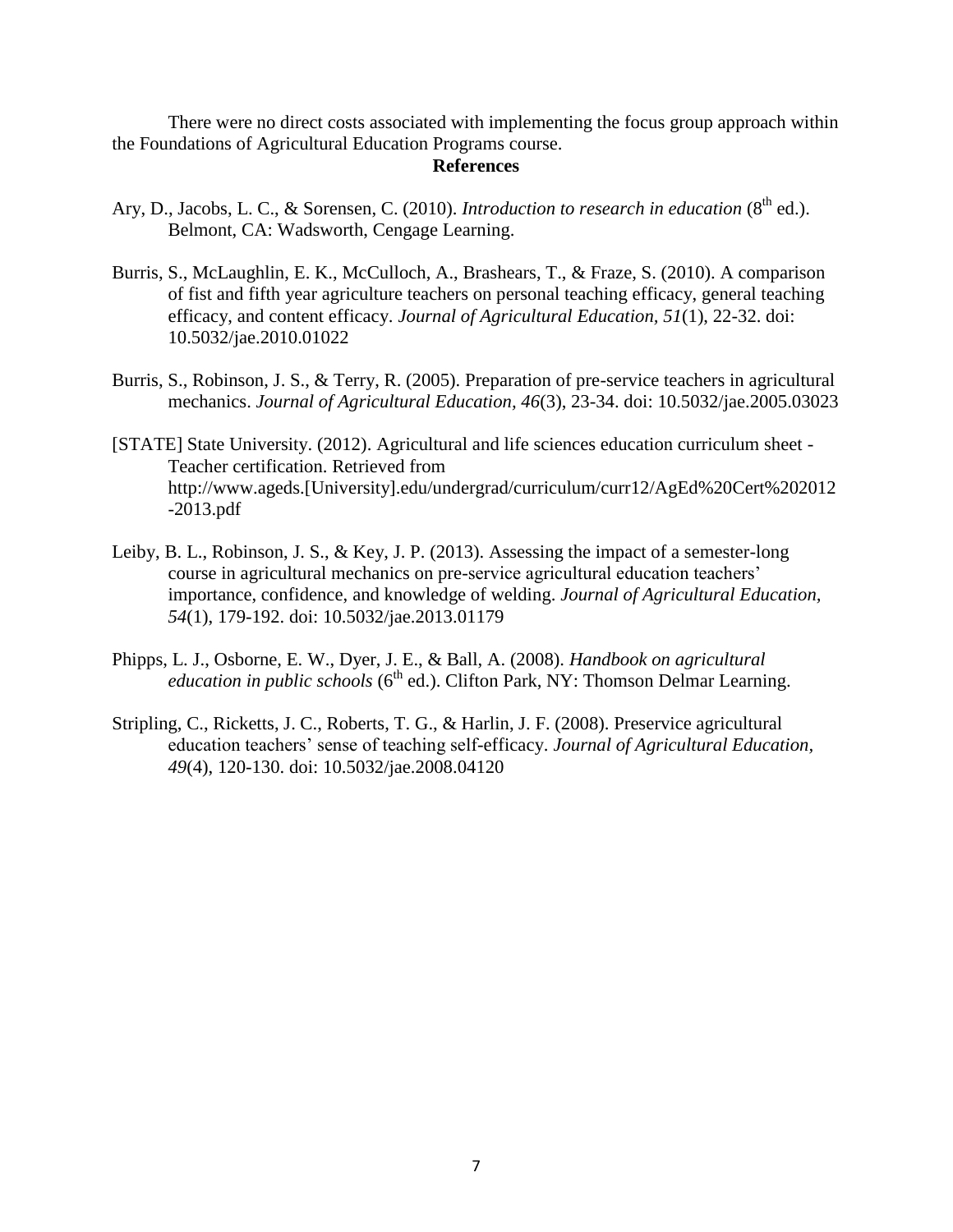There were no direct costs associated with implementing the focus group approach within the Foundations of Agricultural Education Programs course.

## References

Ary, D., Jacobs, L. C., & Sorensen, C. (2010). *Introduction to research in education* (8th ed.). Belmont, CA: Wadsworth, Cengage Learning.

Burris, S., McLaughlin, E. K., McCulloch, A., Brashears, T., & Fraze, S. (2010). A comparison of fist and fifth year agriculture teachers on personal teaching efficacy, general teaching efficacy, and content efficacy. *Journal of Agricultural Education, 51*(1), 22-32. doi: 10.5032/jae.2010.01022

Burris, S., Robinson, J. S., & Terry, R. (2005). Preparation of pre-service teachers in agricultural mechanics. *Journal of Agricultural Education, 46*(3), 23-34. doi: 10.5032/jae.2005.03023

[STATE] State University. (2012). Agricultural and life sciences education curriculum sheet - Teacher certification. Retrieved from http://www.ageds.[University].edu/undergrad/curriculum/curr12/AgEd%20Cert%202012-2013.pdf

Leiby, B. L., Robinson, J. S., & Key, J. P. (2013). Assessing the impact of a semester-long course in agricultural mechanics on pre-service agricultural education teachers' importance, confidence, and knowledge of welding. *Journal of Agricultural Education, 54*(1), 179-192. doi: 10.5032/jae.2013.01179

Phipps, L. J., Osborne, E. W., Dyer, J. E., & Ball, A. (2008). *Handbook on agricultural education in public schools* (6th ed.). Clifton Park, NY: Thomson Delmar Learning.

Stripling, C., Ricketts, J. C., Roberts, T. G., & Harlin, J. F. (2008). Preservice agricultural education teachers' sense of teaching self-efficacy. *Journal of Agricultural Education, 49*(4), 120-130. doi: 10.5032/jae.2008.04120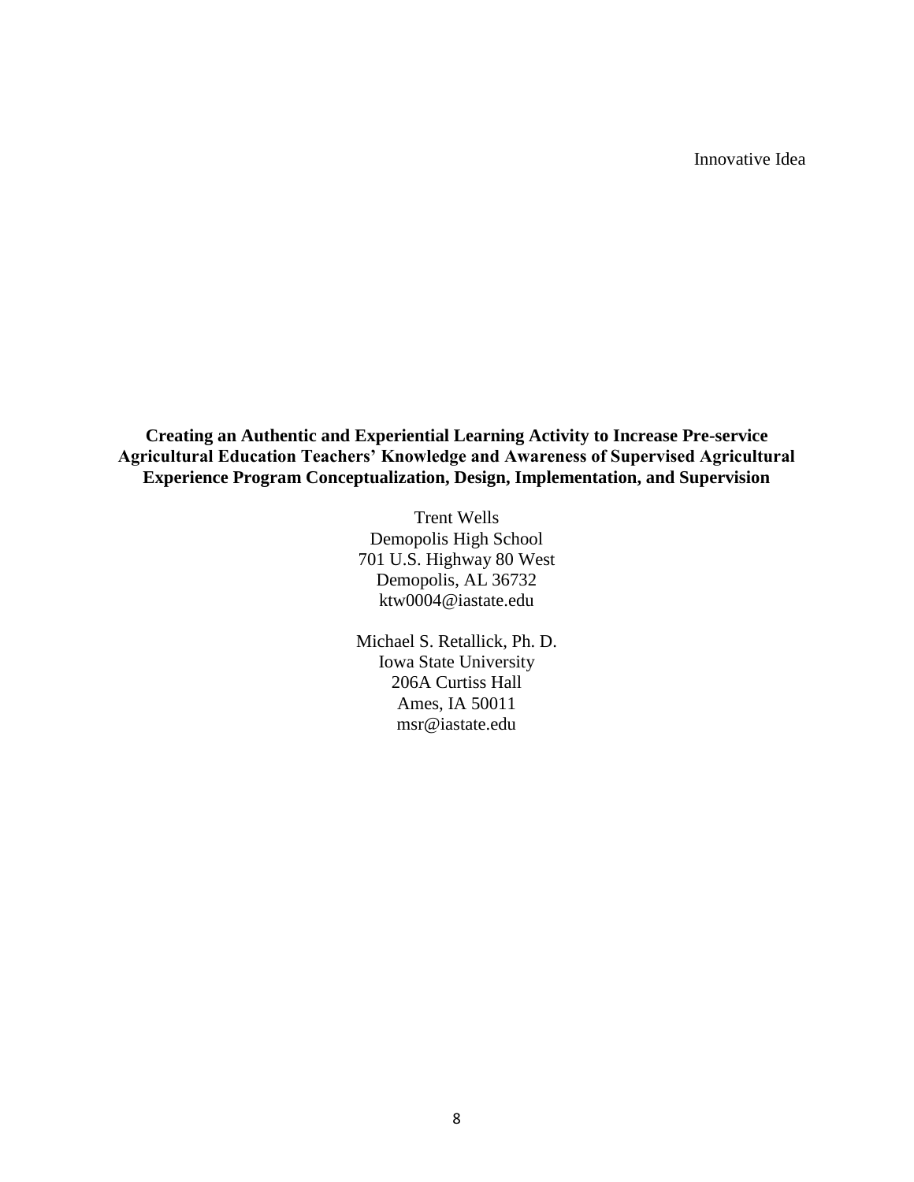Innovative Idea

# Creating an Authentic and Experiential Learning Activity to Increase Pre-service Agricultural Education Teachers' Knowledge and Awareness of Supervised Agricultural Experience Program Conceptualization, Design, Implementation, and Supervision

Trent Wells
Demopolis High School
701 U.S. Highway 80 West
Demopolis, AL 36732
ktw0004@iastate.edu

Michael S. Retallick, Ph. D.
Iowa State University
206A Curtiss Hall
Ames, IA 50011
msr@iastate.edu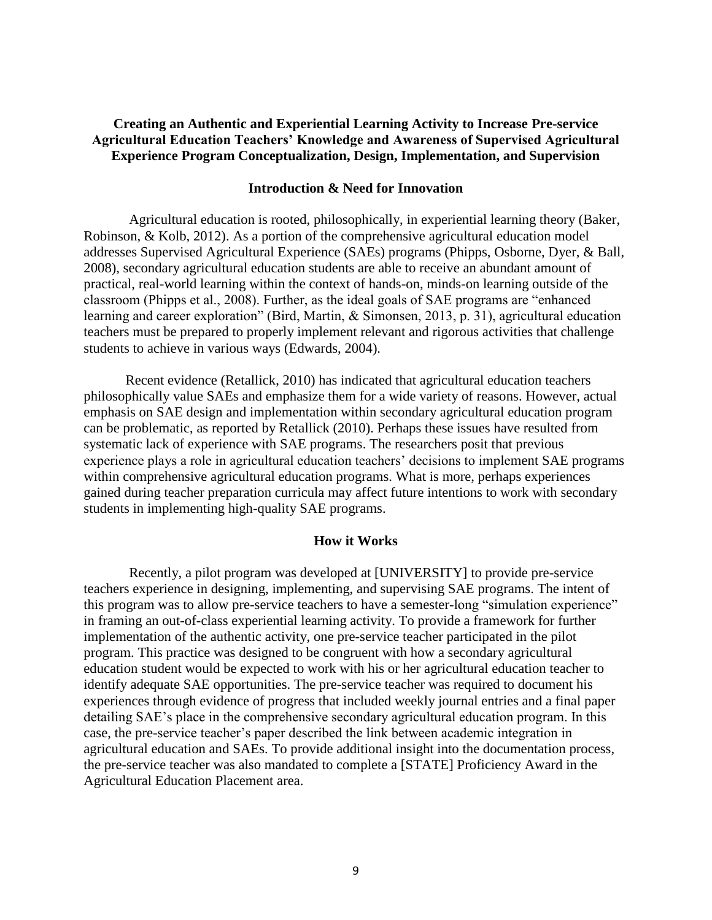**Creating an Authentic and Experiential Learning Activity to Increase Pre-service Agricultural Education Teachers' Knowledge and Awareness of Supervised Agricultural Experience Program Conceptualization, Design, Implementation, and Supervision**

**Introduction & Need for Innovation**

Agricultural education is rooted, philosophically, in experiential learning theory (Baker, Robinson, & Kolb, 2012). As a portion of the comprehensive agricultural education model addresses Supervised Agricultural Experience (SAEs) programs (Phipps, Osborne, Dyer, & Ball, 2008), secondary agricultural education students are able to receive an abundant amount of practical, real-world learning within the context of hands-on, minds-on learning outside of the classroom (Phipps et al., 2008). Further, as the ideal goals of SAE programs are "enhanced learning and career exploration" (Bird, Martin, & Simonsen, 2013, p. 31), agricultural education teachers must be prepared to properly implement relevant and rigorous activities that challenge students to achieve in various ways (Edwards, 2004).

Recent evidence (Retallick, 2010) has indicated that agricultural education teachers philosophically value SAEs and emphasize them for a wide variety of reasons. However, actual emphasis on SAE design and implementation within secondary agricultural education program can be problematic, as reported by Retallick (2010). Perhaps these issues have resulted from systematic lack of experience with SAE programs. The researchers posit that previous experience plays a role in agricultural education teachers' decisions to implement SAE programs within comprehensive agricultural education programs. What is more, perhaps experiences gained during teacher preparation curricula may affect future intentions to work with secondary students in implementing high-quality SAE programs.

**How it Works**

Recently, a pilot program was developed at [UNIVERSITY] to provide pre-service teachers experience in designing, implementing, and supervising SAE programs. The intent of this program was to allow pre-service teachers to have a semester-long "simulation experience" in framing an out-of-class experiential learning activity. To provide a framework for further implementation of the authentic activity, one pre-service teacher participated in the pilot program. This practice was designed to be congruent with how a secondary agricultural education student would be expected to work with his or her agricultural education teacher to identify adequate SAE opportunities. The pre-service teacher was required to document his experiences through evidence of progress that included weekly journal entries and a final paper detailing SAE's place in the comprehensive secondary agricultural education program. In this case, the pre-service teacher's paper described the link between academic integration in agricultural education and SAEs. To provide additional insight into the documentation process, the pre-service teacher was also mandated to complete a [STATE] Proficiency Award in the Agricultural Education Placement area.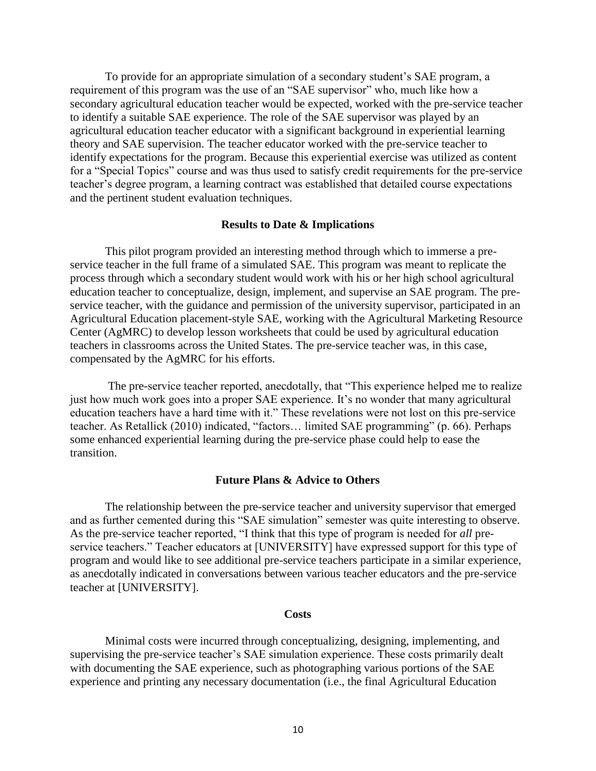To provide for an appropriate simulation of a secondary student's SAE program, a requirement of this program was the use of an "SAE supervisor" who, much like how a secondary agricultural education teacher would be expected, worked with the pre-service teacher to identify a suitable SAE experience. The role of the SAE supervisor was played by an agricultural education teacher educator with a significant background in experiential learning theory and SAE supervision. The teacher educator worked with the pre-service teacher to identify expectations for the program. Because this experiential exercise was utilized as content for a "Special Topics" course and was thus used to satisfy credit requirements for the pre-service teacher's degree program, a learning contract was established that detailed course expectations and the pertinent student evaluation techniques.

## Results to Date & Implications

This pilot program provided an interesting method through which to immerse a pre-service teacher in the full frame of a simulated SAE. This program was meant to replicate the process through which a secondary student would work with his or her high school agricultural education teacher to conceptualize, design, implement, and supervise an SAE program. The pre-service teacher, with the guidance and permission of the university supervisor, participated in an Agricultural Education placement-style SAE, working with the Agricultural Marketing Resource Center (AgMRC) to develop lesson worksheets that could be used by agricultural education teachers in classrooms across the United States. The pre-service teacher was, in this case, compensated by the AgMRC for his efforts.

The pre-service teacher reported, anecdotally, that "This experience helped me to realize just how much work goes into a proper SAE experience. It's no wonder that many agricultural education teachers have a hard time with it." These revelations were not lost on this pre-service teacher. As Retallick (2010) indicated, "factors… limited SAE programming" (p. 66). Perhaps some enhanced experiential learning during the pre-service phase could help to ease the transition.

## Future Plans & Advice to Others

The relationship between the pre-service teacher and university supervisor that emerged and as further cemented during this "SAE simulation" semester was quite interesting to observe. As the pre-service teacher reported, "I think that this type of program is needed for *all* pre-service teachers." Teacher educators at [UNIVERSITY] have expressed support for this type of program and would like to see additional pre-service teachers participate in a similar experience, as anecdotally indicated in conversations between various teacher educators and the pre-service teacher at [UNIVERSITY].

## Costs

Minimal costs were incurred through conceptualizing, designing, implementing, and supervising the pre-service teacher's SAE simulation experience. These costs primarily dealt with documenting the SAE experience, such as photographing various portions of the SAE experience and printing any necessary documentation (i.e., the final Agricultural Education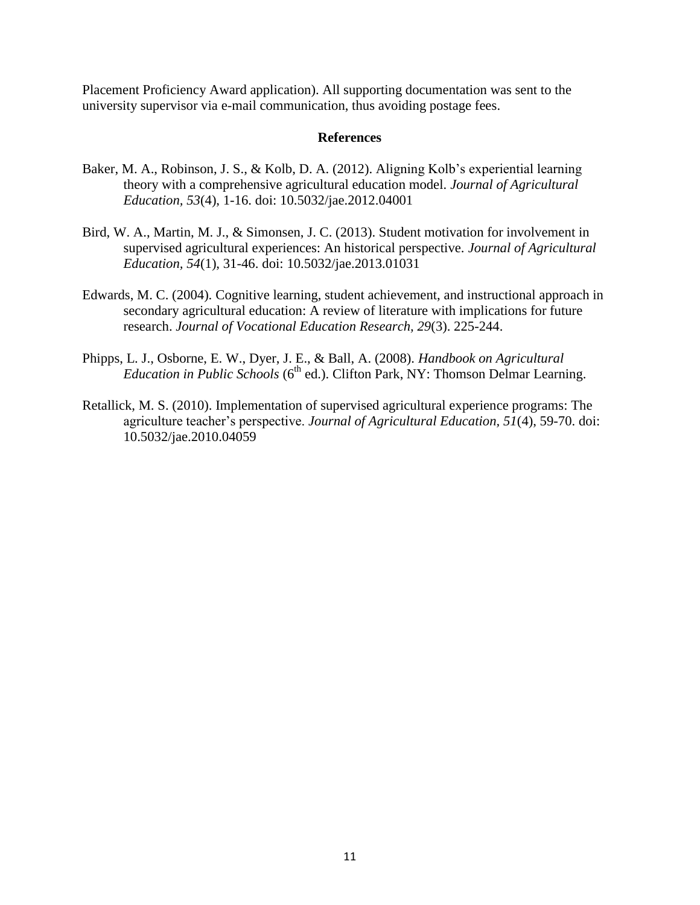Placement Proficiency Award application). All supporting documentation was sent to the university supervisor via e-mail communication, thus avoiding postage fees.

## References

Baker, M. A., Robinson, J. S., & Kolb, D. A. (2012). Aligning Kolb's experiential learning theory with a comprehensive agricultural education model. *Journal of Agricultural Education, 53*(4), 1-16. doi: 10.5032/jae.2012.04001

Bird, W. A., Martin, M. J., & Simonsen, J. C. (2013). Student motivation for involvement in supervised agricultural experiences: An historical perspective. *Journal of Agricultural Education, 54*(1), 31-46. doi: 10.5032/jae.2013.01031

Edwards, M. C. (2004). Cognitive learning, student achievement, and instructional approach in secondary agricultural education: A review of literature with implications for future research. *Journal of Vocational Education Research, 29*(3). 225-244.

Phipps, L. J., Osborne, E. W., Dyer, J. E., & Ball, A. (2008). *Handbook on Agricultural Education in Public Schools* (6th ed.). Clifton Park, NY: Thomson Delmar Learning.

Retallick, M. S. (2010). Implementation of supervised agricultural experience programs: The agriculture teacher's perspective. *Journal of Agricultural Education, 51*(4), 59-70. doi: 10.5032/jae.2010.04059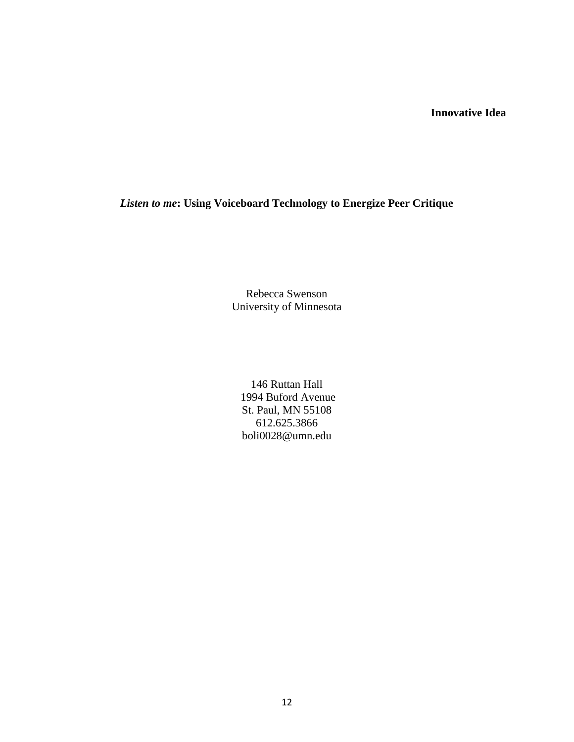**Innovative Idea**

# *Listen to me*: Using Voiceboard Technology to Energize Peer Critique

Rebecca Swenson
University of Minnesota

146 Ruttan Hall
1994 Buford Avenue
St. Paul, MN 55108
612.625.3866
boli0028@umn.edu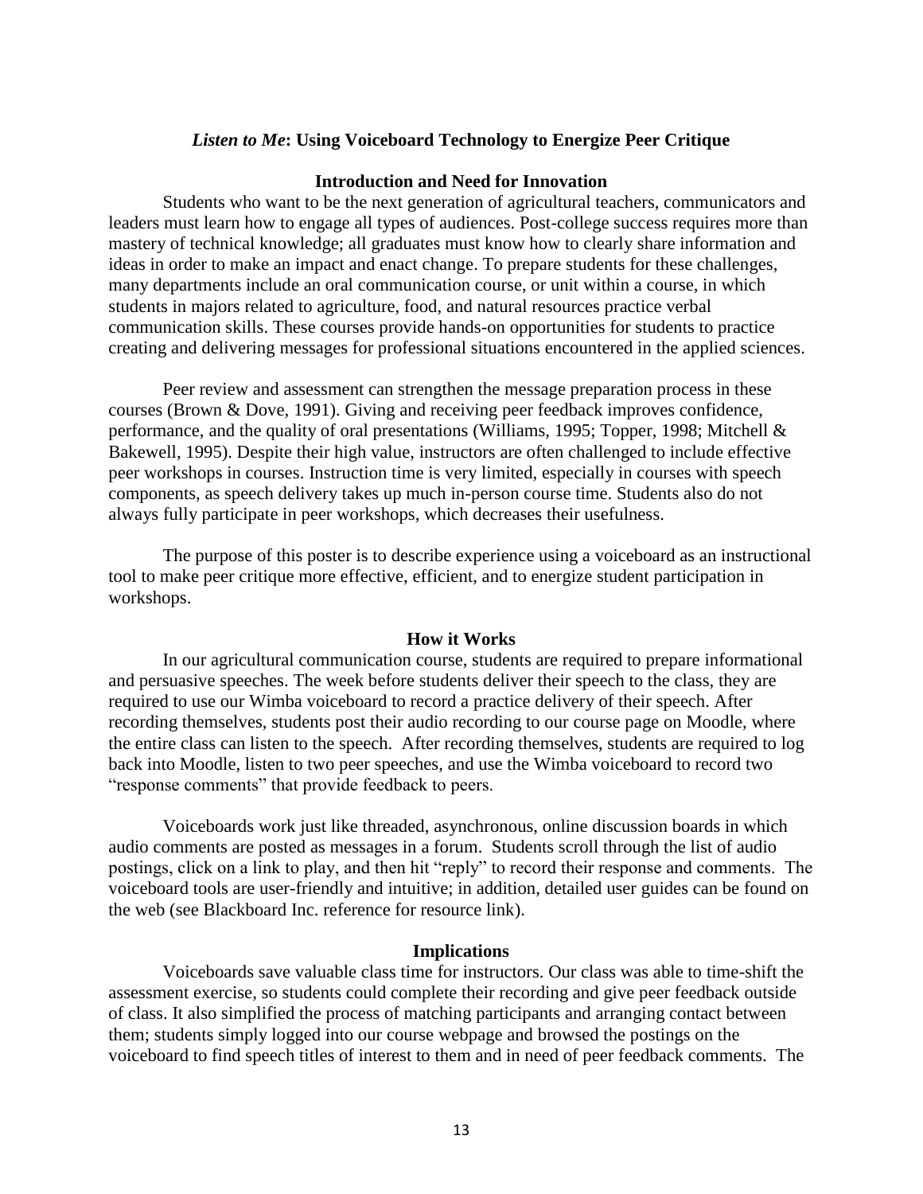## *Listen to Me*: Using Voiceboard Technology to Energize Peer Critique

### Introduction and Need for Innovation

Students who want to be the next generation of agricultural teachers, communicators and leaders must learn how to engage all types of audiences. Post-college success requires more than mastery of technical knowledge; all graduates must know how to clearly share information and ideas in order to make an impact and enact change. To prepare students for these challenges, many departments include an oral communication course, or unit within a course, in which students in majors related to agriculture, food, and natural resources practice verbal communication skills. These courses provide hands-on opportunities for students to practice creating and delivering messages for professional situations encountered in the applied sciences.

Peer review and assessment can strengthen the message preparation process in these courses (Brown & Dove, 1991). Giving and receiving peer feedback improves confidence, performance, and the quality of oral presentations (Williams, 1995; Topper, 1998; Mitchell & Bakewell, 1995). Despite their high value, instructors are often challenged to include effective peer workshops in courses. Instruction time is very limited, especially in courses with speech components, as speech delivery takes up much in-person course time. Students also do not always fully participate in peer workshops, which decreases their usefulness.

The purpose of this poster is to describe experience using a voiceboard as an instructional tool to make peer critique more effective, efficient, and to energize student participation in workshops.

### How it Works

In our agricultural communication course, students are required to prepare informational and persuasive speeches. The week before students deliver their speech to the class, they are required to use our Wimba voiceboard to record a practice delivery of their speech. After recording themselves, students post their audio recording to our course page on Moodle, where the entire class can listen to the speech. After recording themselves, students are required to log back into Moodle, listen to two peer speeches, and use the Wimba voiceboard to record two "response comments" that provide feedback to peers.

Voiceboards work just like threaded, asynchronous, online discussion boards in which audio comments are posted as messages in a forum. Students scroll through the list of audio postings, click on a link to play, and then hit "reply" to record their response and comments. The voiceboard tools are user-friendly and intuitive; in addition, detailed user guides can be found on the web (see Blackboard Inc. reference for resource link).

### Implications

Voiceboards save valuable class time for instructors. Our class was able to time-shift the assessment exercise, so students could complete their recording and give peer feedback outside of class. It also simplified the process of matching participants and arranging contact between them; students simply logged into our course webpage and browsed the postings on the voiceboard to find speech titles of interest to them and in need of peer feedback comments. The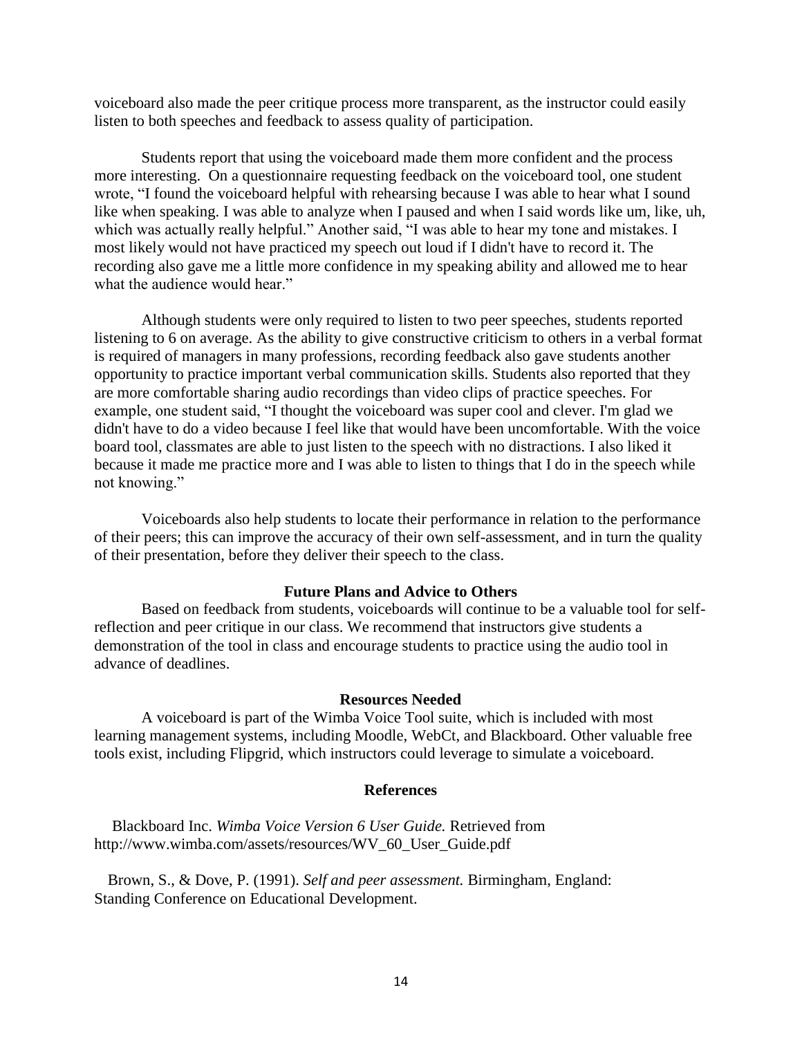voiceboard also made the peer critique process more transparent, as the instructor could easily listen to both speeches and feedback to assess quality of participation.

Students report that using the voiceboard made them more confident and the process more interesting. On a questionnaire requesting feedback on the voiceboard tool, one student wrote, "I found the voiceboard helpful with rehearsing because I was able to hear what I sound like when speaking. I was able to analyze when I paused and when I said words like um, like, uh, which was actually really helpful." Another said, "I was able to hear my tone and mistakes. I most likely would not have practiced my speech out loud if I didn't have to record it. The recording also gave me a little more confidence in my speaking ability and allowed me to hear what the audience would hear."

Although students were only required to listen to two peer speeches, students reported listening to 6 on average. As the ability to give constructive criticism to others in a verbal format is required of managers in many professions, recording feedback also gave students another opportunity to practice important verbal communication skills. Students also reported that they are more comfortable sharing audio recordings than video clips of practice speeches. For example, one student said, "I thought the voiceboard was super cool and clever. I'm glad we didn't have to do a video because I feel like that would have been uncomfortable. With the voice board tool, classmates are able to just listen to the speech with no distractions. I also liked it because it made me practice more and I was able to listen to things that I do in the speech while not knowing."

Voiceboards also help students to locate their performance in relation to the performance of their peers; this can improve the accuracy of their own self-assessment, and in turn the quality of their presentation, before they deliver their speech to the class.

## Future Plans and Advice to Others

Based on feedback from students, voiceboards will continue to be a valuable tool for self-reflection and peer critique in our class. We recommend that instructors give students a demonstration of the tool in class and encourage students to practice using the audio tool in advance of deadlines.

## Resources Needed

A voiceboard is part of the Wimba Voice Tool suite, which is included with most learning management systems, including Moodle, WebCt, and Blackboard. Other valuable free tools exist, including Flipgrid, which instructors could leverage to simulate a voiceboard.

## References

Blackboard Inc. *Wimba Voice Version 6 User Guide.* Retrieved from http://www.wimba.com/assets/resources/WV_60_User_Guide.pdf

Brown, S., & Dove, P. (1991). *Self and peer assessment.* Birmingham, England: Standing Conference on Educational Development.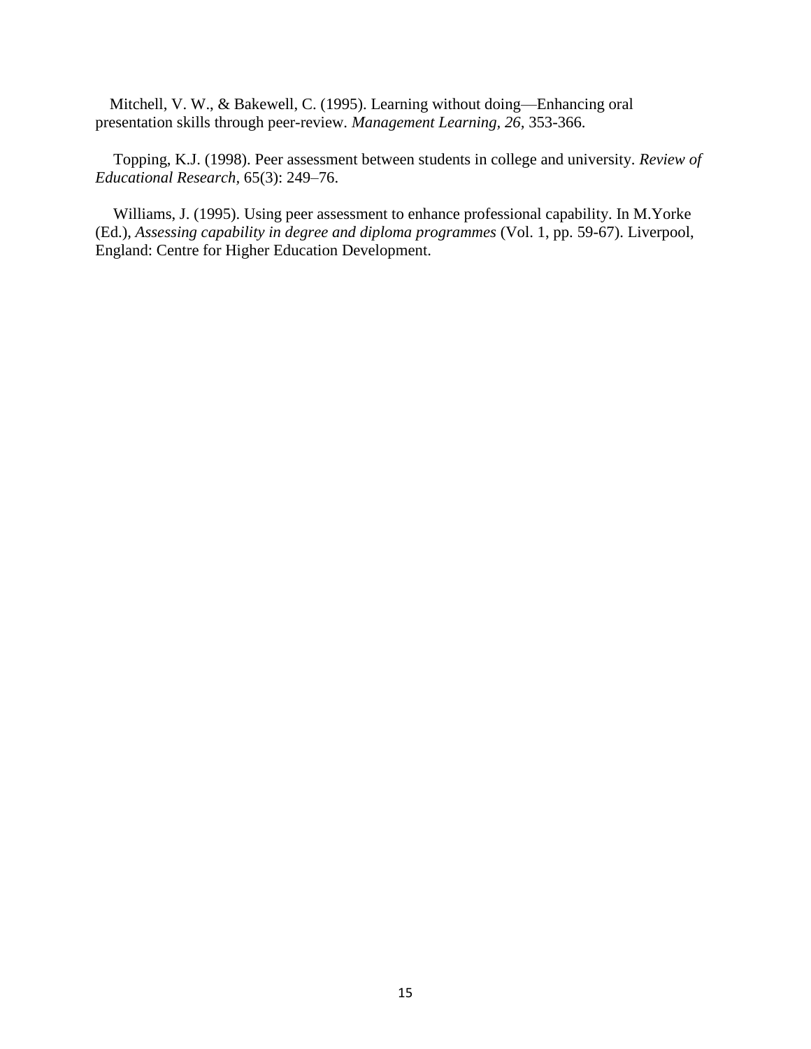Mitchell, V. W., & Bakewell, C. (1995). Learning without doing—Enhancing oral presentation skills through peer-review. *Management Learning, 26,* 353-366.

Topping, K.J. (1998). Peer assessment between students in college and university. *Review of Educational Research*, 65(3): 249–76.

Williams, J. (1995). Using peer assessment to enhance professional capability. In M.Yorke (Ed.), *Assessing capability in degree and diploma programmes* (Vol. 1, pp. 59-67). Liverpool, England: Centre for Higher Education Development.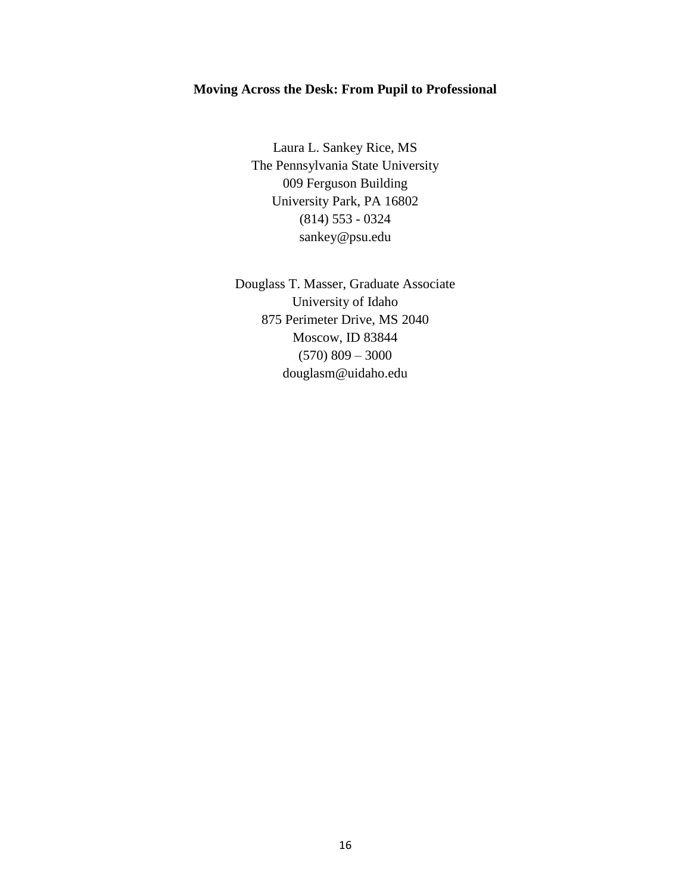**Moving Across the Desk: From Pupil to Professional**

Laura L. Sankey Rice, MS
The Pennsylvania State University
009 Ferguson Building
University Park, PA 16802
(814) 553 - 0324
sankey@psu.edu

Douglass T. Masser, Graduate Associate
University of Idaho
875 Perimeter Drive, MS 2040
Moscow, ID 83844
(570) 809 – 3000
douglasm@uidaho.edu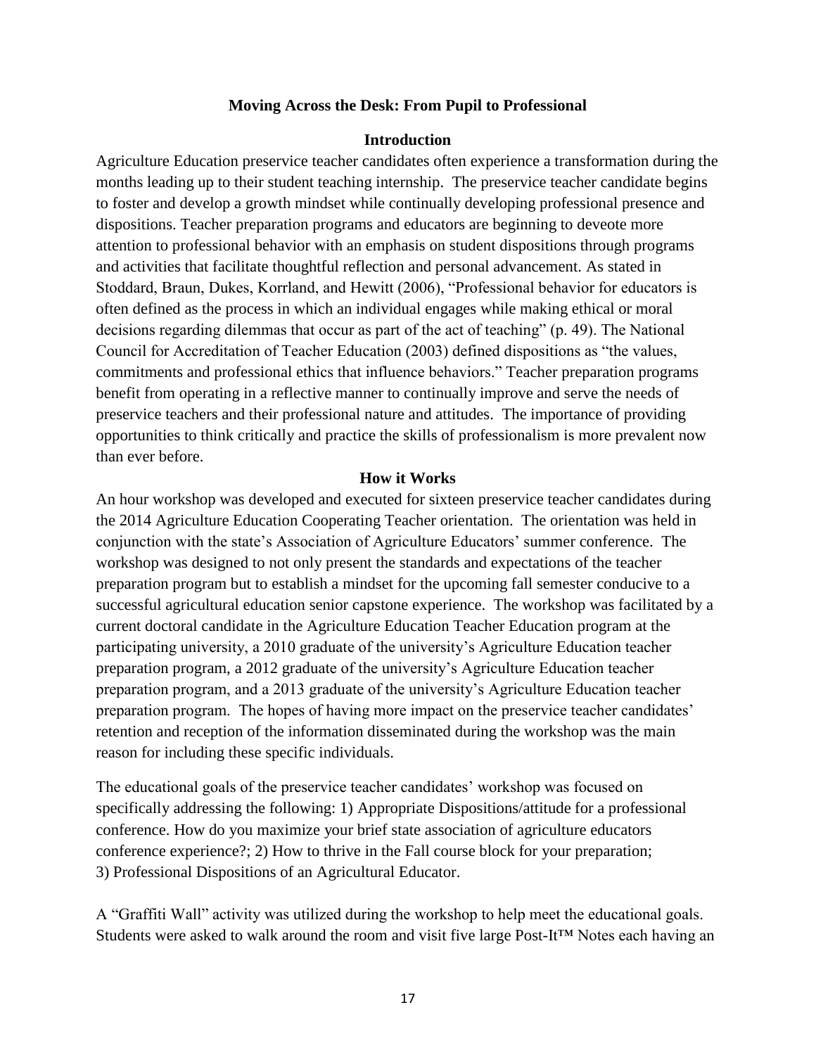## Moving Across the Desk: From Pupil to Professional

### Introduction

Agriculture Education preservice teacher candidates often experience a transformation during the months leading up to their student teaching internship. The preservice teacher candidate begins to foster and develop a growth mindset while continually developing professional presence and dispositions. Teacher preparation programs and educators are beginning to deveote more attention to professional behavior with an emphasis on student dispositions through programs and activities that facilitate thoughtful reflection and personal advancement. As stated in Stoddard, Braun, Dukes, Korrland, and Hewitt (2006), "Professional behavior for educators is often defined as the process in which an individual engages while making ethical or moral decisions regarding dilemmas that occur as part of the act of teaching" (p. 49). The National Council for Accreditation of Teacher Education (2003) defined dispositions as "the values, commitments and professional ethics that influence behaviors." Teacher preparation programs benefit from operating in a reflective manner to continually improve and serve the needs of preservice teachers and their professional nature and attitudes. The importance of providing opportunities to think critically and practice the skills of professionalism is more prevalent now than ever before.

### How it Works

An hour workshop was developed and executed for sixteen preservice teacher candidates during the 2014 Agriculture Education Cooperating Teacher orientation. The orientation was held in conjunction with the state's Association of Agriculture Educators' summer conference. The workshop was designed to not only present the standards and expectations of the teacher preparation program but to establish a mindset for the upcoming fall semester conducive to a successful agricultural education senior capstone experience. The workshop was facilitated by a current doctoral candidate in the Agriculture Education Teacher Education program at the participating university, a 2010 graduate of the university's Agriculture Education teacher preparation program, a 2012 graduate of the university's Agriculture Education teacher preparation program, and a 2013 graduate of the university's Agriculture Education teacher preparation program. The hopes of having more impact on the preservice teacher candidates' retention and reception of the information disseminated during the workshop was the main reason for including these specific individuals.

The educational goals of the preservice teacher candidates' workshop was focused on specifically addressing the following: 1) Appropriate Dispositions/attitude for a professional conference. How do you maximize your brief state association of agriculture educators conference experience?; 2) How to thrive in the Fall course block for your preparation; 3) Professional Dispositions of an Agricultural Educator.

A "Graffiti Wall" activity was utilized during the workshop to help meet the educational goals. Students were asked to walk around the room and visit five large Post-It™ Notes each having an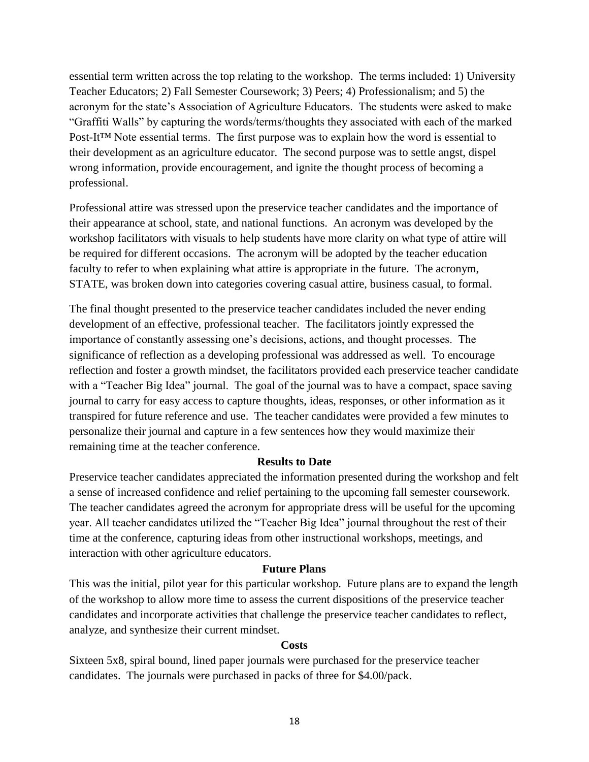essential term written across the top relating to the workshop. The terms included: 1) University Teacher Educators; 2) Fall Semester Coursework; 3) Peers; 4) Professionalism; and 5) the acronym for the state's Association of Agriculture Educators. The students were asked to make "Graffiti Walls" by capturing the words/terms/thoughts they associated with each of the marked Post-It™ Note essential terms. The first purpose was to explain how the word is essential to their development as an agriculture educator. The second purpose was to settle angst, dispel wrong information, provide encouragement, and ignite the thought process of becoming a professional.

Professional attire was stressed upon the preservice teacher candidates and the importance of their appearance at school, state, and national functions. An acronym was developed by the workshop facilitators with visuals to help students have more clarity on what type of attire will be required for different occasions. The acronym will be adopted by the teacher education faculty to refer to when explaining what attire is appropriate in the future. The acronym, STATE, was broken down into categories covering casual attire, business casual, to formal.

The final thought presented to the preservice teacher candidates included the never ending development of an effective, professional teacher. The facilitators jointly expressed the importance of constantly assessing one's decisions, actions, and thought processes. The significance of reflection as a developing professional was addressed as well. To encourage reflection and foster a growth mindset, the facilitators provided each preservice teacher candidate with a "Teacher Big Idea" journal. The goal of the journal was to have a compact, space saving journal to carry for easy access to capture thoughts, ideas, responses, or other information as it transpired for future reference and use. The teacher candidates were provided a few minutes to personalize their journal and capture in a few sentences how they would maximize their remaining time at the teacher conference.

**Results to Date**

Preservice teacher candidates appreciated the information presented during the workshop and felt a sense of increased confidence and relief pertaining to the upcoming fall semester coursework. The teacher candidates agreed the acronym for appropriate dress will be useful for the upcoming year. All teacher candidates utilized the "Teacher Big Idea" journal throughout the rest of their time at the conference, capturing ideas from other instructional workshops, meetings, and interaction with other agriculture educators.

**Future Plans**

This was the initial, pilot year for this particular workshop. Future plans are to expand the length of the workshop to allow more time to assess the current dispositions of the preservice teacher candidates and incorporate activities that challenge the preservice teacher candidates to reflect, analyze, and synthesize their current mindset.

**Costs**

Sixteen 5x8, spiral bound, lined paper journals were purchased for the preservice teacher candidates. The journals were purchased in packs of three for $4.00/pack.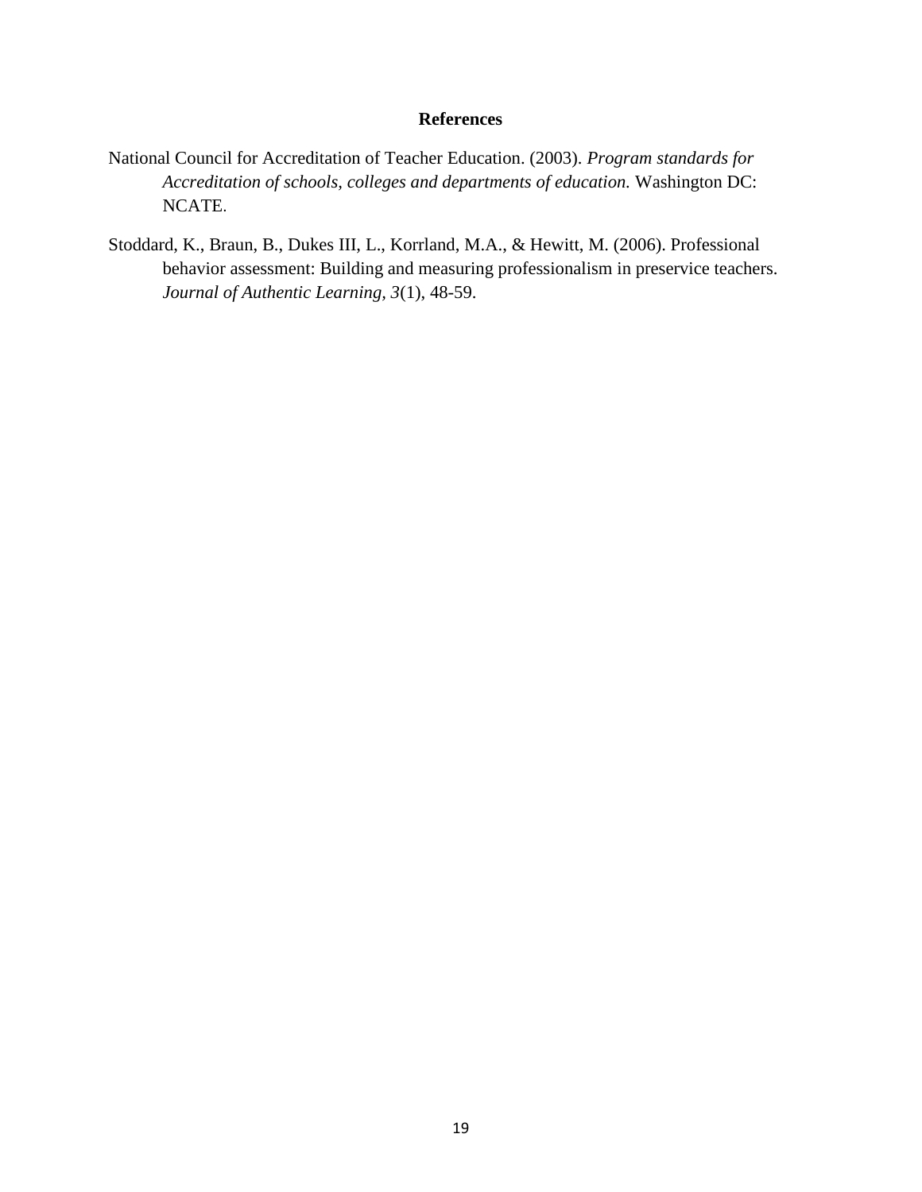# References

National Council for Accreditation of Teacher Education. (2003). *Program standards for Accreditation of schools, colleges and departments of education.* Washington DC: NCATE.

Stoddard, K., Braun, B., Dukes III, L., Korrland, M.A., & Hewitt, M. (2006). Professional behavior assessment: Building and measuring professionalism in preservice teachers. *Journal of Authentic Learning, 3*(1), 48-59.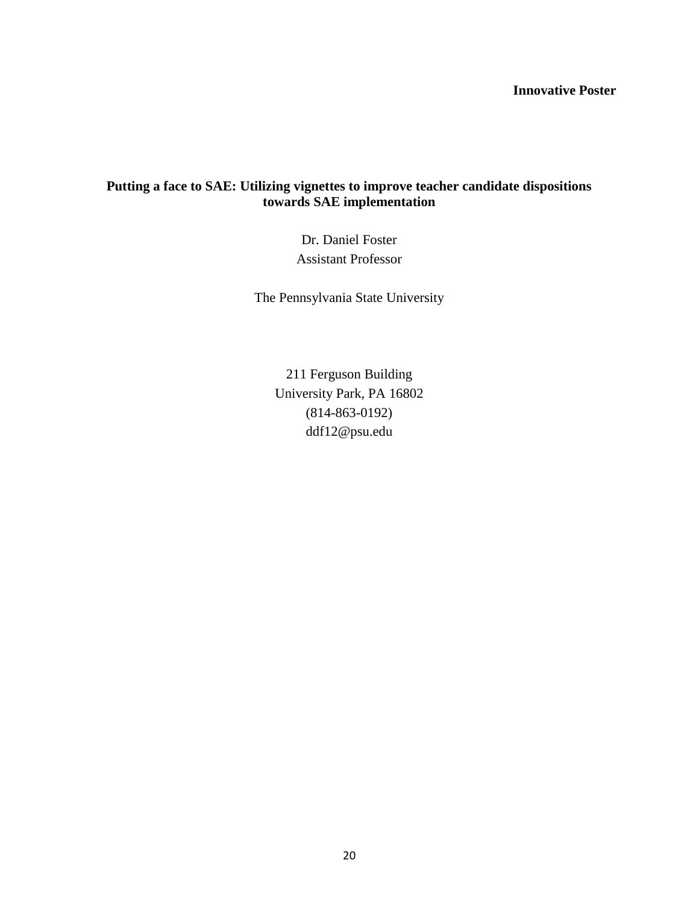**Innovative Poster**

# Putting a face to SAE: Utilizing vignettes to improve teacher candidate dispositions towards SAE implementation

Dr. Daniel Foster
Assistant Professor

The Pennsylvania State University

211 Ferguson Building
University Park, PA 16802
(814-863-0192)
ddf12@psu.edu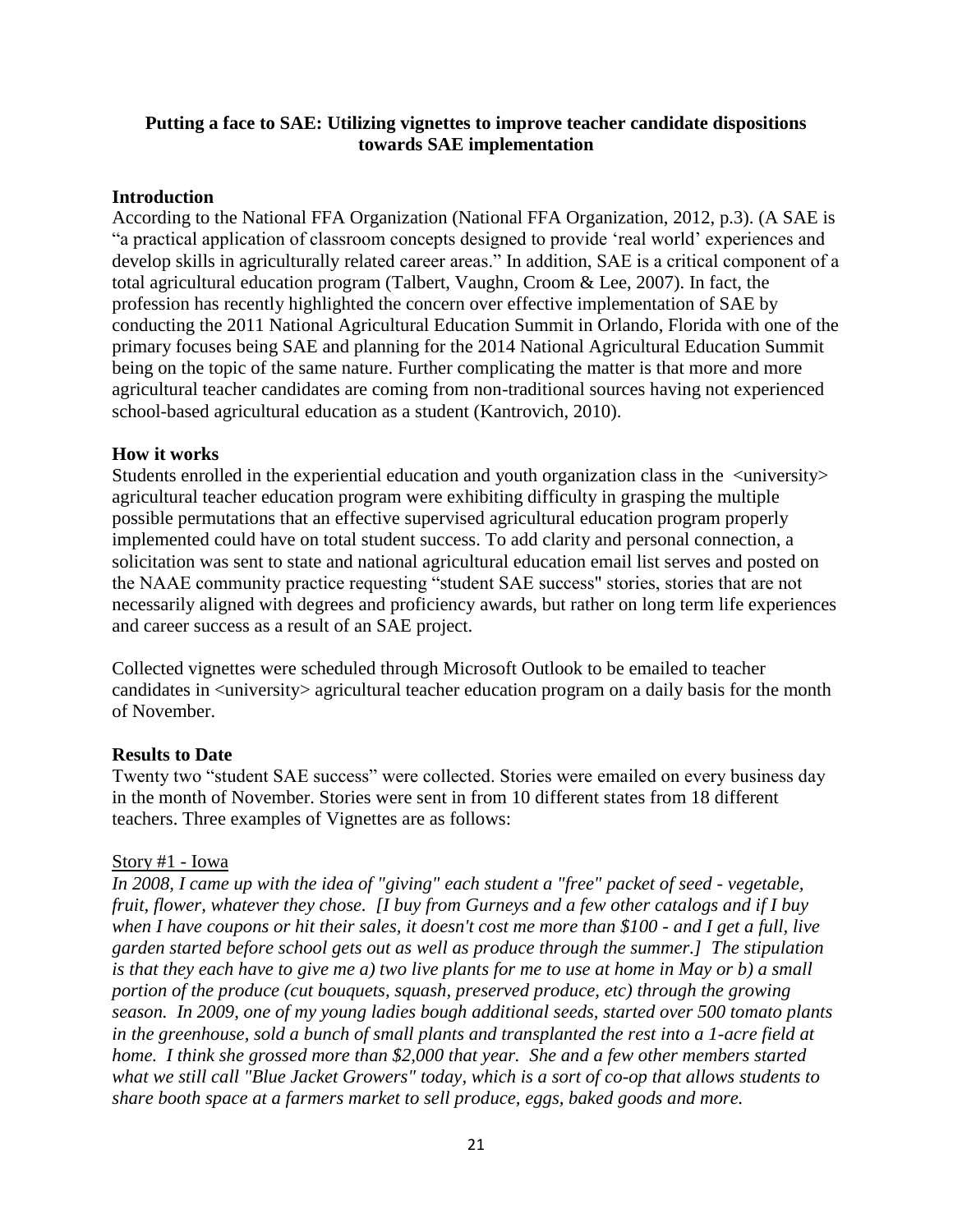**Putting a face to SAE: Utilizing vignettes to improve teacher candidate dispositions towards SAE implementation**

## Introduction

According to the National FFA Organization (National FFA Organization, 2012, p.3). (A SAE is "a practical application of classroom concepts designed to provide 'real world' experiences and develop skills in agriculturally related career areas." In addition, SAE is a critical component of a total agricultural education program (Talbert, Vaughn, Croom & Lee, 2007). In fact, the profession has recently highlighted the concern over effective implementation of SAE by conducting the 2011 National Agricultural Education Summit in Orlando, Florida with one of the primary focuses being SAE and planning for the 2014 National Agricultural Education Summit being on the topic of the same nature. Further complicating the matter is that more and more agricultural teacher candidates are coming from non-traditional sources having not experienced school-based agricultural education as a student (Kantrovich, 2010).

## How it works

Students enrolled in the experiential education and youth organization class in the <university> agricultural teacher education program were exhibiting difficulty in grasping the multiple possible permutations that an effective supervised agricultural education program properly implemented could have on total student success. To add clarity and personal connection, a solicitation was sent to state and national agricultural education email list serves and posted on the NAAE community practice requesting "student SAE success" stories, stories that are not necessarily aligned with degrees and proficiency awards, but rather on long term life experiences and career success as a result of an SAE project.

Collected vignettes were scheduled through Microsoft Outlook to be emailed to teacher candidates in <university> agricultural teacher education program on a daily basis for the month of November.

## Results to Date

Twenty two "student SAE success" were collected. Stories were emailed on every business day in the month of November. Stories were sent in from 10 different states from 18 different teachers. Three examples of Vignettes are as follows:

Story #1 - Iowa

*In 2008, I came up with the idea of "giving" each student a "free" packet of seed - vegetable, fruit, flower, whatever they chose. [I buy from Gurneys and a few other catalogs and if I buy when I have coupons or hit their sales, it doesn't cost me more than $100 - and I get a full, live garden started before school gets out as well as produce through the summer.] The stipulation is that they each have to give me a) two live plants for me to use at home in May or b) a small portion of the produce (cut bouquets, squash, preserved produce, etc) through the growing season. In 2009, one of my young ladies bough additional seeds, started over 500 tomato plants in the greenhouse, sold a bunch of small plants and transplanted the rest into a 1-acre field at home. I think she grossed more than $2,000 that year. She and a few other members started what we still call "Blue Jacket Growers" today, which is a sort of co-op that allows students to share booth space at a farmers market to sell produce, eggs, baked goods and more.*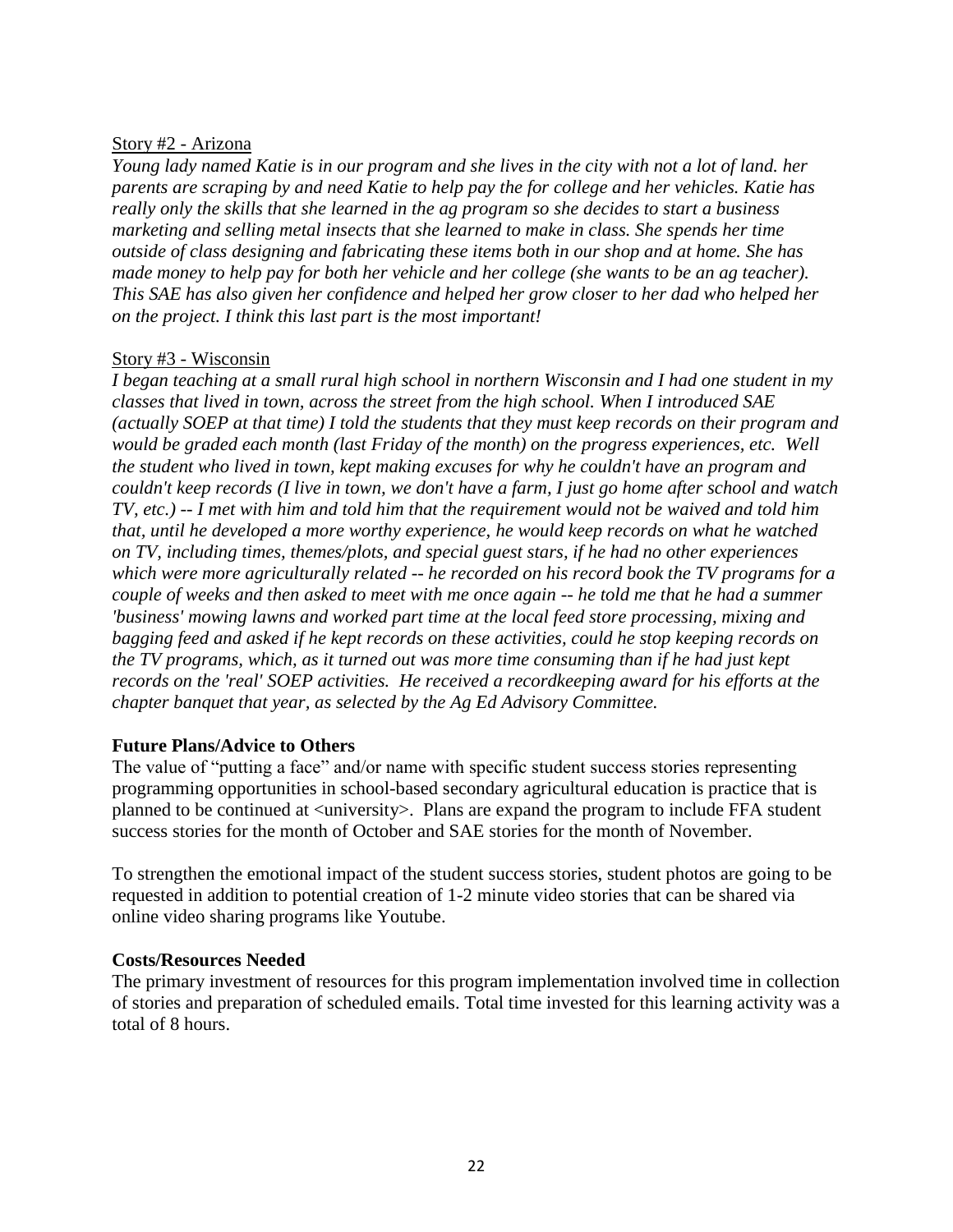Story #2 - Arizona

*Young lady named Katie is in our program and she lives in the city with not a lot of land. her parents are scraping by and need Katie to help pay the for college and her vehicles. Katie has really only the skills that she learned in the ag program so she decides to start a business marketing and selling metal insects that she learned to make in class. She spends her time outside of class designing and fabricating these items both in our shop and at home. She has made money to help pay for both her vehicle and her college (she wants to be an ag teacher). This SAE has also given her confidence and helped her grow closer to her dad who helped her on the project. I think this last part is the most important!*

Story #3 - Wisconsin

*I began teaching at a small rural high school in northern Wisconsin and I had one student in my classes that lived in town, across the street from the high school. When I introduced SAE (actually SOEP at that time) I told the students that they must keep records on their program and would be graded each month (last Friday of the month) on the progress experiences, etc. Well the student who lived in town, kept making excuses for why he couldn't have an program and couldn't keep records (I live in town, we don't have a farm, I just go home after school and watch TV, etc.) -- I met with him and told him that the requirement would not be waived and told him that, until he developed a more worthy experience, he would keep records on what he watched on TV, including times, themes/plots, and special guest stars, if he had no other experiences which were more agriculturally related -- he recorded on his record book the TV programs for a couple of weeks and then asked to meet with me once again -- he told me that he had a summer 'business' mowing lawns and worked part time at the local feed store processing, mixing and bagging feed and asked if he kept records on these activities, could he stop keeping records on the TV programs, which, as it turned out was more time consuming than if he had just kept records on the 'real' SOEP activities. He received a recordkeeping award for his efforts at the chapter banquet that year, as selected by the Ag Ed Advisory Committee.*

**Future Plans/Advice to Others**

The value of "putting a face" and/or name with specific student success stories representing programming opportunities in school-based secondary agricultural education is practice that is planned to be continued at <university>. Plans are expand the program to include FFA student success stories for the month of October and SAE stories for the month of November.

To strengthen the emotional impact of the student success stories, student photos are going to be requested in addition to potential creation of 1-2 minute video stories that can be shared via online video sharing programs like Youtube.

**Costs/Resources Needed**

The primary investment of resources for this program implementation involved time in collection of stories and preparation of scheduled emails. Total time invested for this learning activity was a total of 8 hours.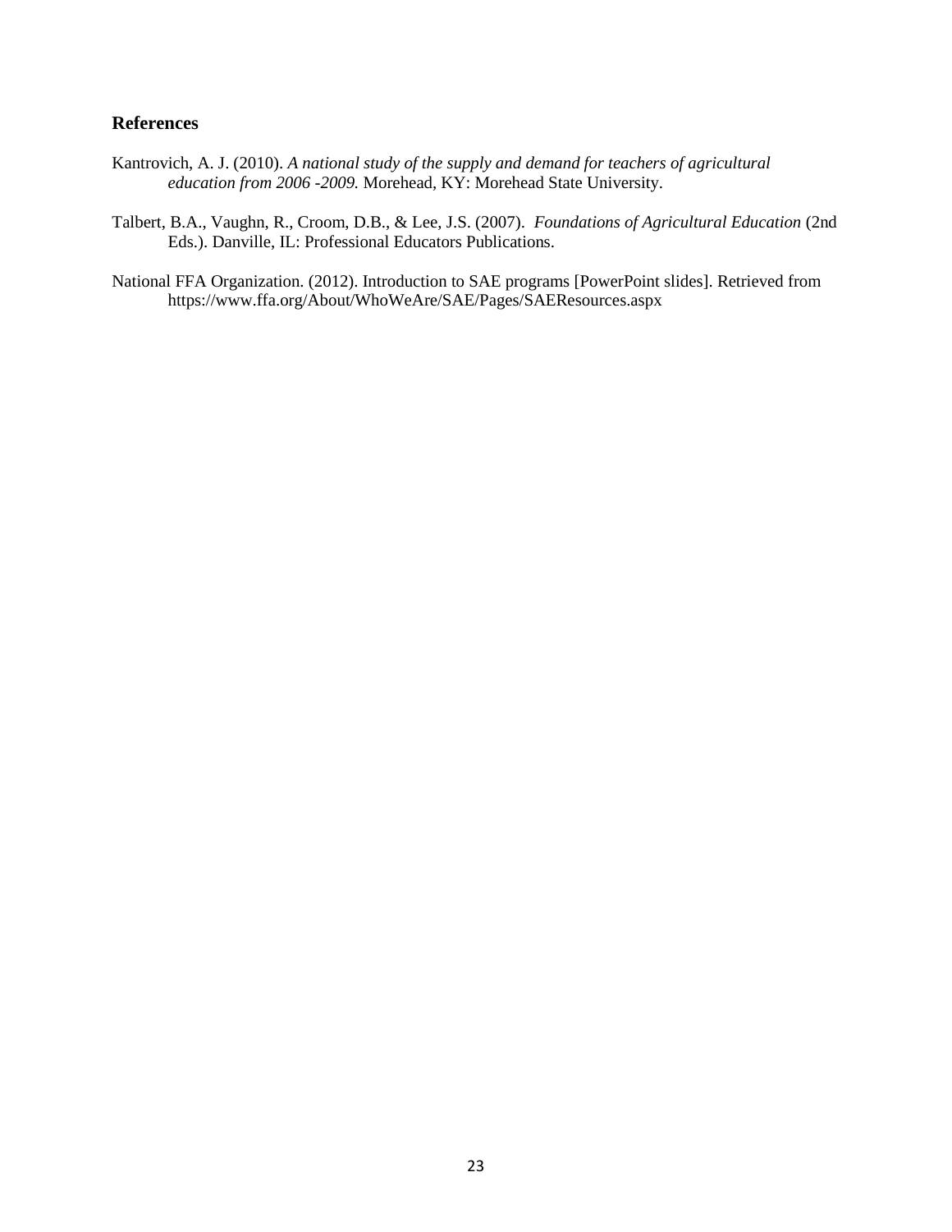## References

Kantrovich, A. J. (2010). *A national study of the supply and demand for teachers of agricultural education from 2006 -2009.* Morehead, KY: Morehead State University.

Talbert, B.A., Vaughn, R., Croom, D.B., & Lee, J.S. (2007). *Foundations of Agricultural Education* (2nd Eds.). Danville, IL: Professional Educators Publications.

National FFA Organization. (2012). Introduction to SAE programs [PowerPoint slides]. Retrieved from https://www.ffa.org/About/WhoWeAre/SAE/Pages/SAEResources.aspx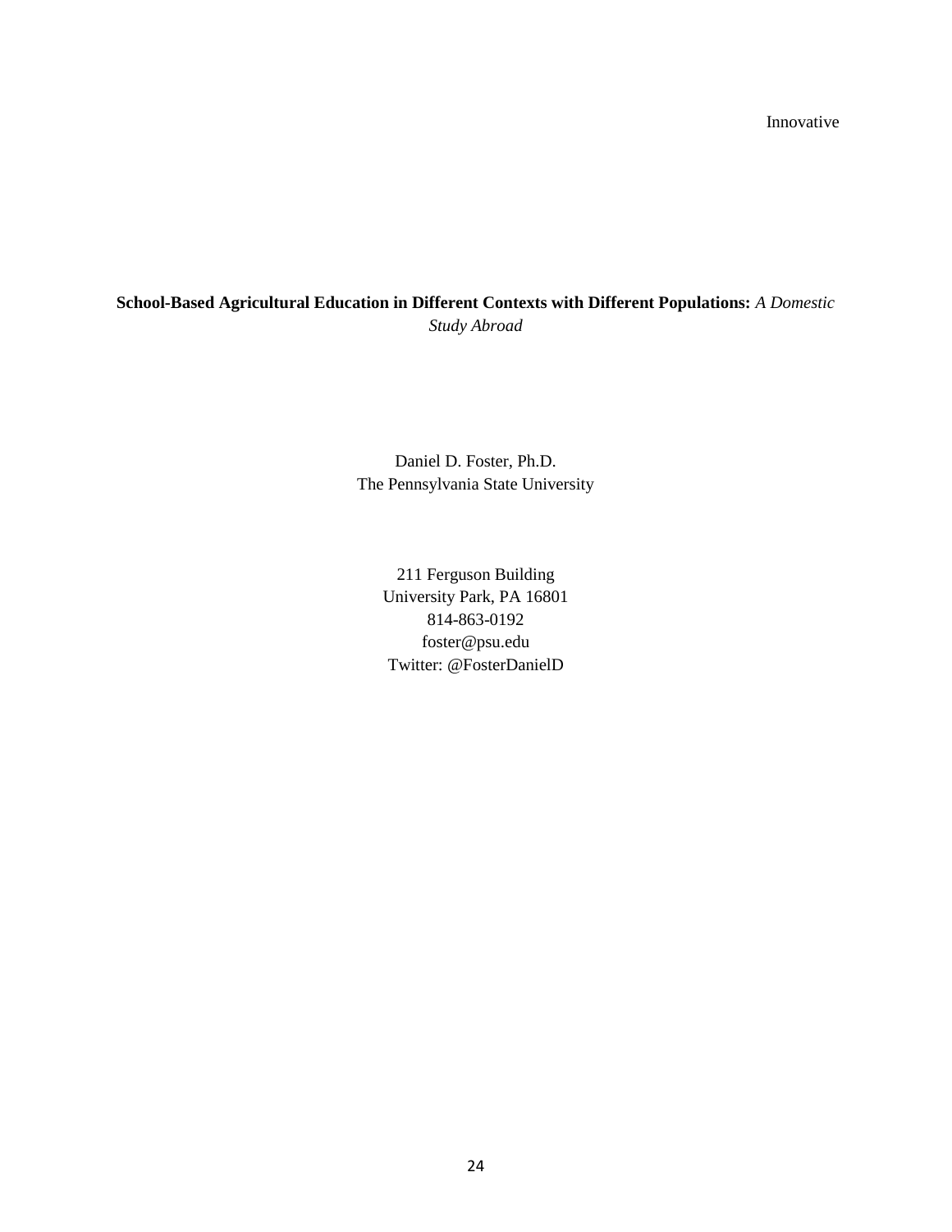Innovative

**School-Based Agricultural Education in Different Contexts with Different Populations:** *A Domestic Study Abroad*

Daniel D. Foster, Ph.D.
The Pennsylvania State University

211 Ferguson Building
University Park, PA 16801
814-863-0192
foster@psu.edu
Twitter: @FosterDanielD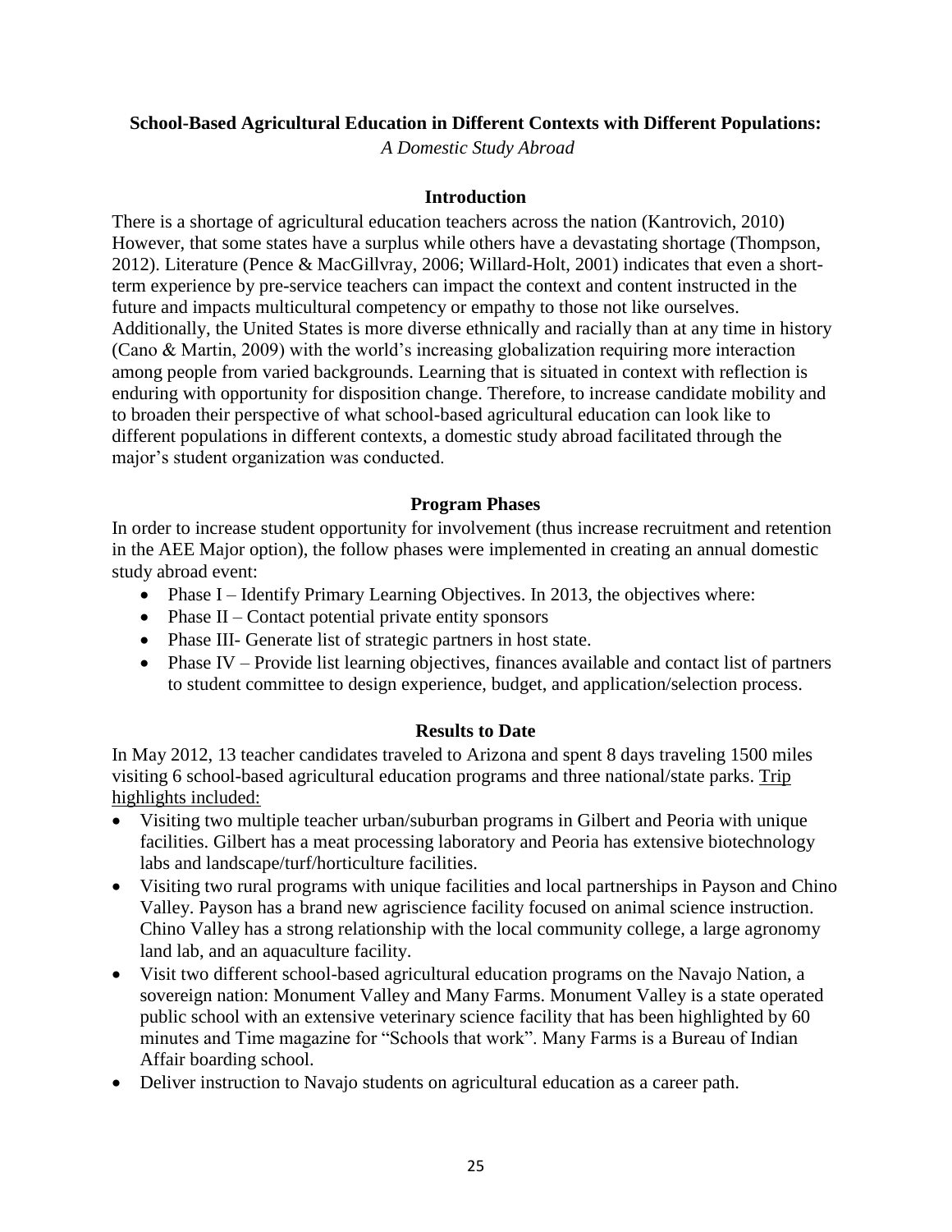**School-Based Agricultural Education in Different Contexts with Different Populations:**

*A Domestic Study Abroad*

### Introduction

There is a shortage of agricultural education teachers across the nation (Kantrovich, 2010) However, that some states have a surplus while others have a devastating shortage (Thompson, 2012). Literature (Pence & MacGillvray, 2006; Willard-Holt, 2001) indicates that even a short-term experience by pre-service teachers can impact the context and content instructed in the future and impacts multicultural competency or empathy to those not like ourselves. Additionally, the United States is more diverse ethnically and racially than at any time in history (Cano & Martin, 2009) with the world's increasing globalization requiring more interaction among people from varied backgrounds. Learning that is situated in context with reflection is enduring with opportunity for disposition change. Therefore, to increase candidate mobility and to broaden their perspective of what school-based agricultural education can look like to different populations in different contexts, a domestic study abroad facilitated through the major's student organization was conducted.

### Program Phases

In order to increase student opportunity for involvement (thus increase recruitment and retention in the AEE Major option), the follow phases were implemented in creating an annual domestic study abroad event:

- Phase I – Identify Primary Learning Objectives. In 2013, the objectives where:
- Phase II – Contact potential private entity sponsors
- Phase III- Generate list of strategic partners in host state.
- Phase IV – Provide list learning objectives, finances available and contact list of partners to student committee to design experience, budget, and application/selection process.

### Results to Date

In May 2012, 13 teacher candidates traveled to Arizona and spent 8 days traveling 1500 miles visiting 6 school-based agricultural education programs and three national/state parks. Trip highlights included:

- Visiting two multiple teacher urban/suburban programs in Gilbert and Peoria with unique facilities. Gilbert has a meat processing laboratory and Peoria has extensive biotechnology labs and landscape/turf/horticulture facilities.
- Visiting two rural programs with unique facilities and local partnerships in Payson and Chino Valley. Payson has a brand new agriscience facility focused on animal science instruction. Chino Valley has a strong relationship with the local community college, a large agronomy land lab, and an aquaculture facility.
- Visit two different school-based agricultural education programs on the Navajo Nation, a sovereign nation: Monument Valley and Many Farms. Monument Valley is a state operated public school with an extensive veterinary science facility that has been highlighted by 60 minutes and Time magazine for "Schools that work". Many Farms is a Bureau of Indian Affair boarding school.
- Deliver instruction to Navajo students on agricultural education as a career path.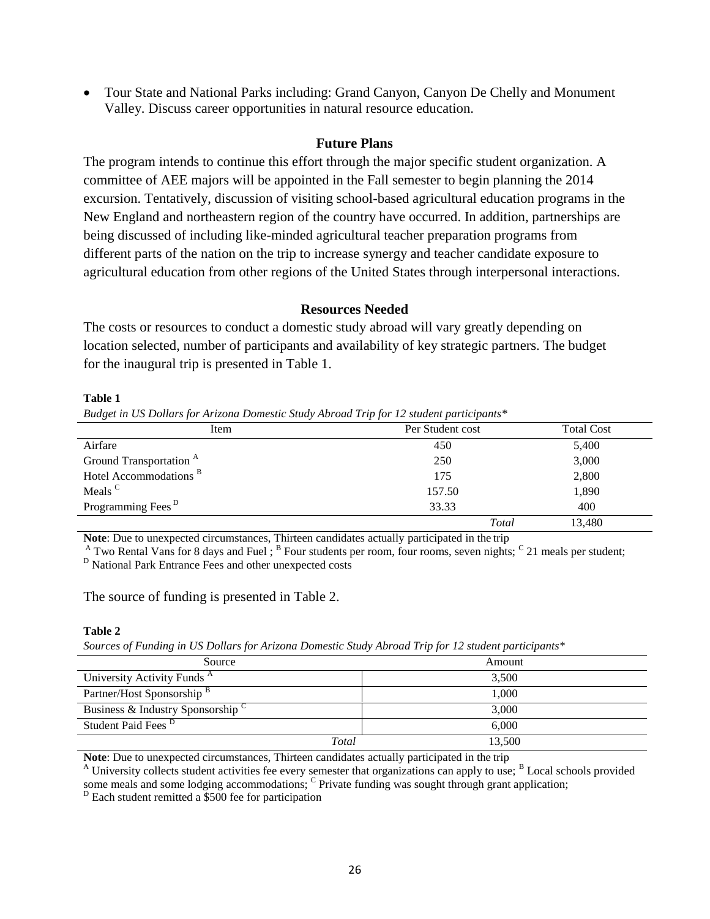- Tour State and National Parks including: Grand Canyon, Canyon De Chelly and Monument Valley. Discuss career opportunities in natural resource education.

## Future Plans

The program intends to continue this effort through the major specific student organization. A committee of AEE majors will be appointed in the Fall semester to begin planning the 2014 excursion. Tentatively, discussion of visiting school-based agricultural education programs in the New England and northeastern region of the country have occurred. In addition, partnerships are being discussed of including like-minded agricultural teacher preparation programs from different parts of the nation on the trip to increase synergy and teacher candidate exposure to agricultural education from other regions of the United States through interpersonal interactions.

## Resources Needed

The costs or resources to conduct a domestic study abroad will vary greatly depending on location selected, number of participants and availability of key strategic partners. The budget for the inaugural trip is presented in Table 1.

**Table 1**

*Budget in US Dollars for Arizona Domestic Study Abroad Trip for 12 student participants\**

| Item | Per Student cost | Total Cost |
|---|---|---|
| Airfare | 450 | 5,400 |
| Ground Transportation [A] | 250 | 3,000 |
| Hotel Accommodations [B] | 175 | 2,800 |
| Meals [C] | 157.50 | 1,890 |
| Programming Fees [D] | 33.33 | 400 |
| | *Total* | 13,480 |

**Note**: Due to unexpected circumstances, Thirteen candidates actually participated in the trip
[A] Two Rental Vans for 8 days and Fuel ; [B] Four students per room, four rooms, seven nights; [C] 21 meals per student;
[D] National Park Entrance Fees and other unexpected costs

The source of funding is presented in Table 2.

**Table 2**

*Sources of Funding in US Dollars for Arizona Domestic Study Abroad Trip for 12 student participants\**

| Source | Amount |
|---|---|
| University Activity Funds [A] | 3,500 |
| Partner/Host Sponsorship [B] | 1,000 |
| Business & Industry Sponsorship [C] | 3,000 |
| Student Paid Fees [D] | 6,000 |
| *Total* | 13,500 |

**Note**: Due to unexpected circumstances, Thirteen candidates actually participated in the trip
[A] University collects student activities fee every semester that organizations can apply to use; [B] Local schools provided some meals and some lodging accommodations; [C] Private funding was sought through grant application;
[D] Each student remitted a $500 fee for participation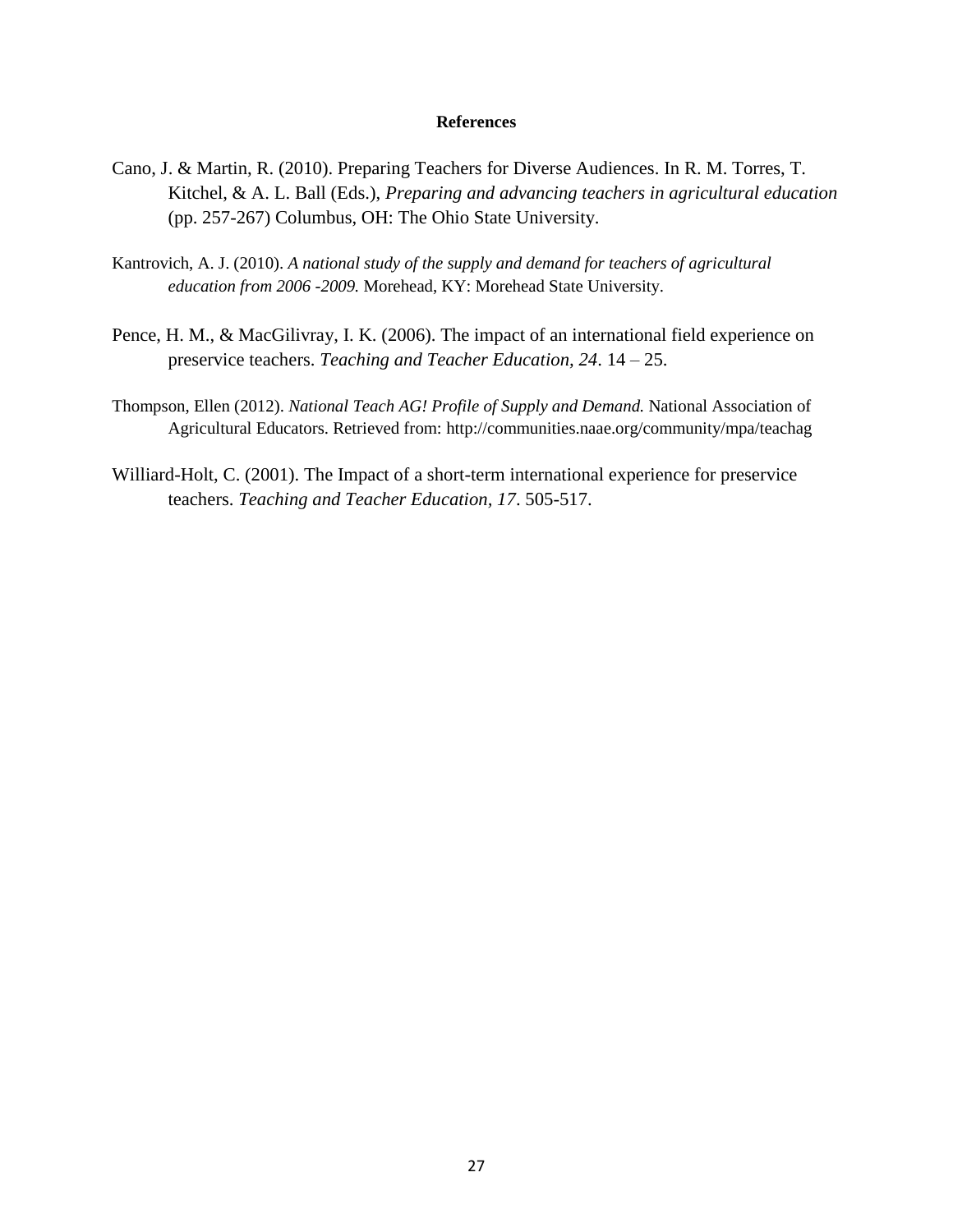**References**

Cano, J. & Martin, R. (2010). Preparing Teachers for Diverse Audiences. In R. M. Torres, T. Kitchel, & A. L. Ball (Eds.), *Preparing and advancing teachers in agricultural education* (pp. 257-267) Columbus, OH: The Ohio State University.

Kantrovich, A. J. (2010). *A national study of the supply and demand for teachers of agricultural education from 2006 -2009.* Morehead, KY: Morehead State University.

Pence, H. M., & MacGilivray, I. K. (2006). The impact of an international field experience on preservice teachers. *Teaching and Teacher Education, 24*. 14 – 25.

Thompson, Ellen (2012). *National Teach AG! Profile of Supply and Demand.* National Association of Agricultural Educators. Retrieved from: http://communities.naae.org/community/mpa/teachag

Williard-Holt, C. (2001). The Impact of a short-term international experience for preservice teachers. *Teaching and Teacher Education, 17*. 505-517.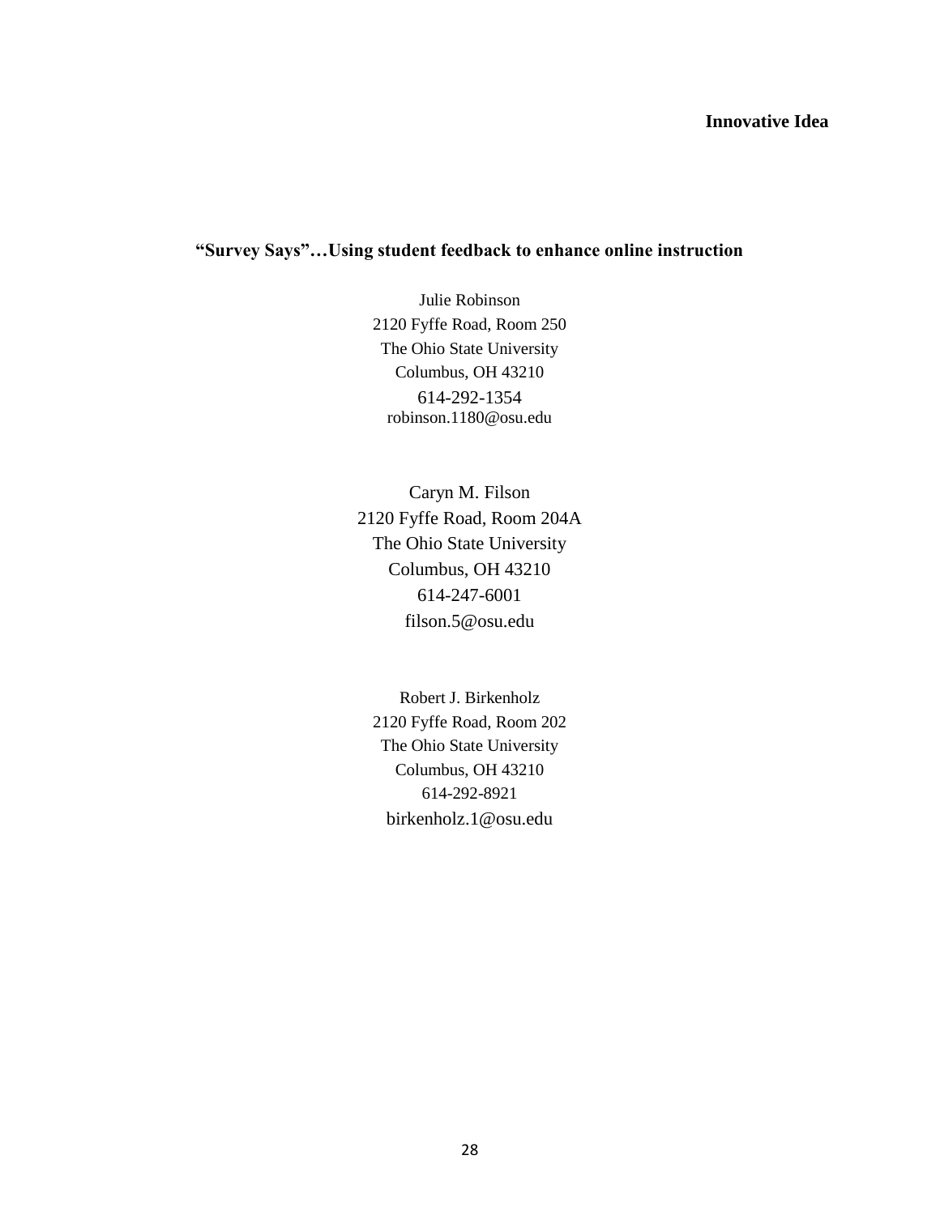**Innovative Idea**

# "Survey Says"…Using student feedback to enhance online instruction

Julie Robinson
2120 Fyffe Road, Room 250
The Ohio State University
Columbus, OH 43210
614-292-1354
robinson.1180@osu.edu

Caryn M. Filson
2120 Fyffe Road, Room 204A
The Ohio State University
Columbus, OH 43210
614-247-6001
filson.5@osu.edu

Robert J. Birkenholz
2120 Fyffe Road, Room 202
The Ohio State University
Columbus, OH 43210
614-292-8921
birkenholz.1@osu.edu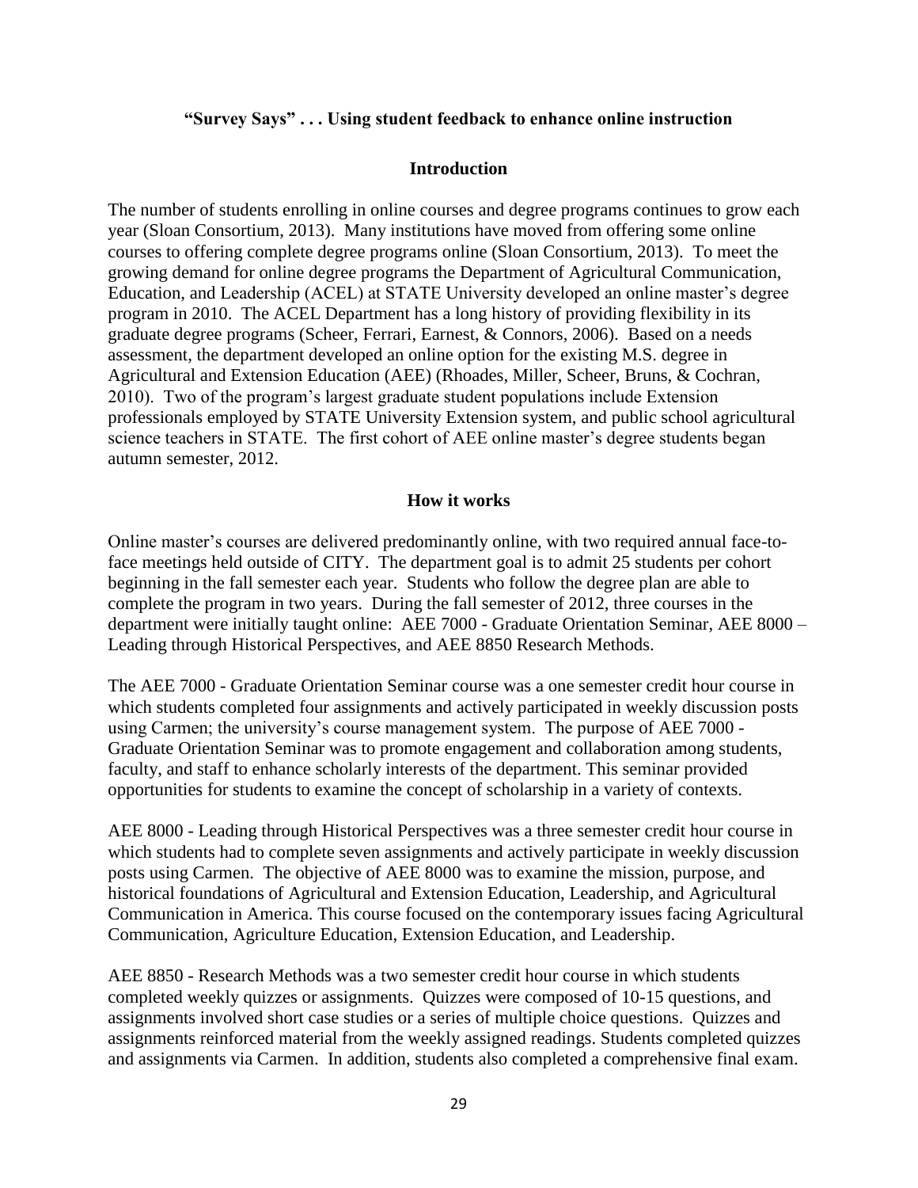## "Survey Says" . . . Using student feedback to enhance online instruction

### Introduction

The number of students enrolling in online courses and degree programs continues to grow each year (Sloan Consortium, 2013). Many institutions have moved from offering some online courses to offering complete degree programs online (Sloan Consortium, 2013). To meet the growing demand for online degree programs the Department of Agricultural Communication, Education, and Leadership (ACEL) at STATE University developed an online master's degree program in 2010. The ACEL Department has a long history of providing flexibility in its graduate degree programs (Scheer, Ferrari, Earnest, & Connors, 2006). Based on a needs assessment, the department developed an online option for the existing M.S. degree in Agricultural and Extension Education (AEE) (Rhoades, Miller, Scheer, Bruns, & Cochran, 2010). Two of the program's largest graduate student populations include Extension professionals employed by STATE University Extension system, and public school agricultural science teachers in STATE. The first cohort of AEE online master's degree students began autumn semester, 2012.

### How it works

Online master's courses are delivered predominantly online, with two required annual face-to-face meetings held outside of CITY. The department goal is to admit 25 students per cohort beginning in the fall semester each year. Students who follow the degree plan are able to complete the program in two years. During the fall semester of 2012, three courses in the department were initially taught online: AEE 7000 - Graduate Orientation Seminar, AEE 8000 – Leading through Historical Perspectives, and AEE 8850 Research Methods.

The AEE 7000 - Graduate Orientation Seminar course was a one semester credit hour course in which students completed four assignments and actively participated in weekly discussion posts using Carmen; the university's course management system. The purpose of AEE 7000 - Graduate Orientation Seminar was to promote engagement and collaboration among students, faculty, and staff to enhance scholarly interests of the department. This seminar provided opportunities for students to examine the concept of scholarship in a variety of contexts.

AEE 8000 - Leading through Historical Perspectives was a three semester credit hour course in which students had to complete seven assignments and actively participate in weekly discussion posts using Carmen. The objective of AEE 8000 was to examine the mission, purpose, and historical foundations of Agricultural and Extension Education, Leadership, and Agricultural Communication in America. This course focused on the contemporary issues facing Agricultural Communication, Agriculture Education, Extension Education, and Leadership.

AEE 8850 - Research Methods was a two semester credit hour course in which students completed weekly quizzes or assignments. Quizzes were composed of 10-15 questions, and assignments involved short case studies or a series of multiple choice questions. Quizzes and assignments reinforced material from the weekly assigned readings. Students completed quizzes and assignments via Carmen. In addition, students also completed a comprehensive final exam.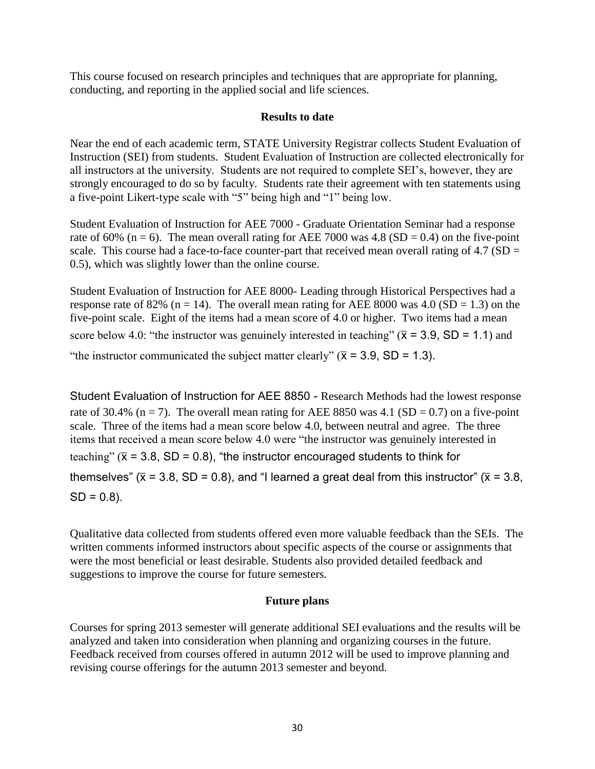This course focused on research principles and techniques that are appropriate for planning, conducting, and reporting in the applied social and life sciences.

### Results to date

Near the end of each academic term, STATE University Registrar collects Student Evaluation of Instruction (SEI) from students. Student Evaluation of Instruction are collected electronically for all instructors at the university. Students are not required to complete SEI's, however, they are strongly encouraged to do so by faculty. Students rate their agreement with ten statements using a five-point Likert-type scale with "5" being high and "1" being low.

Student Evaluation of Instruction for AEE 7000 - Graduate Orientation Seminar had a response rate of 60% ($n = 6$). The mean overall rating for AEE 7000 was 4.8 ($SD = 0.4$) on the five-point scale. This course had a face-to-face counter-part that received mean overall rating of 4.7 ($SD = 0.5$), which was slightly lower than the online course.

Student Evaluation of Instruction for AEE 8000- Leading through Historical Perspectives had a response rate of 82% ($n = 14$). The overall mean rating for AEE 8000 was 4.0 ($SD = 1.3$) on the five-point scale. Eight of the items had a mean score of 4.0 or higher. Two items had a mean score below 4.0: "the instructor was genuinely interested in teaching" ($\bar{x} = 3.9$, $SD = 1.1$) and "the instructor communicated the subject matter clearly" ($\bar{x} = 3.9$, $SD = 1.3$).

Student Evaluation of Instruction for AEE 8850 - Research Methods had the lowest response rate of 30.4% ($n = 7$). The overall mean rating for AEE 8850 was 4.1 ($SD = 0.7$) on a five-point scale. Three of the items had a mean score below 4.0, between neutral and agree. The three items that received a mean score below 4.0 were "the instructor was genuinely interested in teaching" ($\bar{x} = 3.8$, $SD = 0.8$), "the instructor encouraged students to think for themselves" ($\bar{x} = 3.8$, $SD = 0.8$), and "I learned a great deal from this instructor" ($\bar{x} = 3.8$, $SD = 0.8$).

Qualitative data collected from students offered even more valuable feedback than the SEIs. The written comments informed instructors about specific aspects of the course or assignments that were the most beneficial or least desirable. Students also provided detailed feedback and suggestions to improve the course for future semesters.

### Future plans

Courses for spring 2013 semester will generate additional SEI evaluations and the results will be analyzed and taken into consideration when planning and organizing courses in the future. Feedback received from courses offered in autumn 2012 will be used to improve planning and revising course offerings for the autumn 2013 semester and beyond.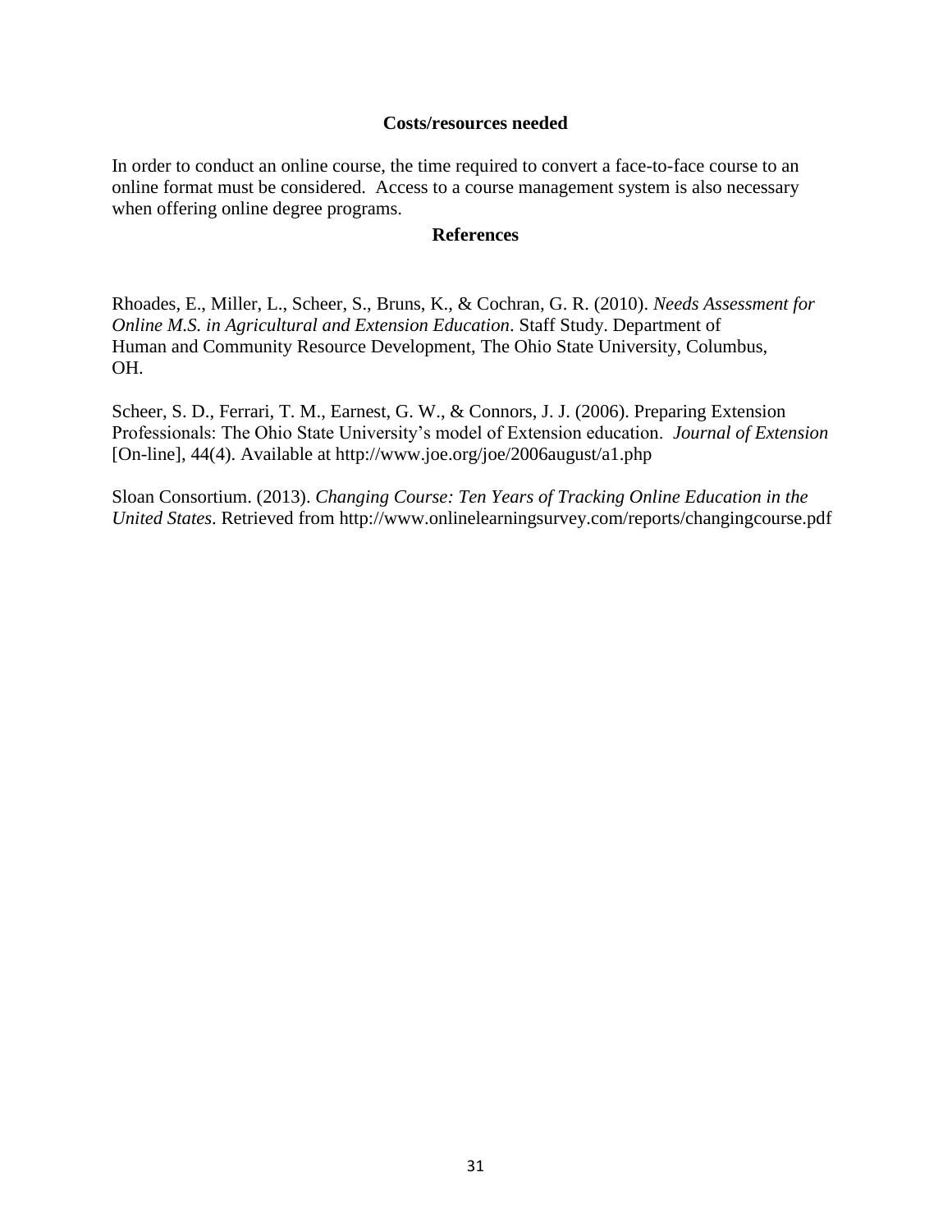### Costs/resources needed

In order to conduct an online course, the time required to convert a face-to-face course to an online format must be considered. Access to a course management system is also necessary when offering online degree programs.

### References

Rhoades, E., Miller, L., Scheer, S., Bruns, K., & Cochran, G. R. (2010). *Needs Assessment for Online M.S. in Agricultural and Extension Education*. Staff Study. Department of Human and Community Resource Development, The Ohio State University, Columbus, OH.

Scheer, S. D., Ferrari, T. M., Earnest, G. W., & Connors, J. J. (2006). Preparing Extension Professionals: The Ohio State University's model of Extension education. *Journal of Extension* [On-line], 44(4). Available at http://www.joe.org/joe/2006august/a1.php

Sloan Consortium. (2013). *Changing Course: Ten Years of Tracking Online Education in the United States*. Retrieved from http://www.onlinelearningsurvey.com/reports/changingcourse.pdf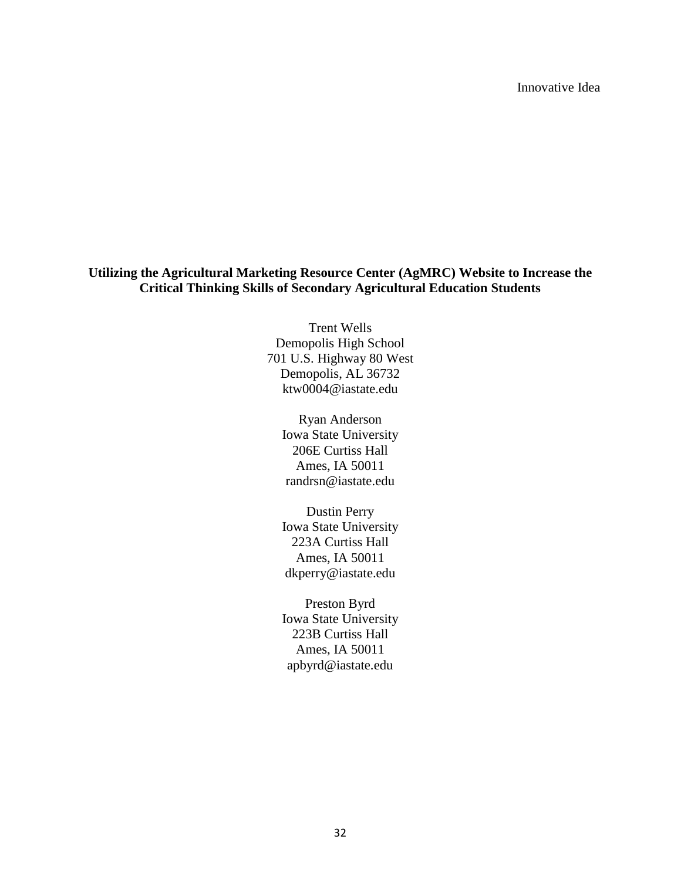Innovative Idea

**Utilizing the Agricultural Marketing Resource Center (AgMRC) Website to Increase the Critical Thinking Skills of Secondary Agricultural Education Students**

Trent Wells
Demopolis High School
701 U.S. Highway 80 West
Demopolis, AL 36732
ktw0004@iastate.edu

Ryan Anderson
Iowa State University
206E Curtiss Hall
Ames, IA 50011
randrsn@iastate.edu

Dustin Perry
Iowa State University
223A Curtiss Hall
Ames, IA 50011
dkperry@iastate.edu

Preston Byrd
Iowa State University
223B Curtiss Hall
Ames, IA 50011
apbyrd@iastate.edu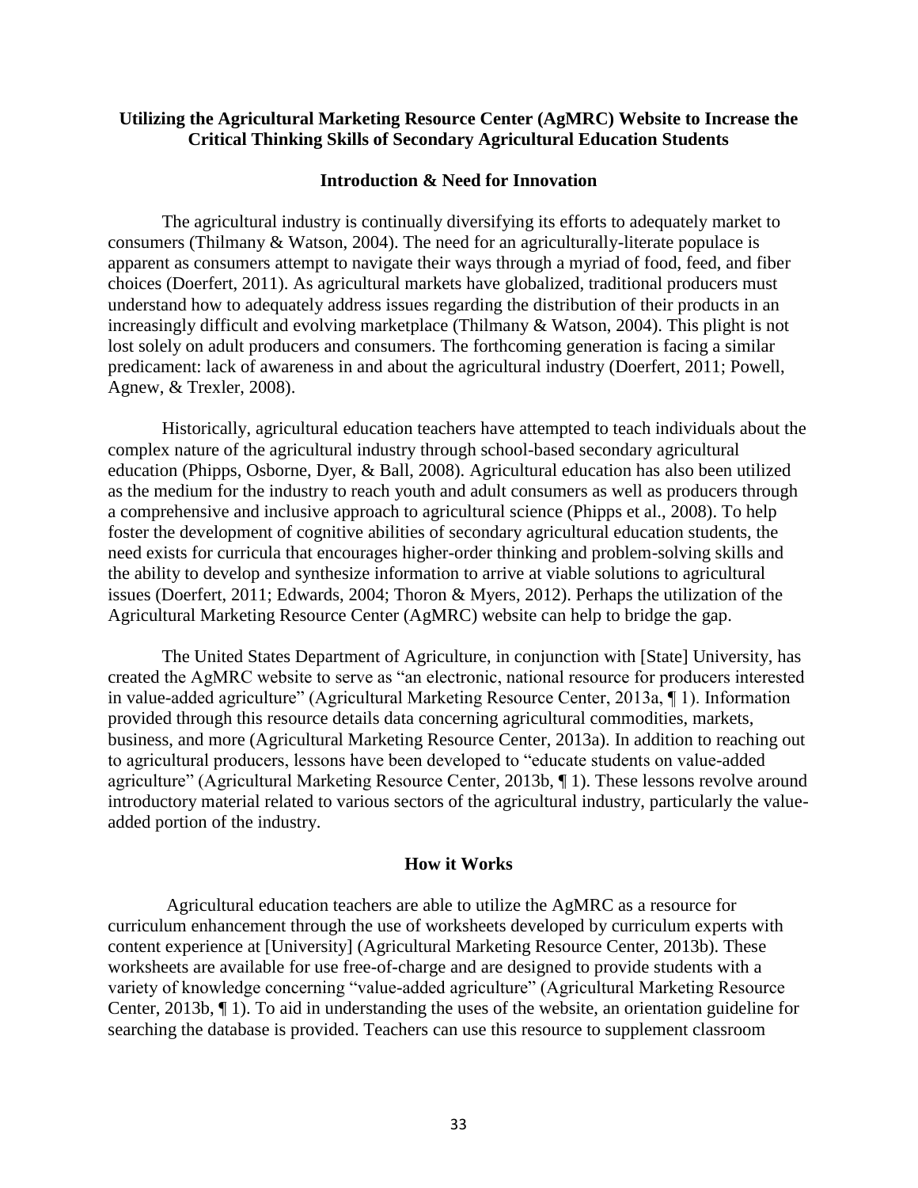**Utilizing the Agricultural Marketing Resource Center (AgMRC) Website to Increase the Critical Thinking Skills of Secondary Agricultural Education Students**

## Introduction & Need for Innovation

The agricultural industry is continually diversifying its efforts to adequately market to consumers (Thilmany & Watson, 2004). The need for an agriculturally-literate populace is apparent as consumers attempt to navigate their ways through a myriad of food, feed, and fiber choices (Doerfert, 2011). As agricultural markets have globalized, traditional producers must understand how to adequately address issues regarding the distribution of their products in an increasingly difficult and evolving marketplace (Thilmany & Watson, 2004). This plight is not lost solely on adult producers and consumers. The forthcoming generation is facing a similar predicament: lack of awareness in and about the agricultural industry (Doerfert, 2011; Powell, Agnew, & Trexler, 2008).

Historically, agricultural education teachers have attempted to teach individuals about the complex nature of the agricultural industry through school-based secondary agricultural education (Phipps, Osborne, Dyer, & Ball, 2008). Agricultural education has also been utilized as the medium for the industry to reach youth and adult consumers as well as producers through a comprehensive and inclusive approach to agricultural science (Phipps et al., 2008). To help foster the development of cognitive abilities of secondary agricultural education students, the need exists for curricula that encourages higher-order thinking and problem-solving skills and the ability to develop and synthesize information to arrive at viable solutions to agricultural issues (Doerfert, 2011; Edwards, 2004; Thoron & Myers, 2012). Perhaps the utilization of the Agricultural Marketing Resource Center (AgMRC) website can help to bridge the gap.

The United States Department of Agriculture, in conjunction with [State] University, has created the AgMRC website to serve as "an electronic, national resource for producers interested in value-added agriculture" (Agricultural Marketing Resource Center, 2013a, ¶ 1). Information provided through this resource details data concerning agricultural commodities, markets, business, and more (Agricultural Marketing Resource Center, 2013a). In addition to reaching out to agricultural producers, lessons have been developed to "educate students on value-added agriculture" (Agricultural Marketing Resource Center, 2013b, ¶ 1). These lessons revolve around introductory material related to various sectors of the agricultural industry, particularly the value-added portion of the industry.

## How it Works

Agricultural education teachers are able to utilize the AgMRC as a resource for curriculum enhancement through the use of worksheets developed by curriculum experts with content experience at [University] (Agricultural Marketing Resource Center, 2013b). These worksheets are available for use free-of-charge and are designed to provide students with a variety of knowledge concerning "value-added agriculture" (Agricultural Marketing Resource Center, 2013b, ¶ 1). To aid in understanding the uses of the website, an orientation guideline for searching the database is provided. Teachers can use this resource to supplement classroom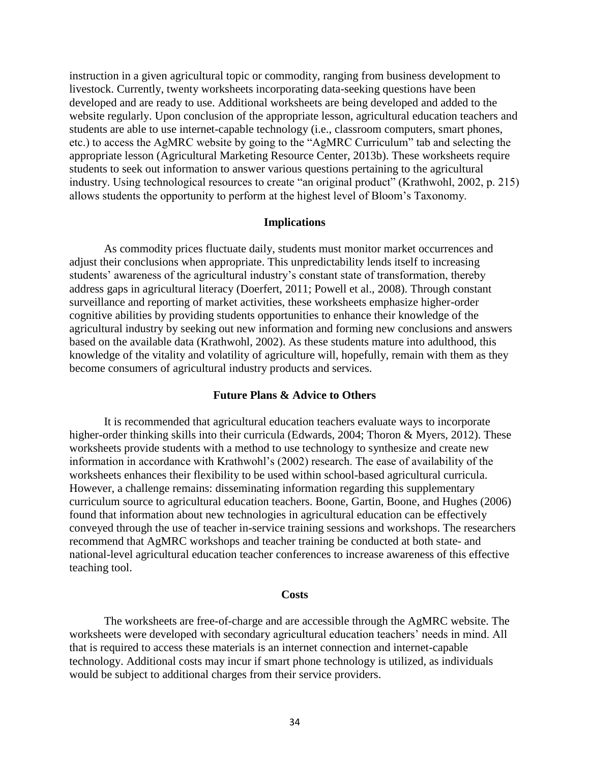instruction in a given agricultural topic or commodity, ranging from business development to livestock. Currently, twenty worksheets incorporating data-seeking questions have been developed and are ready to use. Additional worksheets are being developed and added to the website regularly. Upon conclusion of the appropriate lesson, agricultural education teachers and students are able to use internet-capable technology (i.e., classroom computers, smart phones, etc.) to access the AgMRC website by going to the "AgMRC Curriculum" tab and selecting the appropriate lesson (Agricultural Marketing Resource Center, 2013b). These worksheets require students to seek out information to answer various questions pertaining to the agricultural industry. Using technological resources to create "an original product" (Krathwohl, 2002, p. 215) allows students the opportunity to perform at the highest level of Bloom's Taxonomy.

## Implications

As commodity prices fluctuate daily, students must monitor market occurrences and adjust their conclusions when appropriate. This unpredictability lends itself to increasing students' awareness of the agricultural industry's constant state of transformation, thereby address gaps in agricultural literacy (Doerfert, 2011; Powell et al., 2008). Through constant surveillance and reporting of market activities, these worksheets emphasize higher-order cognitive abilities by providing students opportunities to enhance their knowledge of the agricultural industry by seeking out new information and forming new conclusions and answers based on the available data (Krathwohl, 2002). As these students mature into adulthood, this knowledge of the vitality and volatility of agriculture will, hopefully, remain with them as they become consumers of agricultural industry products and services.

## Future Plans & Advice to Others

It is recommended that agricultural education teachers evaluate ways to incorporate higher-order thinking skills into their curricula (Edwards, 2004; Thoron & Myers, 2012). These worksheets provide students with a method to use technology to synthesize and create new information in accordance with Krathwohl's (2002) research. The ease of availability of the worksheets enhances their flexibility to be used within school-based agricultural curricula. However, a challenge remains: disseminating information regarding this supplementary curriculum source to agricultural education teachers. Boone, Gartin, Boone, and Hughes (2006) found that information about new technologies in agricultural education can be effectively conveyed through the use of teacher in-service training sessions and workshops. The researchers recommend that AgMRC workshops and teacher training be conducted at both state- and national-level agricultural education teacher conferences to increase awareness of this effective teaching tool.

## Costs

The worksheets are free-of-charge and are accessible through the AgMRC website. The worksheets were developed with secondary agricultural education teachers' needs in mind. All that is required to access these materials is an internet connection and internet-capable technology. Additional costs may incur if smart phone technology is utilized, as individuals would be subject to additional charges from their service providers.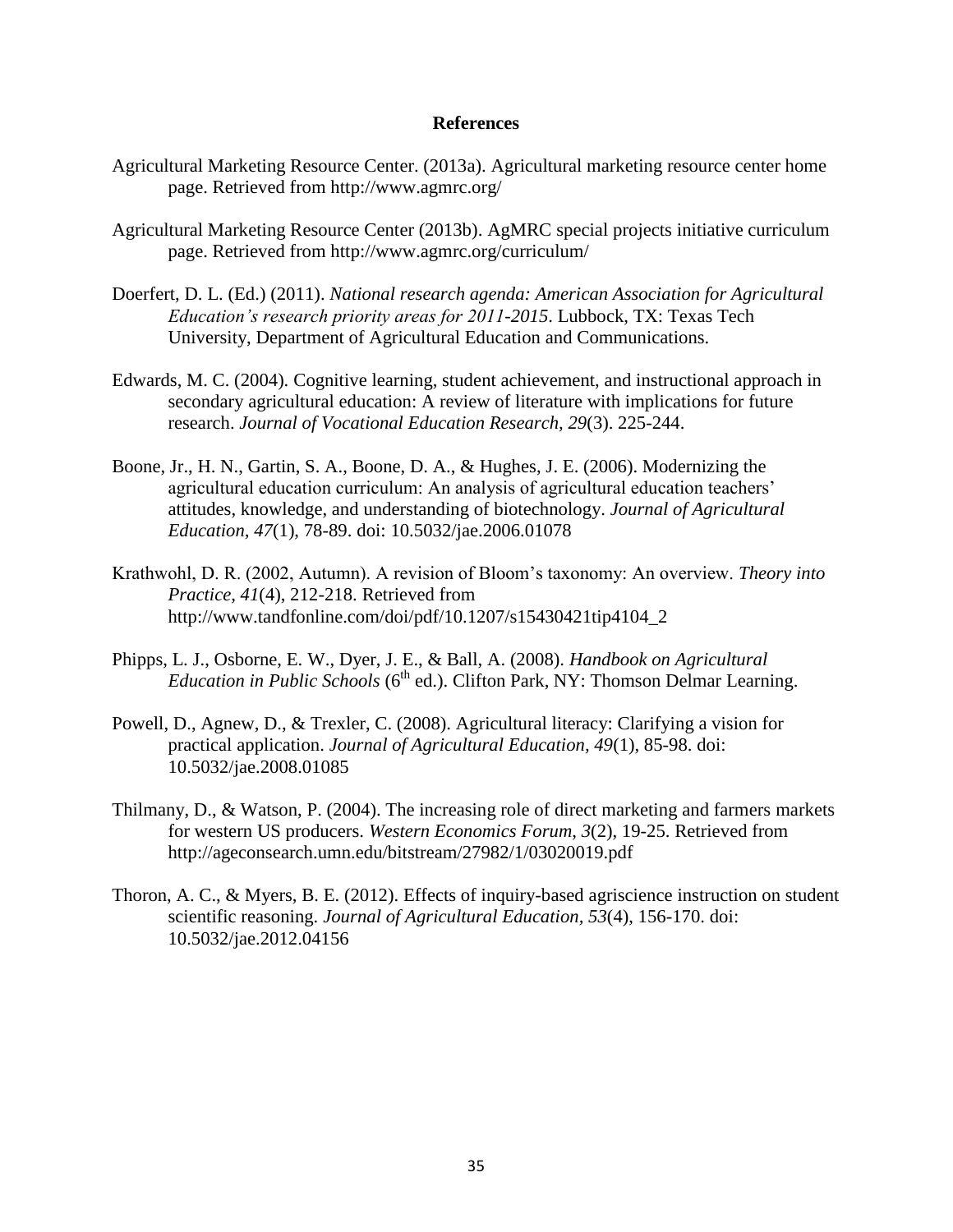# References

Agricultural Marketing Resource Center. (2013a). Agricultural marketing resource center home page. Retrieved from http://www.agmrc.org/

Agricultural Marketing Resource Center (2013b). AgMRC special projects initiative curriculum page. Retrieved from http://www.agmrc.org/curriculum/

Doerfert, D. L. (Ed.) (2011). *National research agenda: American Association for Agricultural Education's research priority areas for 2011-2015*. Lubbock, TX: Texas Tech University, Department of Agricultural Education and Communications.

Edwards, M. C. (2004). Cognitive learning, student achievement, and instructional approach in secondary agricultural education: A review of literature with implications for future research. *Journal of Vocational Education Research, 29*(3). 225-244.

Boone, Jr., H. N., Gartin, S. A., Boone, D. A., & Hughes, J. E. (2006). Modernizing the agricultural education curriculum: An analysis of agricultural education teachers' attitudes, knowledge, and understanding of biotechnology. *Journal of Agricultural Education, 47*(1), 78-89. doi: 10.5032/jae.2006.01078

Krathwohl, D. R. (2002, Autumn). A revision of Bloom's taxonomy: An overview. *Theory into Practice, 41*(4), 212-218. Retrieved from http://www.tandfonline.com/doi/pdf/10.1207/s15430421tip4104_2

Phipps, L. J., Osborne, E. W., Dyer, J. E., & Ball, A. (2008). *Handbook on Agricultural Education in Public Schools* (6th ed.). Clifton Park, NY: Thomson Delmar Learning.

Powell, D., Agnew, D., & Trexler, C. (2008). Agricultural literacy: Clarifying a vision for practical application. *Journal of Agricultural Education, 49*(1), 85-98. doi: 10.5032/jae.2008.01085

Thilmany, D., & Watson, P. (2004). The increasing role of direct marketing and farmers markets for western US producers. *Western Economics Forum, 3*(2), 19-25. Retrieved from http://ageconsearch.umn.edu/bitstream/27982/1/03020019.pdf

Thoron, A. C., & Myers, B. E. (2012). Effects of inquiry-based agriscience instruction on student scientific reasoning. *Journal of Agricultural Education, 53*(4), 156-170. doi: 10.5032/jae.2012.04156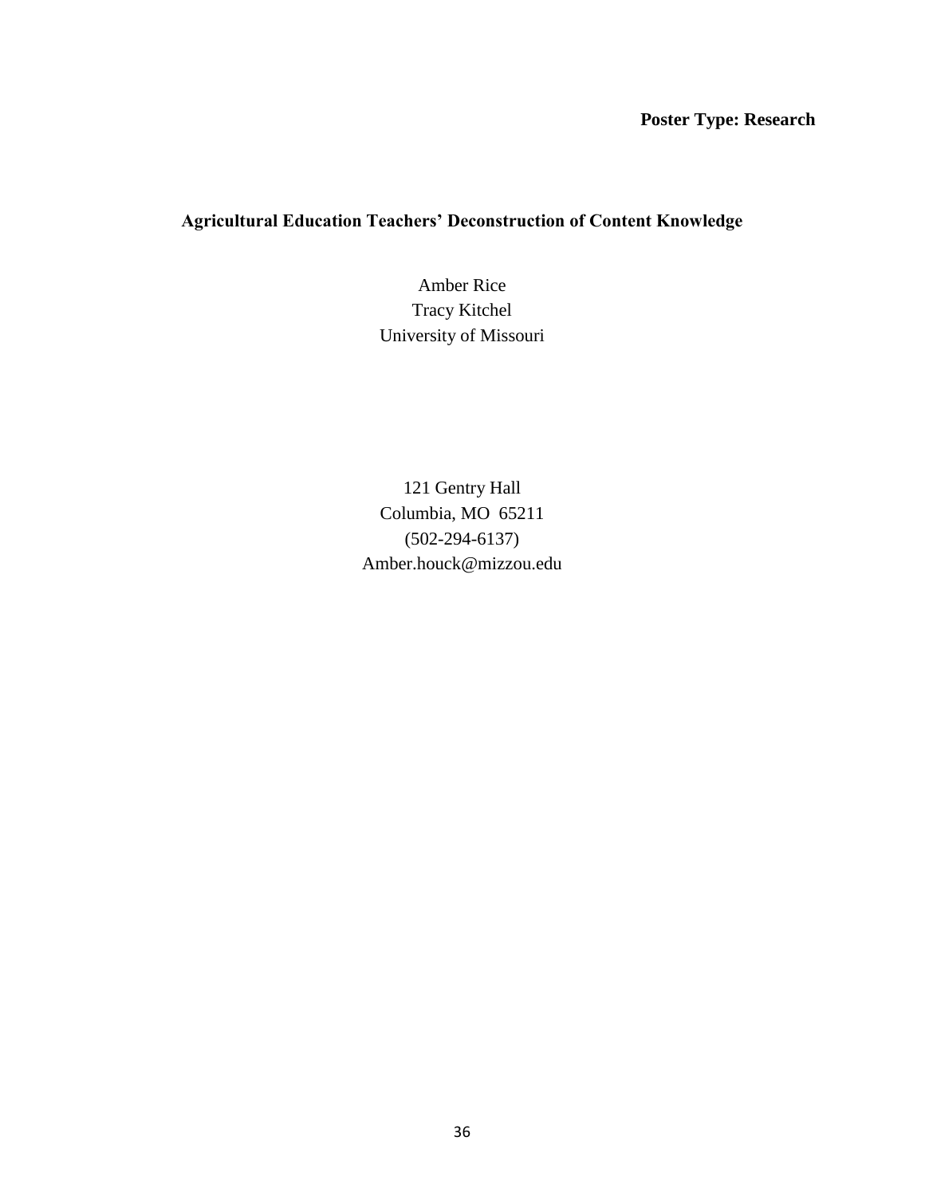**Poster Type: Research**

# Agricultural Education Teachers' Deconstruction of Content Knowledge

Amber Rice
Tracy Kitchel
University of Missouri

121 Gentry Hall
Columbia, MO 65211
(502-294-6137)
Amber.houck@mizzou.edu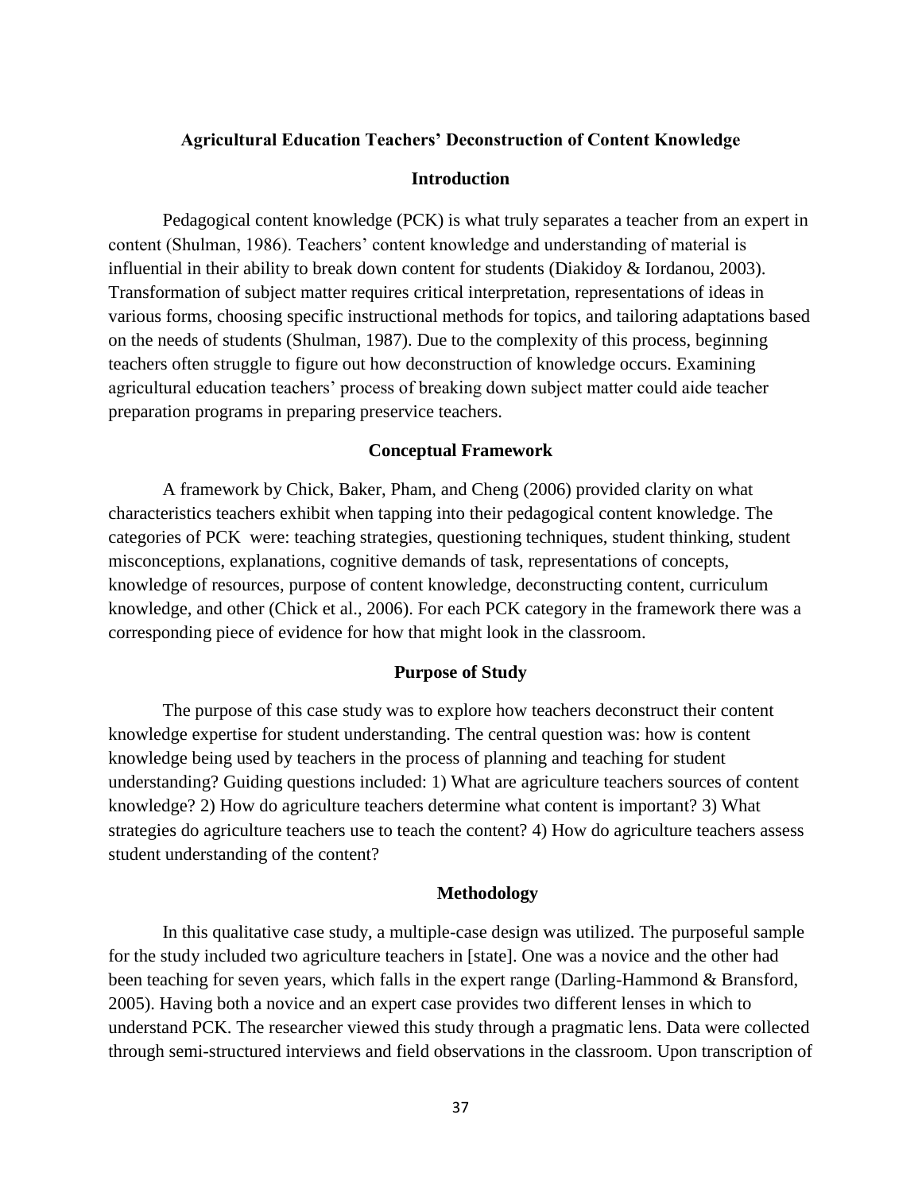# Agricultural Education Teachers' Deconstruction of Content Knowledge

## Introduction

Pedagogical content knowledge (PCK) is what truly separates a teacher from an expert in content (Shulman, 1986). Teachers' content knowledge and understanding of material is influential in their ability to break down content for students (Diakidoy & Iordanou, 2003). Transformation of subject matter requires critical interpretation, representations of ideas in various forms, choosing specific instructional methods for topics, and tailoring adaptations based on the needs of students (Shulman, 1987). Due to the complexity of this process, beginning teachers often struggle to figure out how deconstruction of knowledge occurs. Examining agricultural education teachers' process of breaking down subject matter could aide teacher preparation programs in preparing preservice teachers.

## Conceptual Framework

A framework by Chick, Baker, Pham, and Cheng (2006) provided clarity on what characteristics teachers exhibit when tapping into their pedagogical content knowledge. The categories of PCK were: teaching strategies, questioning techniques, student thinking, student misconceptions, explanations, cognitive demands of task, representations of concepts, knowledge of resources, purpose of content knowledge, deconstructing content, curriculum knowledge, and other (Chick et al., 2006). For each PCK category in the framework there was a corresponding piece of evidence for how that might look in the classroom.

## Purpose of Study

The purpose of this case study was to explore how teachers deconstruct their content knowledge expertise for student understanding. The central question was: how is content knowledge being used by teachers in the process of planning and teaching for student understanding? Guiding questions included: 1) What are agriculture teachers sources of content knowledge? 2) How do agriculture teachers determine what content is important? 3) What strategies do agriculture teachers use to teach the content? 4) How do agriculture teachers assess student understanding of the content?

## Methodology

In this qualitative case study, a multiple-case design was utilized. The purposeful sample for the study included two agriculture teachers in [state]. One was a novice and the other had been teaching for seven years, which falls in the expert range (Darling-Hammond & Bransford, 2005). Having both a novice and an expert case provides two different lenses in which to understand PCK. The researcher viewed this study through a pragmatic lens. Data were collected through semi-structured interviews and field observations in the classroom. Upon transcription of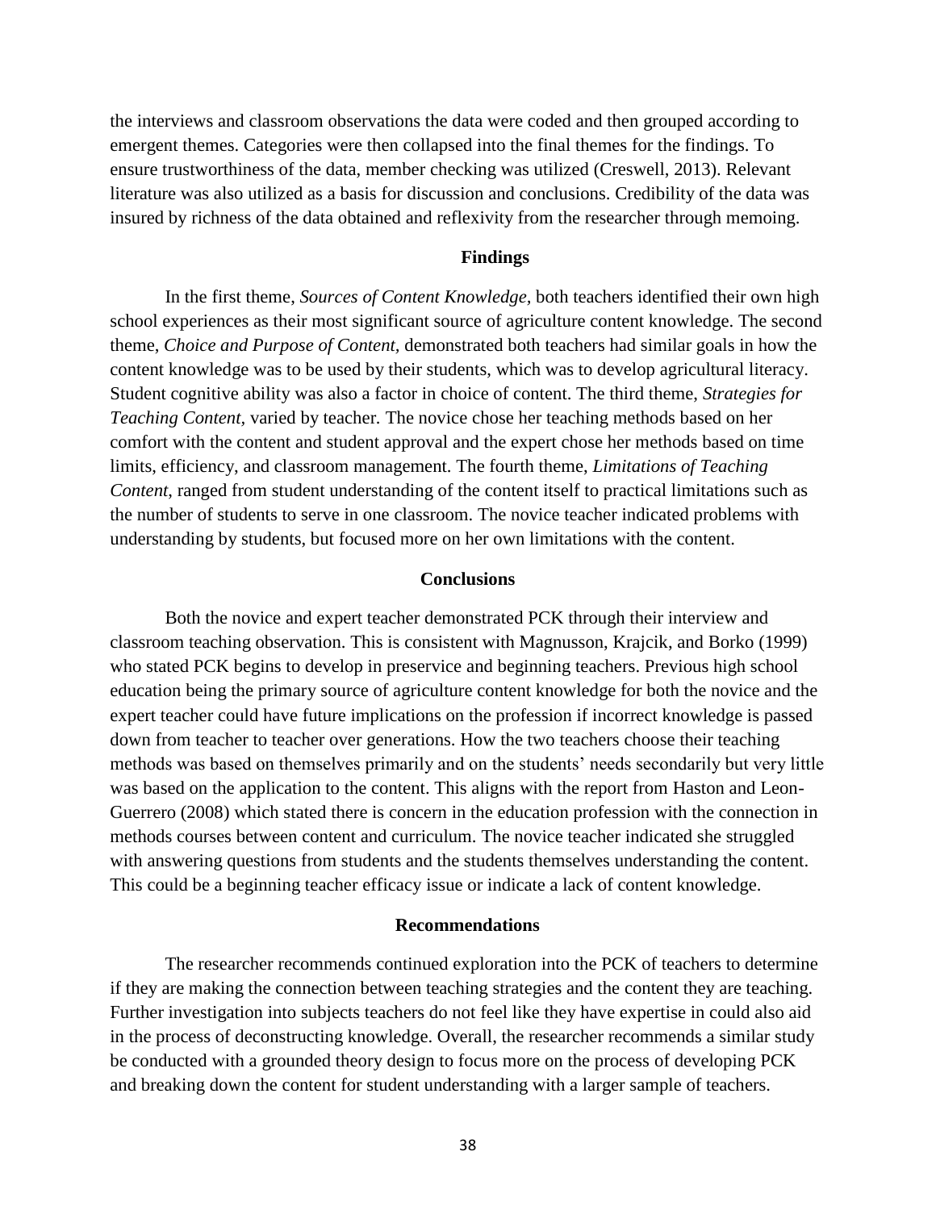the interviews and classroom observations the data were coded and then grouped according to emergent themes. Categories were then collapsed into the final themes for the findings. To ensure trustworthiness of the data, member checking was utilized (Creswell, 2013). Relevant literature was also utilized as a basis for discussion and conclusions. Credibility of the data was insured by richness of the data obtained and reflexivity from the researcher through memoing.

## Findings

In the first theme, *Sources of Content Knowledge,* both teachers identified their own high school experiences as their most significant source of agriculture content knowledge. The second theme, *Choice and Purpose of Content,* demonstrated both teachers had similar goals in how the content knowledge was to be used by their students, which was to develop agricultural literacy. Student cognitive ability was also a factor in choice of content. The third theme, *Strategies for Teaching Content*, varied by teacher. The novice chose her teaching methods based on her comfort with the content and student approval and the expert chose her methods based on time limits, efficiency, and classroom management. The fourth theme, *Limitations of Teaching Content*, ranged from student understanding of the content itself to practical limitations such as the number of students to serve in one classroom. The novice teacher indicated problems with understanding by students, but focused more on her own limitations with the content.

## Conclusions

Both the novice and expert teacher demonstrated PCK through their interview and classroom teaching observation. This is consistent with Magnusson, Krajcik, and Borko (1999) who stated PCK begins to develop in preservice and beginning teachers. Previous high school education being the primary source of agriculture content knowledge for both the novice and the expert teacher could have future implications on the profession if incorrect knowledge is passed down from teacher to teacher over generations. How the two teachers choose their teaching methods was based on themselves primarily and on the students' needs secondarily but very little was based on the application to the content. This aligns with the report from Haston and Leon-Guerrero (2008) which stated there is concern in the education profession with the connection in methods courses between content and curriculum. The novice teacher indicated she struggled with answering questions from students and the students themselves understanding the content. This could be a beginning teacher efficacy issue or indicate a lack of content knowledge.

## Recommendations

The researcher recommends continued exploration into the PCK of teachers to determine if they are making the connection between teaching strategies and the content they are teaching. Further investigation into subjects teachers do not feel like they have expertise in could also aid in the process of deconstructing knowledge. Overall, the researcher recommends a similar study be conducted with a grounded theory design to focus more on the process of developing PCK and breaking down the content for student understanding with a larger sample of teachers.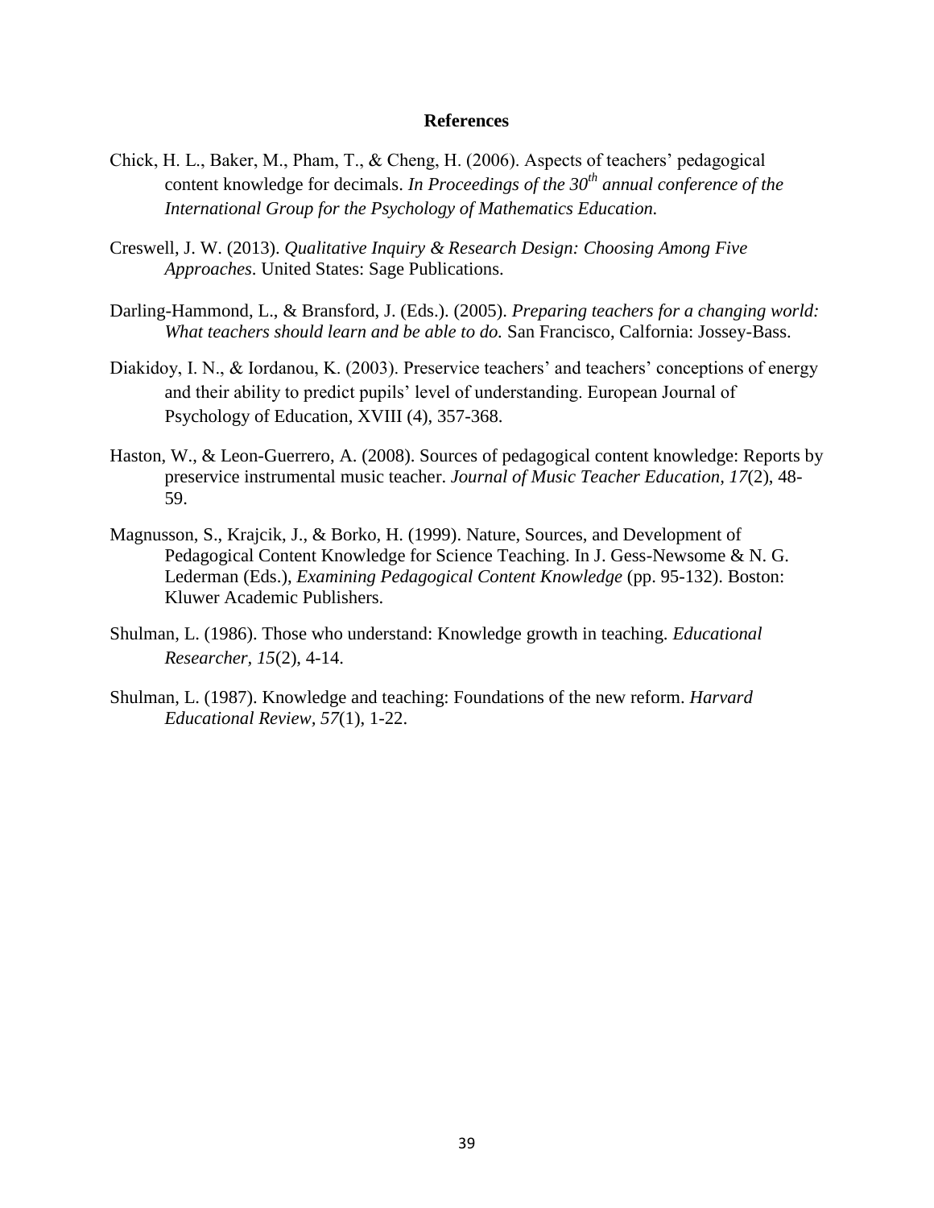# References

Chick, H. L., Baker, M., Pham, T., & Cheng, H. (2006). Aspects of teachers' pedagogical content knowledge for decimals. *In Proceedings of the 30th annual conference of the International Group for the Psychology of Mathematics Education.*

Creswell, J. W. (2013). *Qualitative Inquiry & Research Design: Choosing Among Five Approaches*. United States: Sage Publications.

Darling-Hammond, L., & Bransford, J. (Eds.). (2005). *Preparing teachers for a changing world: What teachers should learn and be able to do.* San Francisco, Calfornia: Jossey-Bass.

Diakidoy, I. N., & Iordanou, K. (2003). Preservice teachers' and teachers' conceptions of energy and their ability to predict pupils' level of understanding. European Journal of Psychology of Education, XVIII (4), 357-368.

Haston, W., & Leon-Guerrero, A. (2008). Sources of pedagogical content knowledge: Reports by preservice instrumental music teacher. *Journal of Music Teacher Education, 17*(2), 48-59.

Magnusson, S., Krajcik, J., & Borko, H. (1999). Nature, Sources, and Development of Pedagogical Content Knowledge for Science Teaching. In J. Gess-Newsome & N. G. Lederman (Eds.), *Examining Pedagogical Content Knowledge* (pp. 95-132). Boston: Kluwer Academic Publishers.

Shulman, L. (1986). Those who understand: Knowledge growth in teaching. *Educational Researcher*, *15*(2), 4-14.

Shulman, L. (1987). Knowledge and teaching: Foundations of the new reform. *Harvard Educational Review*, *57*(1), 1-22.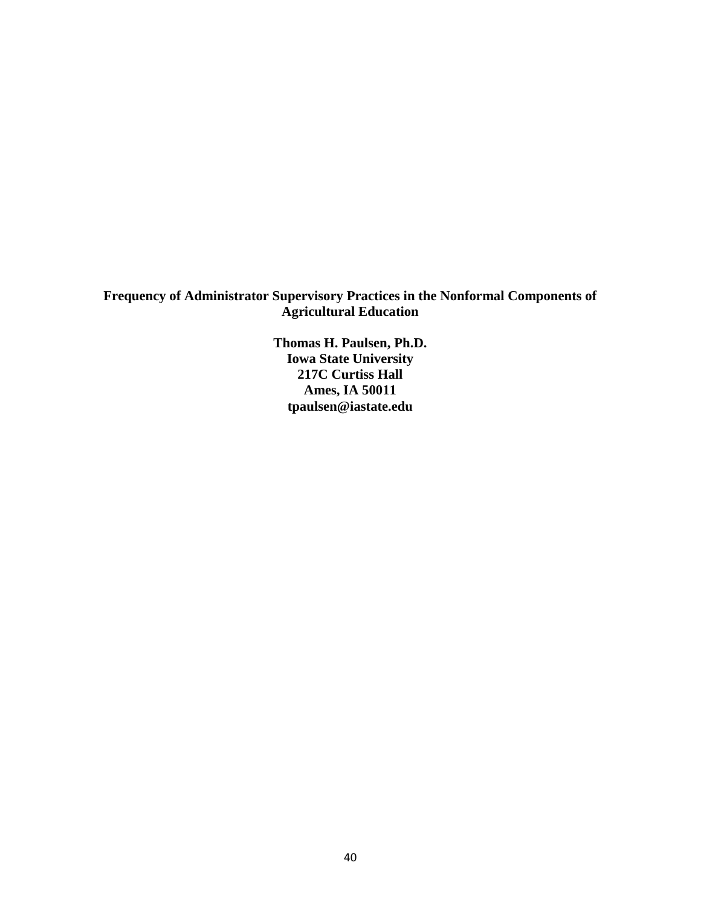**Frequency of Administrator Supervisory Practices in the Nonformal Components of Agricultural Education**

**Thomas H. Paulsen, Ph.D.**
**Iowa State University**
**217C Curtiss Hall**
**Ames, IA 50011**
**tpaulsen@iastate.edu**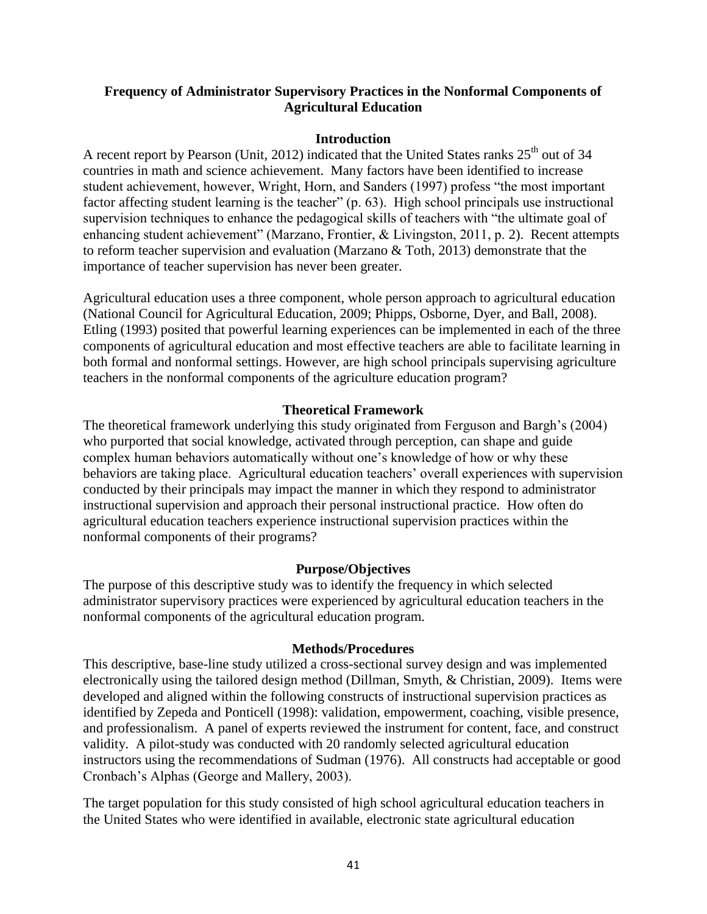## Frequency of Administrator Supervisory Practices in the Nonformal Components of Agricultural Education

### Introduction

A recent report by Pearson (Unit, 2012) indicated that the United States ranks 25th out of 34 countries in math and science achievement. Many factors have been identified to increase student achievement, however, Wright, Horn, and Sanders (1997) profess "the most important factor affecting student learning is the teacher" (p. 63). High school principals use instructional supervision techniques to enhance the pedagogical skills of teachers with "the ultimate goal of enhancing student achievement" (Marzano, Frontier, & Livingston, 2011, p. 2). Recent attempts to reform teacher supervision and evaluation (Marzano & Toth, 2013) demonstrate that the importance of teacher supervision has never been greater.

Agricultural education uses a three component, whole person approach to agricultural education (National Council for Agricultural Education, 2009; Phipps, Osborne, Dyer, and Ball, 2008). Etling (1993) posited that powerful learning experiences can be implemented in each of the three components of agricultural education and most effective teachers are able to facilitate learning in both formal and nonformal settings. However, are high school principals supervising agriculture teachers in the nonformal components of the agriculture education program?

### Theoretical Framework

The theoretical framework underlying this study originated from Ferguson and Bargh's (2004) who purported that social knowledge, activated through perception, can shape and guide complex human behaviors automatically without one's knowledge of how or why these behaviors are taking place. Agricultural education teachers' overall experiences with supervision conducted by their principals may impact the manner in which they respond to administrator instructional supervision and approach their personal instructional practice. How often do agricultural education teachers experience instructional supervision practices within the nonformal components of their programs?

### Purpose/Objectives

The purpose of this descriptive study was to identify the frequency in which selected administrator supervisory practices were experienced by agricultural education teachers in the nonformal components of the agricultural education program.

### Methods/Procedures

This descriptive, base-line study utilized a cross-sectional survey design and was implemented electronically using the tailored design method (Dillman, Smyth, & Christian, 2009). Items were developed and aligned within the following constructs of instructional supervision practices as identified by Zepeda and Ponticell (1998): validation, empowerment, coaching, visible presence, and professionalism. A panel of experts reviewed the instrument for content, face, and construct validity. A pilot-study was conducted with 20 randomly selected agricultural education instructors using the recommendations of Sudman (1976). All constructs had acceptable or good Cronbach's Alphas (George and Mallery, 2003).

The target population for this study consisted of high school agricultural education teachers in the United States who were identified in available, electronic state agricultural education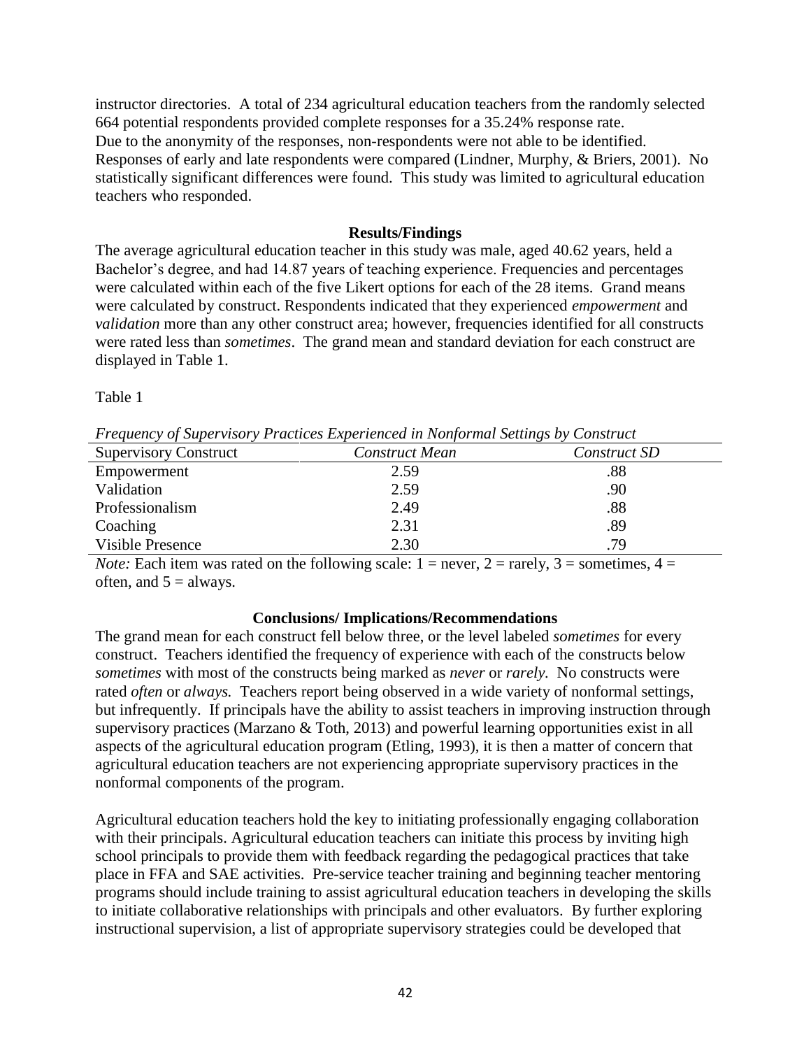instructor directories. A total of 234 agricultural education teachers from the randomly selected 664 potential respondents provided complete responses for a 35.24% response rate. Due to the anonymity of the responses, non-respondents were not able to be identified. Responses of early and late respondents were compared (Lindner, Murphy, & Briers, 2001). No statistically significant differences were found. This study was limited to agricultural education teachers who responded.

## Results/Findings

The average agricultural education teacher in this study was male, aged 40.62 years, held a Bachelor's degree, and had 14.87 years of teaching experience. Frequencies and percentages were calculated within each of the five Likert options for each of the 28 items. Grand means were calculated by construct. Respondents indicated that they experienced *empowerment* and *validation* more than any other construct area; however, frequencies identified for all constructs were rated less than *sometimes*. The grand mean and standard deviation for each construct are displayed in Table 1.

Table 1

*Frequency of Supervisory Practices Experienced in Nonformal Settings by Construct*

| Supervisory Construct | *Construct Mean* | *Construct SD* |
|---|---|---|
| Empowerment | 2.59 | .88 |
| Validation | 2.59 | .90 |
| Professionalism | 2.49 | .88 |
| Coaching | 2.31 | .89 |
| Visible Presence | 2.30 | .79 |

*Note:* Each item was rated on the following scale: 1 = never, 2 = rarely, 3 = sometimes, 4 = often, and 5 = always.

## Conclusions/ Implications/Recommendations

The grand mean for each construct fell below three, or the level labeled *sometimes* for every construct. Teachers identified the frequency of experience with each of the constructs below *sometimes* with most of the constructs being marked as *never* or *rarely.* No constructs were rated *often* or *always.* Teachers report being observed in a wide variety of nonformal settings, but infrequently. If principals have the ability to assist teachers in improving instruction through supervisory practices (Marzano & Toth, 2013) and powerful learning opportunities exist in all aspects of the agricultural education program (Etling, 1993), it is then a matter of concern that agricultural education teachers are not experiencing appropriate supervisory practices in the nonformal components of the program.

Agricultural education teachers hold the key to initiating professionally engaging collaboration with their principals. Agricultural education teachers can initiate this process by inviting high school principals to provide them with feedback regarding the pedagogical practices that take place in FFA and SAE activities. Pre-service teacher training and beginning teacher mentoring programs should include training to assist agricultural education teachers in developing the skills to initiate collaborative relationships with principals and other evaluators. By further exploring instructional supervision, a list of appropriate supervisory strategies could be developed that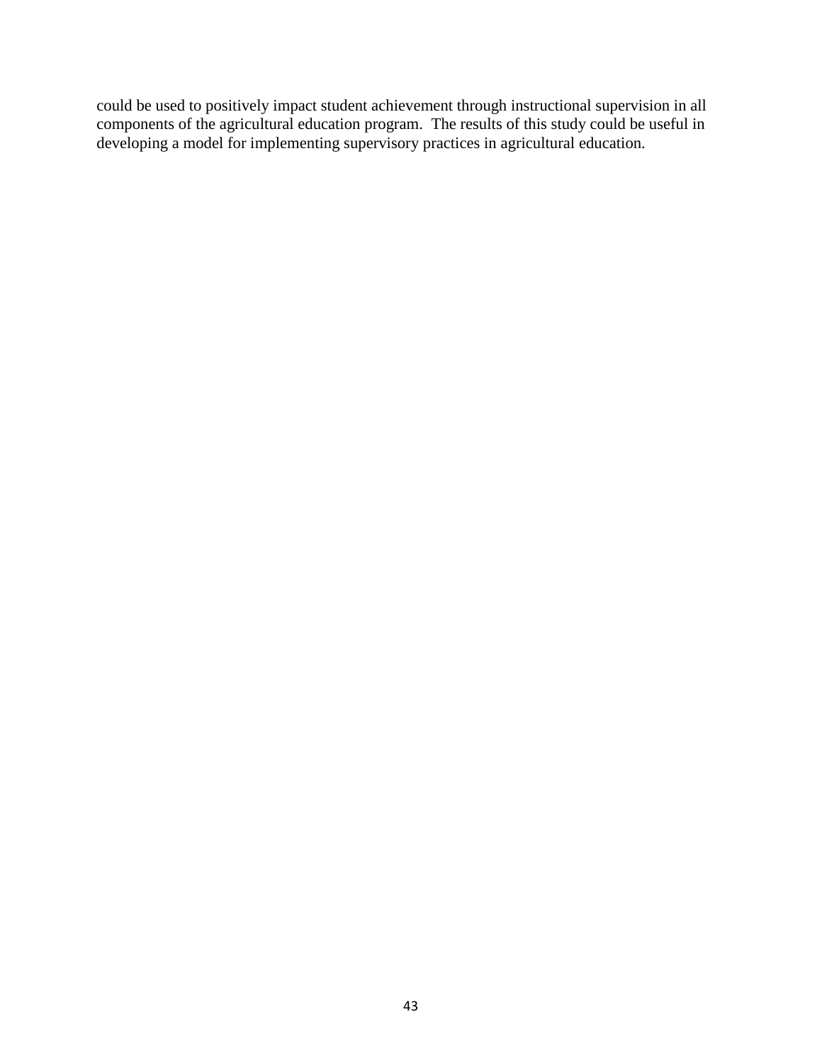could be used to positively impact student achievement through instructional supervision in all components of the agricultural education program. The results of this study could be useful in developing a model for implementing supervisory practices in agricultural education.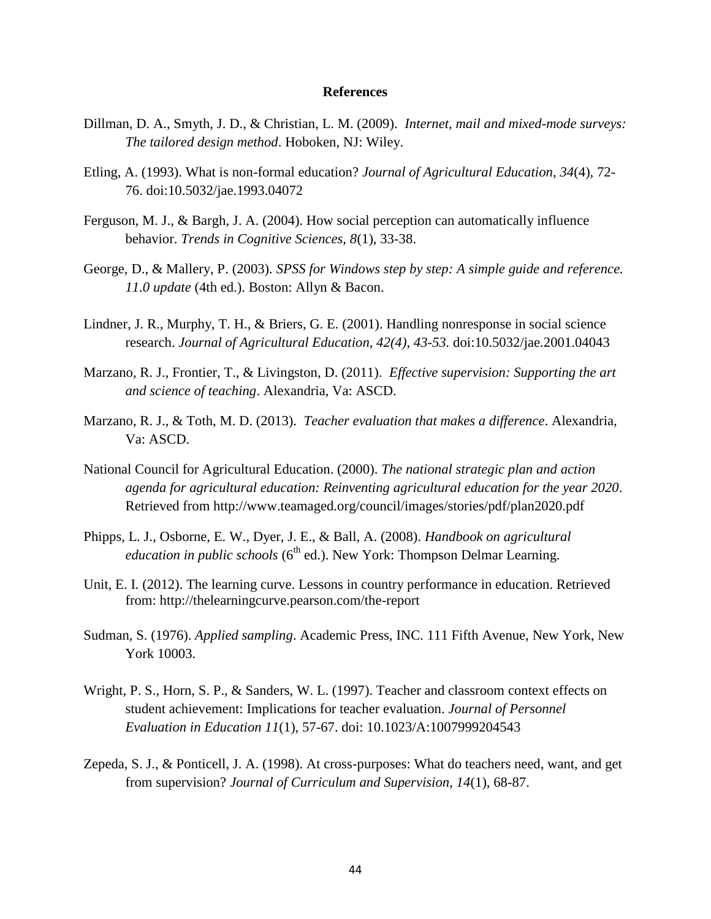# References

Dillman, D. A., Smyth, J. D., & Christian, L. M. (2009). *Internet, mail and mixed-mode surveys: The tailored design method*. Hoboken, NJ: Wiley.

Etling, A. (1993). What is non-formal education? *Journal of Agricultural Education*, *34*(4), 72-76. doi:10.5032/jae.1993.04072

Ferguson, M. J., & Bargh, J. A. (2004). How social perception can automatically influence behavior. *Trends in Cognitive Sciences, 8*(1), 33-38.

George, D., & Mallery, P. (2003). *SPSS for Windows step by step: A simple guide and reference. 11.0 update* (4th ed.). Boston: Allyn & Bacon.

Lindner, J. R., Murphy, T. H., & Briers, G. E. (2001). Handling nonresponse in social science research. *Journal of Agricultural Education, 42(4), 43-53.* doi:10.5032/jae.2001.04043

Marzano, R. J., Frontier, T., & Livingston, D. (2011). *Effective supervision: Supporting the art and science of teaching*. Alexandria, Va: ASCD.

Marzano, R. J., & Toth, M. D. (2013). *Teacher evaluation that makes a difference*. Alexandria, Va: ASCD.

National Council for Agricultural Education. (2000). *The national strategic plan and action agenda for agricultural education: Reinventing agricultural education for the year 2020*. Retrieved from http://www.teamaged.org/council/images/stories/pdf/plan2020.pdf

Phipps, L. J., Osborne, E. W., Dyer, J. E., & Ball, A. (2008). *Handbook on agricultural education in public schools* (6th ed.). New York: Thompson Delmar Learning.

Unit, E. I. (2012). The learning curve. Lessons in country performance in education. Retrieved from: http://thelearningcurve.pearson.com/the-report

Sudman, S. (1976). *Applied sampling*. Academic Press, INC. 111 Fifth Avenue, New York, New York 10003.

Wright, P. S., Horn, S. P., & Sanders, W. L. (1997). Teacher and classroom context effects on student achievement: Implications for teacher evaluation. *Journal of Personnel Evaluation in Education 11*(1), 57-67. doi: 10.1023/A:1007999204543

Zepeda, S. J., & Ponticell, J. A. (1998). At cross-purposes: What do teachers need, want, and get from supervision? *Journal of Curriculum and Supervision, 14*(1), 68-87.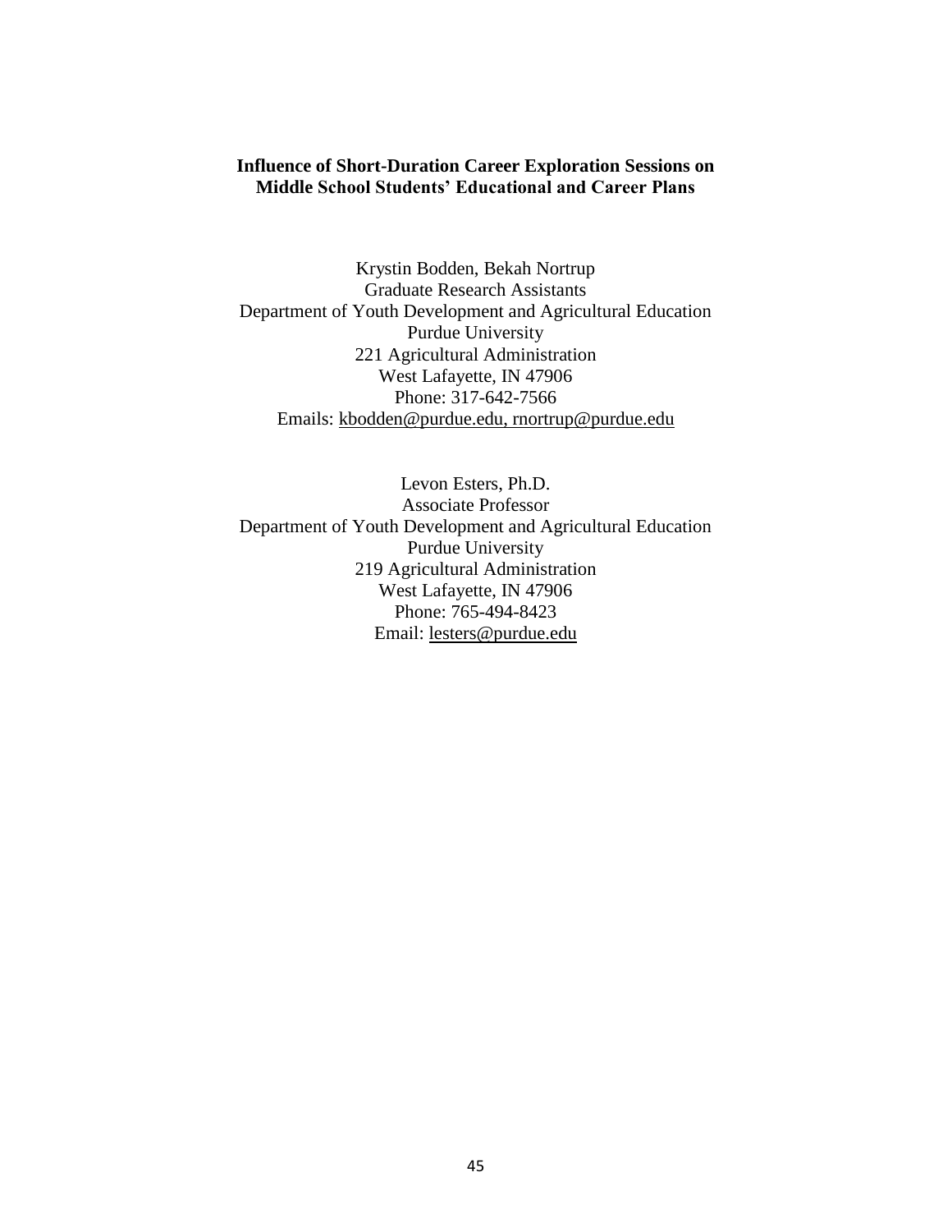# Influence of Short-Duration Career Exploration Sessions on Middle School Students' Educational and Career Plans

Krystin Bodden, Bekah Nortrup
Graduate Research Assistants
Department of Youth Development and Agricultural Education
Purdue University
221 Agricultural Administration
West Lafayette, IN 47906
Phone: 317-642-7566
Emails: kbodden@purdue.edu, rnortrup@purdue.edu

Levon Esters, Ph.D.
Associate Professor
Department of Youth Development and Agricultural Education
Purdue University
219 Agricultural Administration
West Lafayette, IN 47906
Phone: 765-494-8423
Email: lesters@purdue.edu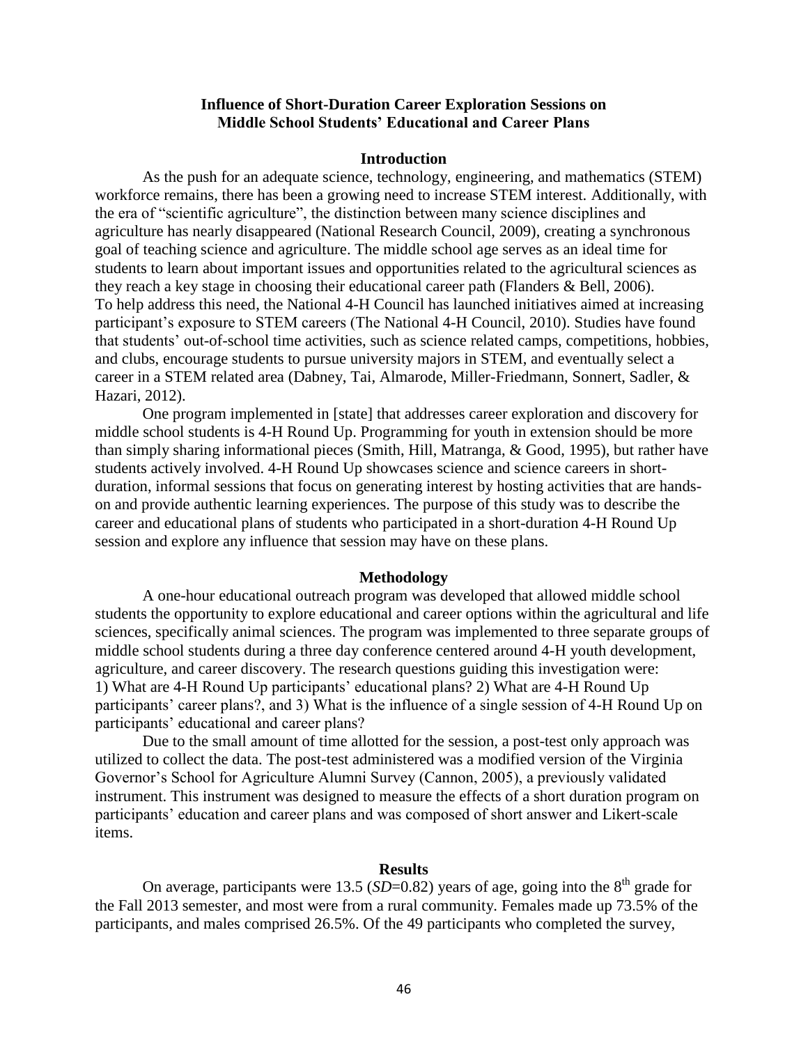## Influence of Short-Duration Career Exploration Sessions on Middle School Students' Educational and Career Plans

### Introduction

As the push for an adequate science, technology, engineering, and mathematics (STEM) workforce remains, there has been a growing need to increase STEM interest. Additionally, with the era of "scientific agriculture", the distinction between many science disciplines and agriculture has nearly disappeared (National Research Council, 2009), creating a synchronous goal of teaching science and agriculture. The middle school age serves as an ideal time for students to learn about important issues and opportunities related to the agricultural sciences as they reach a key stage in choosing their educational career path (Flanders & Bell, 2006). To help address this need, the National 4-H Council has launched initiatives aimed at increasing participant's exposure to STEM careers (The National 4-H Council, 2010). Studies have found that students' out-of-school time activities, such as science related camps, competitions, hobbies, and clubs, encourage students to pursue university majors in STEM, and eventually select a career in a STEM related area (Dabney, Tai, Almarode, Miller-Friedmann, Sonnert, Sadler, & Hazari, 2012).

One program implemented in [state] that addresses career exploration and discovery for middle school students is 4-H Round Up. Programming for youth in extension should be more than simply sharing informational pieces (Smith, Hill, Matranga, & Good, 1995), but rather have students actively involved. 4-H Round Up showcases science and science careers in short-duration, informal sessions that focus on generating interest by hosting activities that are hands-on and provide authentic learning experiences. The purpose of this study was to describe the career and educational plans of students who participated in a short-duration 4-H Round Up session and explore any influence that session may have on these plans.

### Methodology

A one-hour educational outreach program was developed that allowed middle school students the opportunity to explore educational and career options within the agricultural and life sciences, specifically animal sciences. The program was implemented to three separate groups of middle school students during a three day conference centered around 4-H youth development, agriculture, and career discovery. The research questions guiding this investigation were: 1) What are 4-H Round Up participants' educational plans? 2) What are 4-H Round Up participants' career plans?, and 3) What is the influence of a single session of 4-H Round Up on participants' educational and career plans?

Due to the small amount of time allotted for the session, a post-test only approach was utilized to collect the data. The post-test administered was a modified version of the Virginia Governor's School for Agriculture Alumni Survey (Cannon, 2005), a previously validated instrument. This instrument was designed to measure the effects of a short duration program on participants' education and career plans and was composed of short answer and Likert-scale items.

### Results

On average, participants were 13.5 (*SD*=0.82) years of age, going into the 8th grade for the Fall 2013 semester, and most were from a rural community. Females made up 73.5% of the participants, and males comprised 26.5%. Of the 49 participants who completed the survey,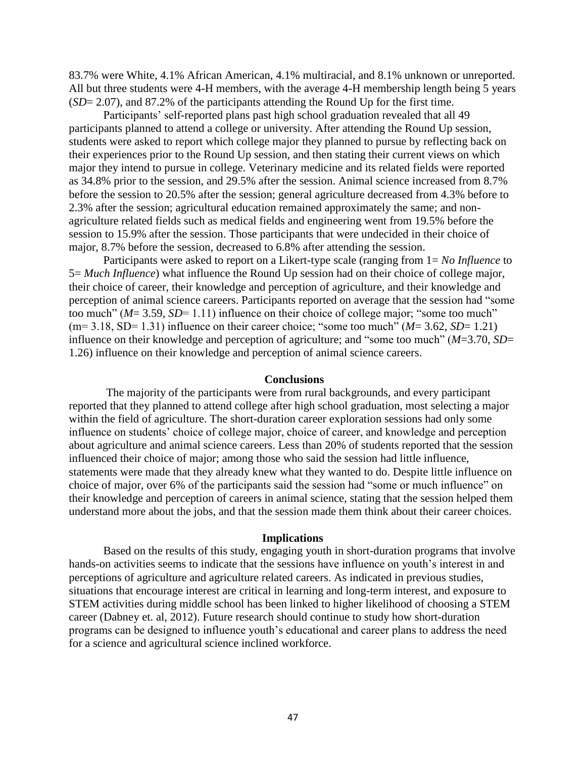83.7% were White, 4.1% African American, 4.1% multiracial, and 8.1% unknown or unreported. All but three students were 4-H members, with the average 4-H membership length being 5 years (*SD*= 2.07), and 87.2% of the participants attending the Round Up for the first time.

Participants' self-reported plans past high school graduation revealed that all 49 participants planned to attend a college or university. After attending the Round Up session, students were asked to report which college major they planned to pursue by reflecting back on their experiences prior to the Round Up session, and then stating their current views on which major they intend to pursue in college. Veterinary medicine and its related fields were reported as 34.8% prior to the session, and 29.5% after the session. Animal science increased from 8.7% before the session to 20.5% after the session; general agriculture decreased from 4.3% before to 2.3% after the session; agricultural education remained approximately the same; and non-agriculture related fields such as medical fields and engineering went from 19.5% before the session to 15.9% after the session. Those participants that were undecided in their choice of major, 8.7% before the session, decreased to 6.8% after attending the session.

Participants were asked to report on a Likert-type scale (ranging from 1= *No Influence* to 5= *Much Influence*) what influence the Round Up session had on their choice of college major, their choice of career, their knowledge and perception of agriculture, and their knowledge and perception of animal science careers. Participants reported on average that the session had "some too much" (*M*= 3.59, *SD*= 1.11) influence on their choice of college major; "some too much" (m= 3.18, SD= 1.31) influence on their career choice; "some too much" (*M*= 3.62, *SD*= 1.21) influence on their knowledge and perception of agriculture; and "some too much" (*M*=3.70, *SD*= 1.26) influence on their knowledge and perception of animal science careers.

## Conclusions

The majority of the participants were from rural backgrounds, and every participant reported that they planned to attend college after high school graduation, most selecting a major within the field of agriculture. The short-duration career exploration sessions had only some influence on students' choice of college major, choice of career, and knowledge and perception about agriculture and animal science careers. Less than 20% of students reported that the session influenced their choice of major; among those who said the session had little influence, statements were made that they already knew what they wanted to do. Despite little influence on choice of major, over 6% of the participants said the session had "some or much influence" on their knowledge and perception of careers in animal science, stating that the session helped them understand more about the jobs, and that the session made them think about their career choices.

## Implications

Based on the results of this study, engaging youth in short-duration programs that involve hands-on activities seems to indicate that the sessions have influence on youth's interest in and perceptions of agriculture and agriculture related careers. As indicated in previous studies, situations that encourage interest are critical in learning and long-term interest, and exposure to STEM activities during middle school has been linked to higher likelihood of choosing a STEM career (Dabney et. al, 2012). Future research should continue to study how short-duration programs can be designed to influence youth's educational and career plans to address the need for a science and agricultural science inclined workforce.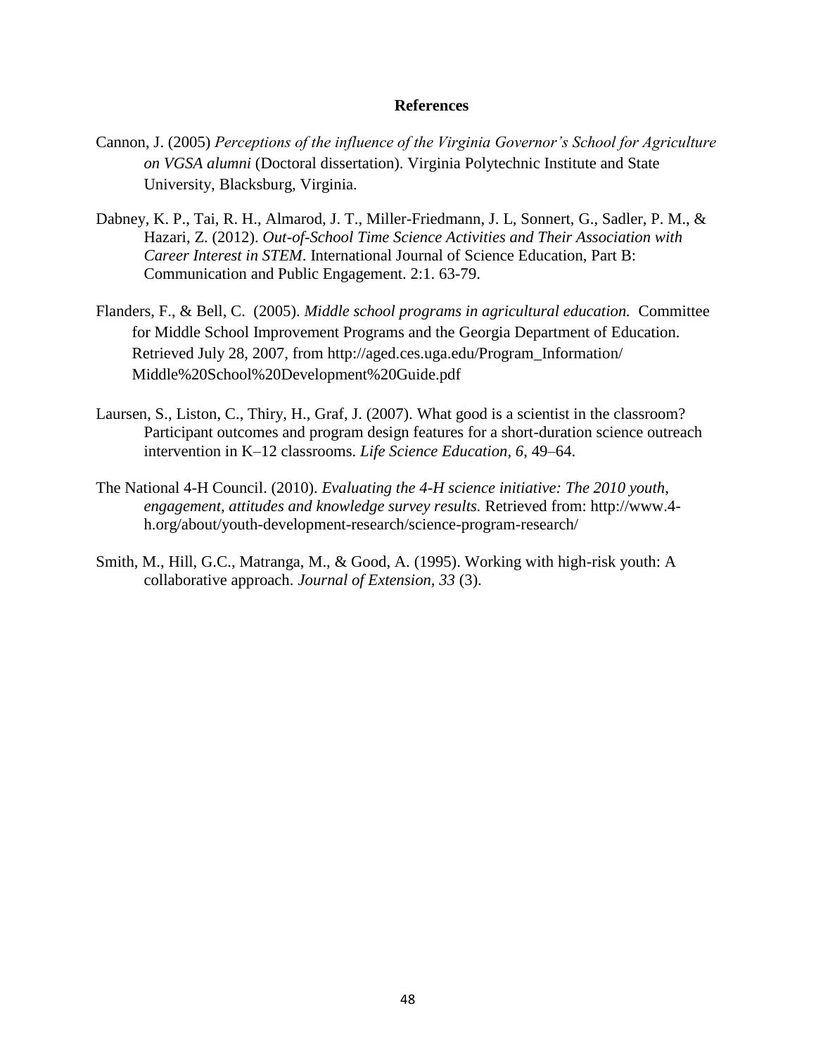## References

Cannon, J. (2005) *Perceptions of the influence of the Virginia Governor's School for Agriculture on VGSA alumni* (Doctoral dissertation). Virginia Polytechnic Institute and State University, Blacksburg, Virginia.

Dabney, K. P., Tai, R. H., Almarod, J. T., Miller-Friedmann, J. L, Sonnert, G., Sadler, P. M., & Hazari, Z. (2012). *Out-of-School Time Science Activities and Their Association with Career Interest in STEM*. International Journal of Science Education, Part B: Communication and Public Engagement. 2:1. 63-79.

Flanders, F., & Bell, C. (2005). *Middle school programs in agricultural education.* Committee for Middle School Improvement Programs and the Georgia Department of Education. Retrieved July 28, 2007, from http://aged.ces.uga.edu/Program_Information/Middle%20School%20Development%20Guide.pdf

Laursen, S., Liston, C., Thiry, H., Graf, J. (2007). What good is a scientist in the classroom? Participant outcomes and program design features for a short-duration science outreach intervention in K–12 classrooms. *Life Science Education, 6*, 49–64.

The National 4-H Council. (2010). *Evaluating the 4-H science initiative: The 2010 youth, engagement, attitudes and knowledge survey results.* Retrieved from: http://www.4-h.org/about/youth-development-research/science-program-research/

Smith, M., Hill, G.C., Matranga, M., & Good, A. (1995). Working with high-risk youth: A collaborative approach. *Journal of Extension, 33* (3).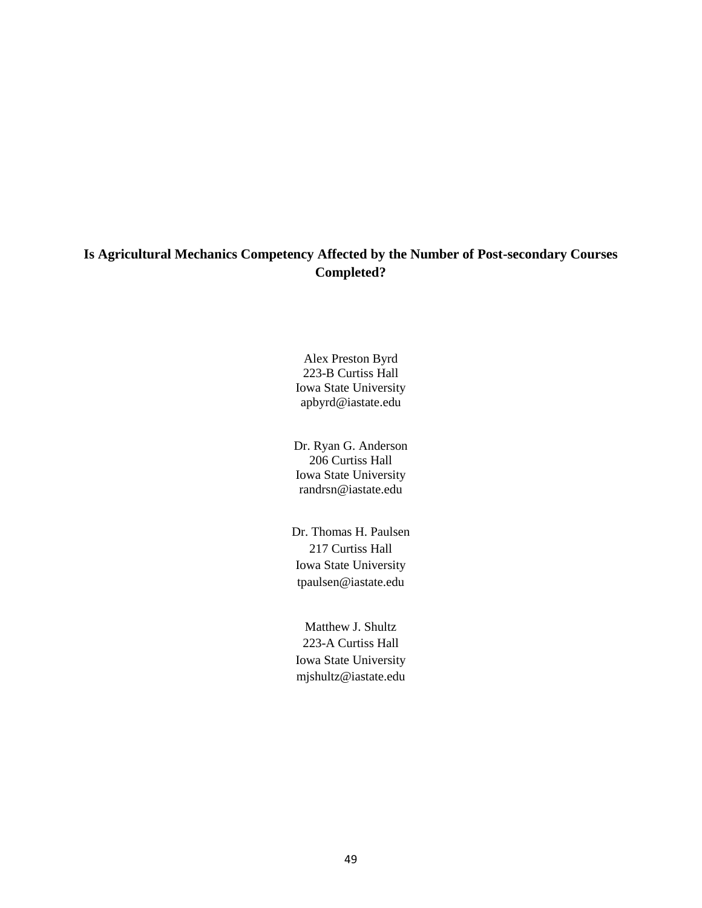# Is Agricultural Mechanics Competency Affected by the Number of Post-secondary Courses Completed?

Alex Preston Byrd
223-B Curtiss Hall
Iowa State University
apbyrd@iastate.edu

Dr. Ryan G. Anderson
206 Curtiss Hall
Iowa State University
randrsn@iastate.edu

Dr. Thomas H. Paulsen
217 Curtiss Hall
Iowa State University
tpaulsen@iastate.edu

Matthew J. Shultz
223-A Curtiss Hall
Iowa State University
mjshultz@iastate.edu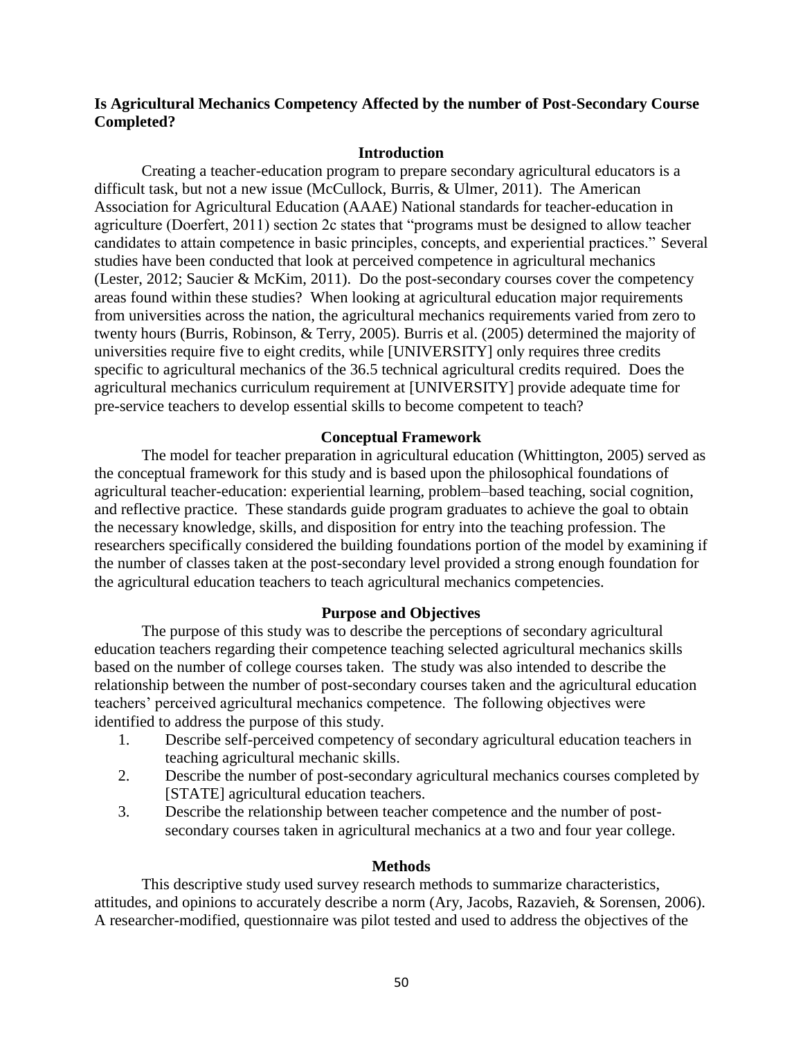**Is Agricultural Mechanics Competency Affected by the number of Post-Secondary Course Completed?**

## Introduction

Creating a teacher-education program to prepare secondary agricultural educators is a difficult task, but not a new issue (McCullock, Burris, & Ulmer, 2011). The American Association for Agricultural Education (AAAE) National standards for teacher-education in agriculture (Doerfert, 2011) section 2c states that "programs must be designed to allow teacher candidates to attain competence in basic principles, concepts, and experiential practices." Several studies have been conducted that look at perceived competence in agricultural mechanics (Lester, 2012; Saucier & McKim, 2011). Do the post-secondary courses cover the competency areas found within these studies? When looking at agricultural education major requirements from universities across the nation, the agricultural mechanics requirements varied from zero to twenty hours (Burris, Robinson, & Terry, 2005). Burris et al. (2005) determined the majority of universities require five to eight credits, while [UNIVERSITY] only requires three credits specific to agricultural mechanics of the 36.5 technical agricultural credits required. Does the agricultural mechanics curriculum requirement at [UNIVERSITY] provide adequate time for pre-service teachers to develop essential skills to become competent to teach?

## Conceptual Framework

The model for teacher preparation in agricultural education (Whittington, 2005) served as the conceptual framework for this study and is based upon the philosophical foundations of agricultural teacher-education: experiential learning, problem–based teaching, social cognition, and reflective practice. These standards guide program graduates to achieve the goal to obtain the necessary knowledge, skills, and disposition for entry into the teaching profession. The researchers specifically considered the building foundations portion of the model by examining if the number of classes taken at the post-secondary level provided a strong enough foundation for the agricultural education teachers to teach agricultural mechanics competencies.

## Purpose and Objectives

The purpose of this study was to describe the perceptions of secondary agricultural education teachers regarding their competence teaching selected agricultural mechanics skills based on the number of college courses taken. The study was also intended to describe the relationship between the number of post-secondary courses taken and the agricultural education teachers' perceived agricultural mechanics competence. The following objectives were identified to address the purpose of this study.

1. Describe self-perceived competency of secondary agricultural education teachers in teaching agricultural mechanic skills.
2. Describe the number of post-secondary agricultural mechanics courses completed by [STATE] agricultural education teachers.
3. Describe the relationship between teacher competence and the number of post-secondary courses taken in agricultural mechanics at a two and four year college.

## Methods

This descriptive study used survey research methods to summarize characteristics, attitudes, and opinions to accurately describe a norm (Ary, Jacobs, Razavieh, & Sorensen, 2006). A researcher-modified, questionnaire was pilot tested and used to address the objectives of the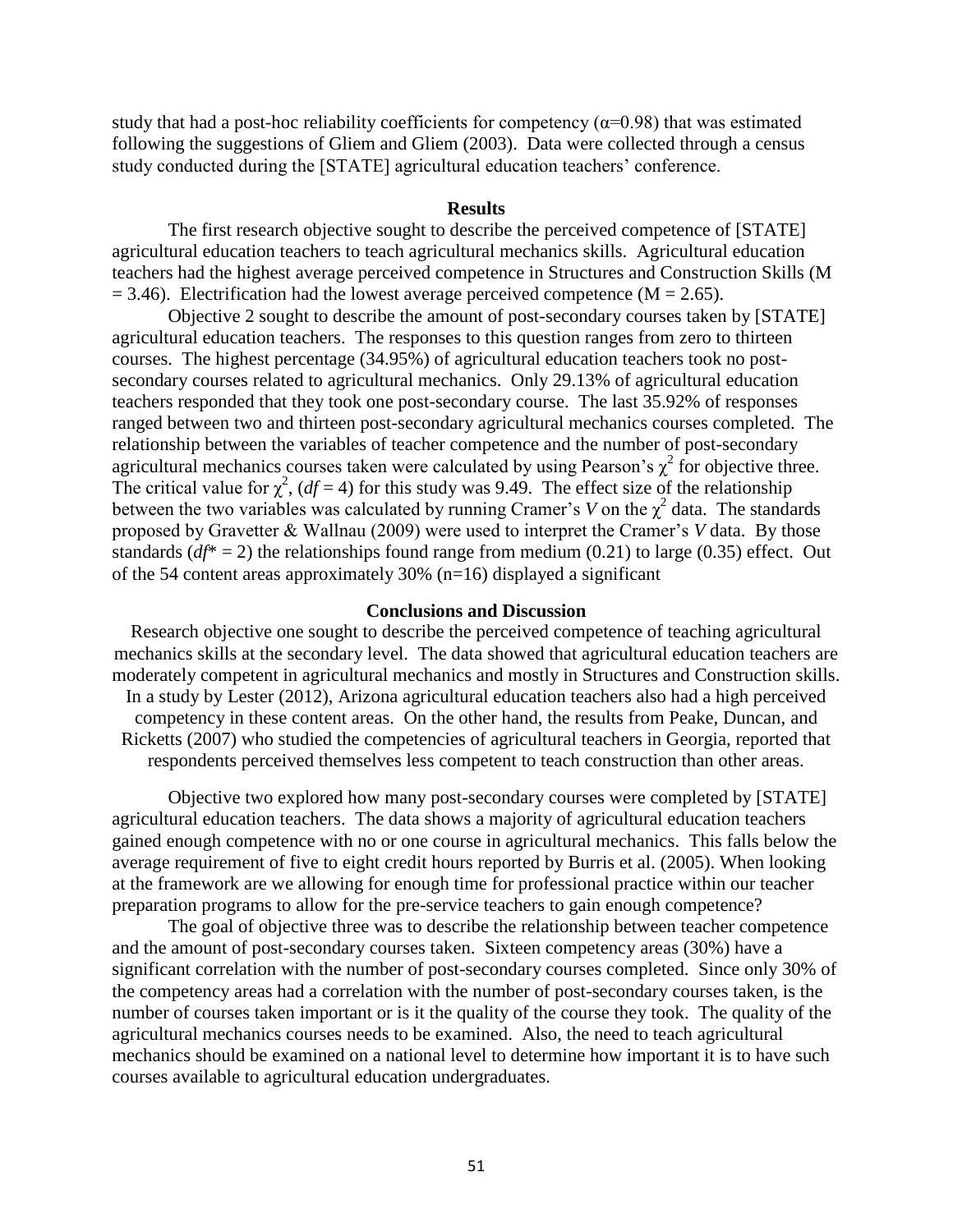study that had a post-hoc reliability coefficients for competency ($\alpha$=0.98) that was estimated following the suggestions of Gliem and Gliem (2003). Data were collected through a census study conducted during the [STATE] agricultural education teachers' conference.

## Results

The first research objective sought to describe the perceived competence of [STATE] agricultural education teachers to teach agricultural mechanics skills. Agricultural education teachers had the highest average perceived competence in Structures and Construction Skills (M = 3.46). Electrification had the lowest average perceived competence (M = 2.65).

Objective 2 sought to describe the amount of post-secondary courses taken by [STATE] agricultural education teachers. The responses to this question ranges from zero to thirteen courses. The highest percentage (34.95%) of agricultural education teachers took no post-secondary courses related to agricultural mechanics. Only 29.13% of agricultural education teachers responded that they took one post-secondary course. The last 35.92% of responses ranged between two and thirteen post-secondary agricultural mechanics courses completed. The relationship between the variables of teacher competence and the number of post-secondary agricultural mechanics courses taken were calculated by using Pearson's $\chi^2$ for objective three. The critical value for $\chi^2$, ($df = 4$) for this study was 9.49. The effect size of the relationship between the two variables was calculated by running Cramer's *V* on the $\chi^2$ data. The standards proposed by Gravetter & Wallnau (2009) were used to interpret the Cramer's *V* data. By those standards ($df^* = 2$) the relationships found range from medium (0.21) to large (0.35) effect. Out of the 54 content areas approximately 30% (n=16) displayed a significant

## Conclusions and Discussion

Research objective one sought to describe the perceived competence of teaching agricultural mechanics skills at the secondary level. The data showed that agricultural education teachers are moderately competent in agricultural mechanics and mostly in Structures and Construction skills. In a study by Lester (2012), Arizona agricultural education teachers also had a high perceived competency in these content areas. On the other hand, the results from Peake, Duncan, and Ricketts (2007) who studied the competencies of agricultural teachers in Georgia, reported that respondents perceived themselves less competent to teach construction than other areas.

Objective two explored how many post-secondary courses were completed by [STATE] agricultural education teachers. The data shows a majority of agricultural education teachers gained enough competence with no or one course in agricultural mechanics. This falls below the average requirement of five to eight credit hours reported by Burris et al. (2005). When looking at the framework are we allowing for enough time for professional practice within our teacher preparation programs to allow for the pre-service teachers to gain enough competence?

The goal of objective three was to describe the relationship between teacher competence and the amount of post-secondary courses taken. Sixteen competency areas (30%) have a significant correlation with the number of post-secondary courses completed. Since only 30% of the competency areas had a correlation with the number of post-secondary courses taken, is the number of courses taken important or is it the quality of the course they took. The quality of the agricultural mechanics courses needs to be examined. Also, the need to teach agricultural mechanics should be examined on a national level to determine how important it is to have such courses available to agricultural education undergraduates.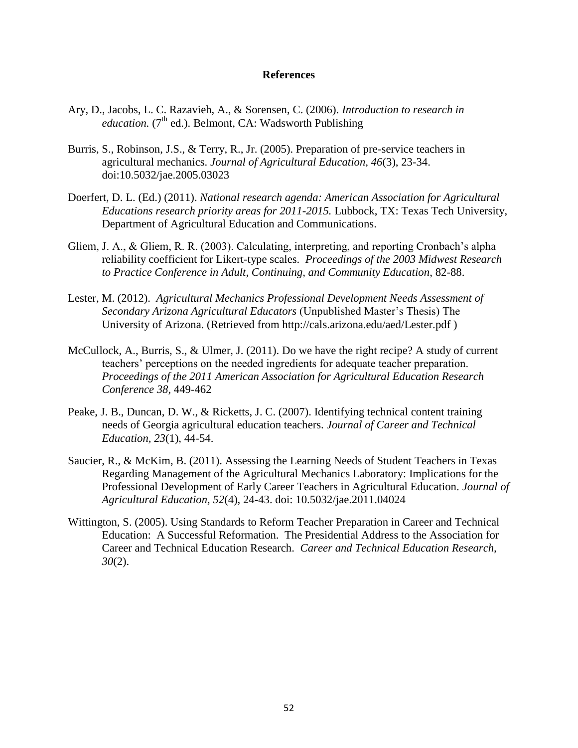# References

Ary, D., Jacobs, L. C. Razavieh, A., & Sorensen, C. (2006). *Introduction to research in education.* (7th ed.). Belmont, CA: Wadsworth Publishing

Burris, S., Robinson, J.S., & Terry, R., Jr. (2005). Preparation of pre-service teachers in agricultural mechanics. *Journal of Agricultural Education, 46*(3), 23-34. doi:10.5032/jae.2005.03023

Doerfert, D. L. (Ed.) (2011). *National research agenda: American Association for Agricultural Educations research priority areas for 2011-2015.* Lubbock, TX: Texas Tech University, Department of Agricultural Education and Communications.

Gliem, J. A., & Gliem, R. R. (2003). Calculating, interpreting, and reporting Cronbach's alpha reliability coefficient for Likert-type scales. *Proceedings of the 2003 Midwest Research to Practice Conference in Adult, Continuing, and Community Education*, 82-88.

Lester, M. (2012). *Agricultural Mechanics Professional Development Needs Assessment of Secondary Arizona Agricultural Educators* (Unpublished Master's Thesis) The University of Arizona. (Retrieved from http://cals.arizona.edu/aed/Lester.pdf )

McCullock, A., Burris, S., & Ulmer, J. (2011). Do we have the right recipe? A study of current teachers' perceptions on the needed ingredients for adequate teacher preparation. *Proceedings of the 2011 American Association for Agricultural Education Research Conference 38*, 449-462

Peake, J. B., Duncan, D. W., & Ricketts, J. C. (2007). Identifying technical content training needs of Georgia agricultural education teachers. *Journal of Career and Technical Education, 23*(1), 44-54.

Saucier, R., & McKim, B. (2011). Assessing the Learning Needs of Student Teachers in Texas Regarding Management of the Agricultural Mechanics Laboratory: Implications for the Professional Development of Early Career Teachers in Agricultural Education. *Journal of Agricultural Education, 52*(4), 24-43. doi: 10.5032/jae.2011.04024

Wittington, S. (2005). Using Standards to Reform Teacher Preparation in Career and Technical Education: A Successful Reformation. The Presidential Address to the Association for Career and Technical Education Research. *Career and Technical Education Research, 30*(2).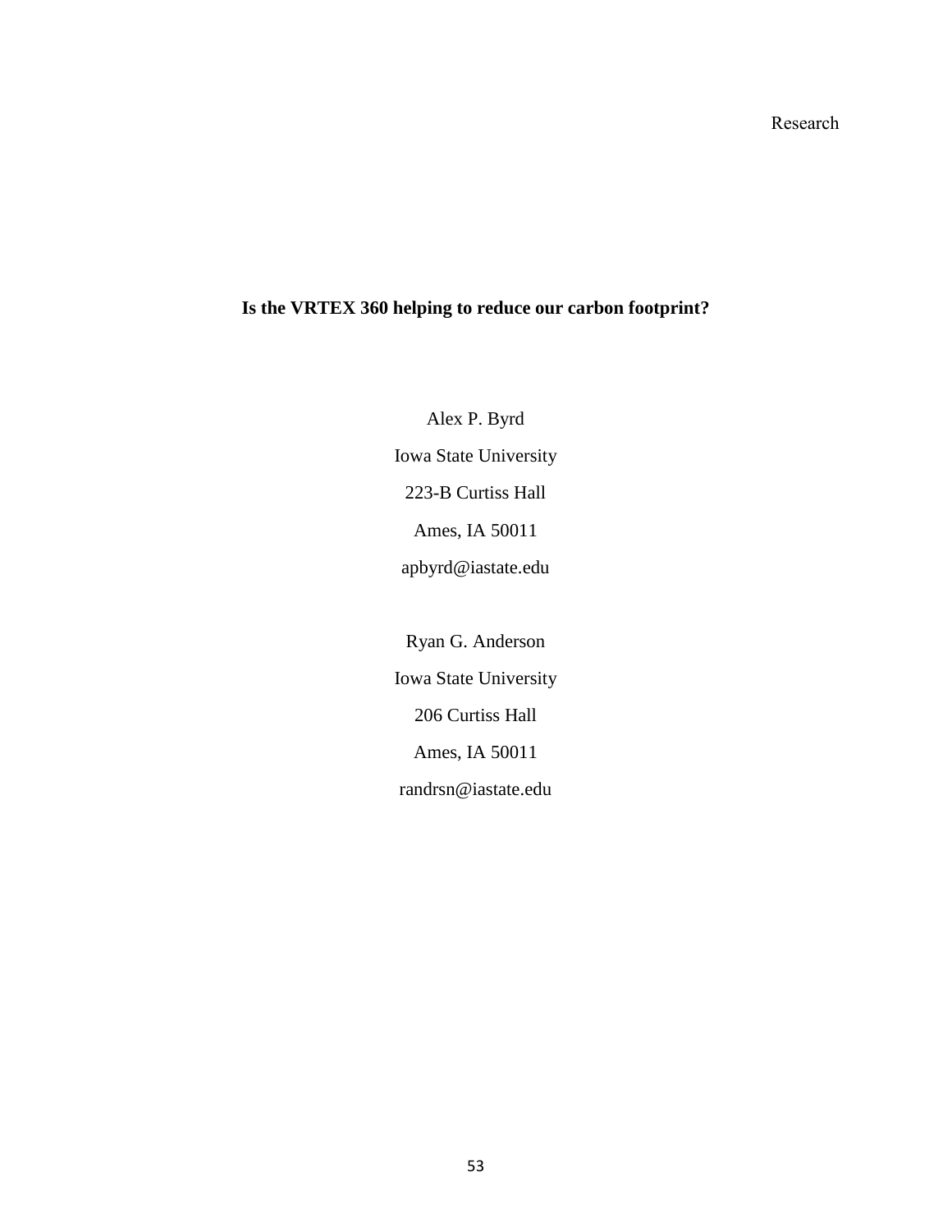Research

# Is the VRTEX 360 helping to reduce our carbon footprint?

Alex P. Byrd

Iowa State University

223-B Curtiss Hall

Ames, IA 50011

apbyrd@iastate.edu

Ryan G. Anderson

Iowa State University

206 Curtiss Hall

Ames, IA 50011

randrsn@iastate.edu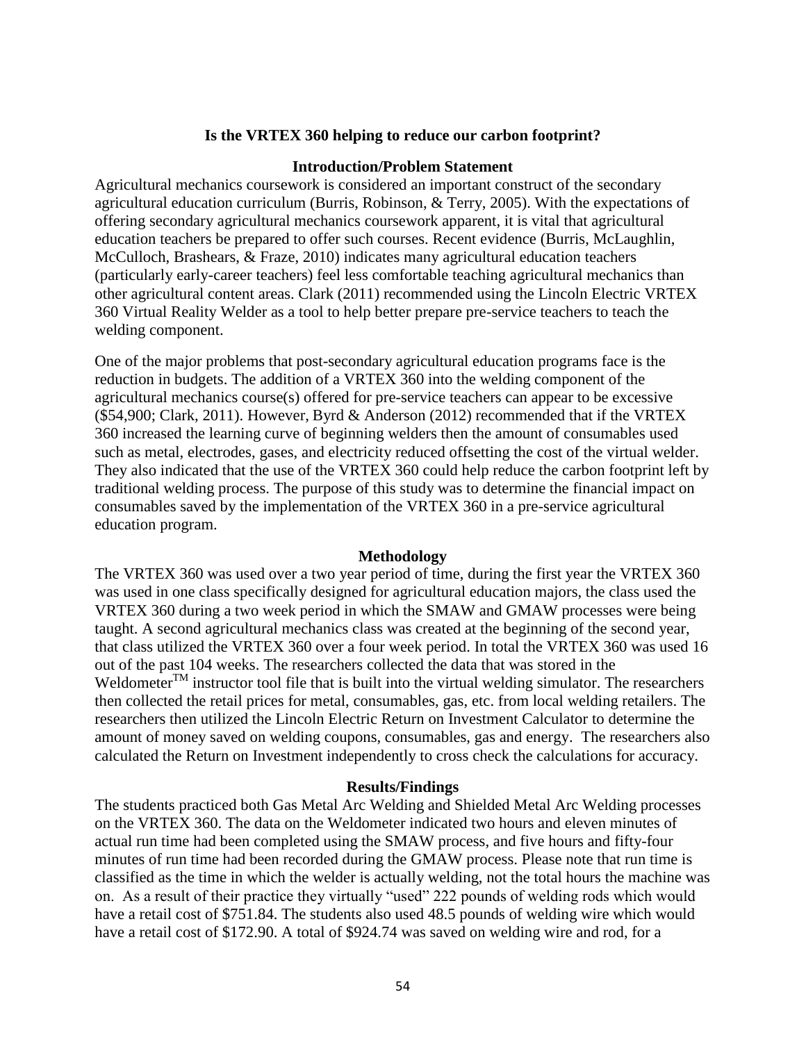## Is the VRTEX 360 helping to reduce our carbon footprint?

### Introduction/Problem Statement

Agricultural mechanics coursework is considered an important construct of the secondary agricultural education curriculum (Burris, Robinson, & Terry, 2005). With the expectations of offering secondary agricultural mechanics coursework apparent, it is vital that agricultural education teachers be prepared to offer such courses. Recent evidence (Burris, McLaughlin, McCulloch, Brashears, & Fraze, 2010) indicates many agricultural education teachers (particularly early-career teachers) feel less comfortable teaching agricultural mechanics than other agricultural content areas. Clark (2011) recommended using the Lincoln Electric VRTEX 360 Virtual Reality Welder as a tool to help better prepare pre-service teachers to teach the welding component.

One of the major problems that post-secondary agricultural education programs face is the reduction in budgets. The addition of a VRTEX 360 into the welding component of the agricultural mechanics course(s) offered for pre-service teachers can appear to be excessive ($54,900; Clark, 2011). However, Byrd & Anderson (2012) recommended that if the VRTEX 360 increased the learning curve of beginning welders then the amount of consumables used such as metal, electrodes, gases, and electricity reduced offsetting the cost of the virtual welder. They also indicated that the use of the VRTEX 360 could help reduce the carbon footprint left by traditional welding process. The purpose of this study was to determine the financial impact on consumables saved by the implementation of the VRTEX 360 in a pre-service agricultural education program.

### Methodology

The VRTEX 360 was used over a two year period of time, during the first year the VRTEX 360 was used in one class specifically designed for agricultural education majors, the class used the VRTEX 360 during a two week period in which the SMAW and GMAW processes were being taught. A second agricultural mechanics class was created at the beginning of the second year, that class utilized the VRTEX 360 over a four week period. In total the VRTEX 360 was used 16 out of the past 104 weeks. The researchers collected the data that was stored in the Weldometer™ instructor tool file that is built into the virtual welding simulator. The researchers then collected the retail prices for metal, consumables, gas, etc. from local welding retailers. The researchers then utilized the Lincoln Electric Return on Investment Calculator to determine the amount of money saved on welding coupons, consumables, gas and energy. The researchers also calculated the Return on Investment independently to cross check the calculations for accuracy.

### Results/Findings

The students practiced both Gas Metal Arc Welding and Shielded Metal Arc Welding processes on the VRTEX 360. The data on the Weldometer indicated two hours and eleven minutes of actual run time had been completed using the SMAW process, and five hours and fifty-four minutes of run time had been recorded during the GMAW process. Please note that run time is classified as the time in which the welder is actually welding, not the total hours the machine was on. As a result of their practice they virtually "used" 222 pounds of welding rods which would have a retail cost of $751.84. The students also used 48.5 pounds of welding wire which would have a retail cost of $172.90. A total of $924.74 was saved on welding wire and rod, for a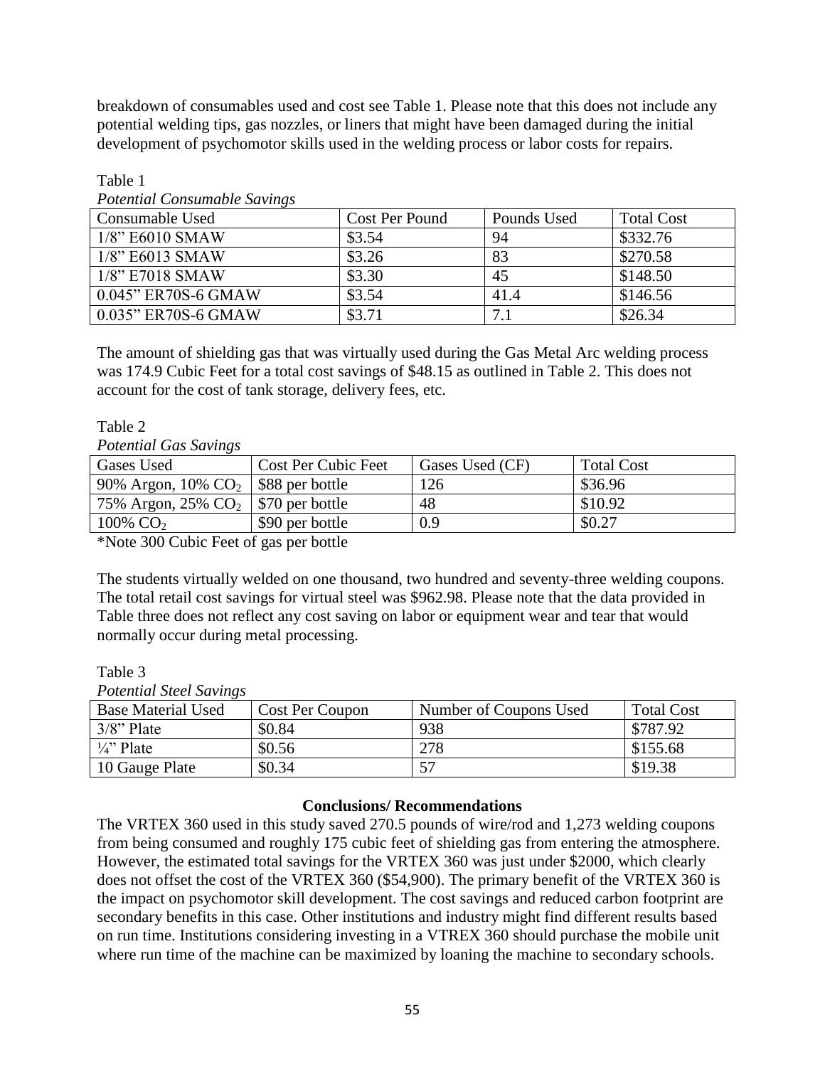breakdown of consumables used and cost see Table 1. Please note that this does not include any potential welding tips, gas nozzles, or liners that might have been damaged during the initial development of psychomotor skills used in the welding process or labor costs for repairs.

Table 1

*Potential Consumable Savings*

| Consumable Used | Cost Per Pound | Pounds Used | Total Cost |
|---|---|---|---|
| 1/8" E6010 SMAW | $3.54 | 94 | $332.76 |
| 1/8" E6013 SMAW | $3.26 | 83 | $270.58 |
| 1/8" E7018 SMAW | $3.30 | 45 | $148.50 |
| 0.045" ER70S-6 GMAW | $3.54 | 41.4 | $146.56 |
| 0.035" ER70S-6 GMAW | $3.71 | 7.1 | $26.34 |

The amount of shielding gas that was virtually used during the Gas Metal Arc welding process was 174.9 Cubic Feet for a total cost savings of $48.15 as outlined in Table 2. This does not account for the cost of tank storage, delivery fees, etc.

Table 2

*Potential Gas Savings*

| Gases Used | Cost Per Cubic Feet | Gases Used (CF) | Total Cost |
|---|---|---|---|
| 90% Argon, 10% $CO_2$ | $88 per bottle | 126 | $36.96 |
| 75% Argon, 25% $CO_2$ | $70 per bottle | 48 | $10.92 |
| 100% $CO_2$ | $90 per bottle | 0.9 | $0.27 |

*Note 300 Cubic Feet of gas per bottle

The students virtually welded on one thousand, two hundred and seventy-three welding coupons. The total retail cost savings for virtual steel was $962.98. Please note that the data provided in Table three does not reflect any cost saving on labor or equipment wear and tear that would normally occur during metal processing.

Table 3

*Potential Steel Savings*

| Base Material Used | Cost Per Coupon | Number of Coupons Used | Total Cost |
|---|---|---|---|
| 3/8" Plate | $0.84 | 938 | $787.92 |
| ¼" Plate | $0.56 | 278 | $155.68 |
| 10 Gauge Plate | $0.34 | 57 | $19.38 |

## Conclusions/ Recommendations

The VRTEX 360 used in this study saved 270.5 pounds of wire/rod and 1,273 welding coupons from being consumed and roughly 175 cubic feet of shielding gas from entering the atmosphere. However, the estimated total savings for the VRTEX 360 was just under $2000, which clearly does not offset the cost of the VRTEX 360 ($54,900). The primary benefit of the VRTEX 360 is the impact on psychomotor skill development. The cost savings and reduced carbon footprint are secondary benefits in this case. Other institutions and industry might find different results based on run time. Institutions considering investing in a VTREX 360 should purchase the mobile unit where run time of the machine can be maximized by loaning the machine to secondary schools.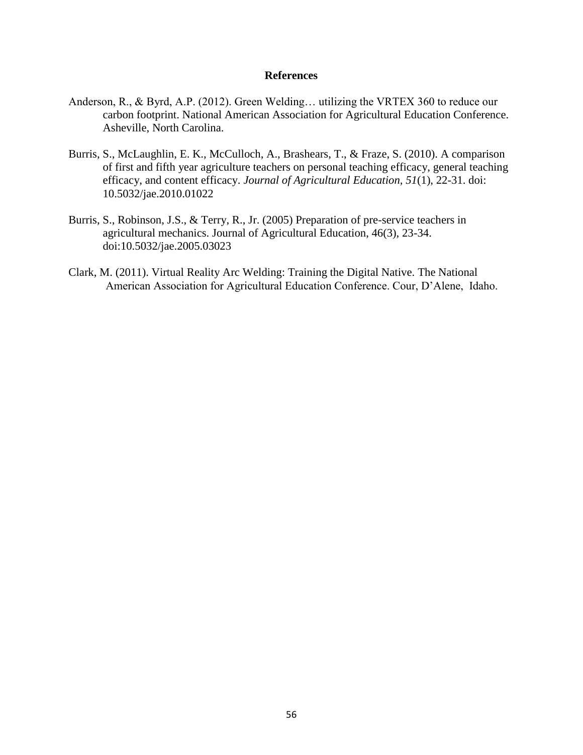# References

Anderson, R., & Byrd, A.P. (2012). Green Welding… utilizing the VRTEX 360 to reduce our carbon footprint. National American Association for Agricultural Education Conference. Asheville, North Carolina.

Burris, S., McLaughlin, E. K., McCulloch, A., Brashears, T., & Fraze, S. (2010). A comparison of first and fifth year agriculture teachers on personal teaching efficacy, general teaching efficacy, and content efficacy. *Journal of Agricultural Education, 51*(1), 22-31. doi: 10.5032/jae.2010.01022

Burris, S., Robinson, J.S., & Terry, R., Jr. (2005) Preparation of pre-service teachers in agricultural mechanics. Journal of Agricultural Education, 46(3), 23-34. doi:10.5032/jae.2005.03023

Clark, M. (2011). Virtual Reality Arc Welding: Training the Digital Native. The National American Association for Agricultural Education Conference. Cour, D'Alene, Idaho.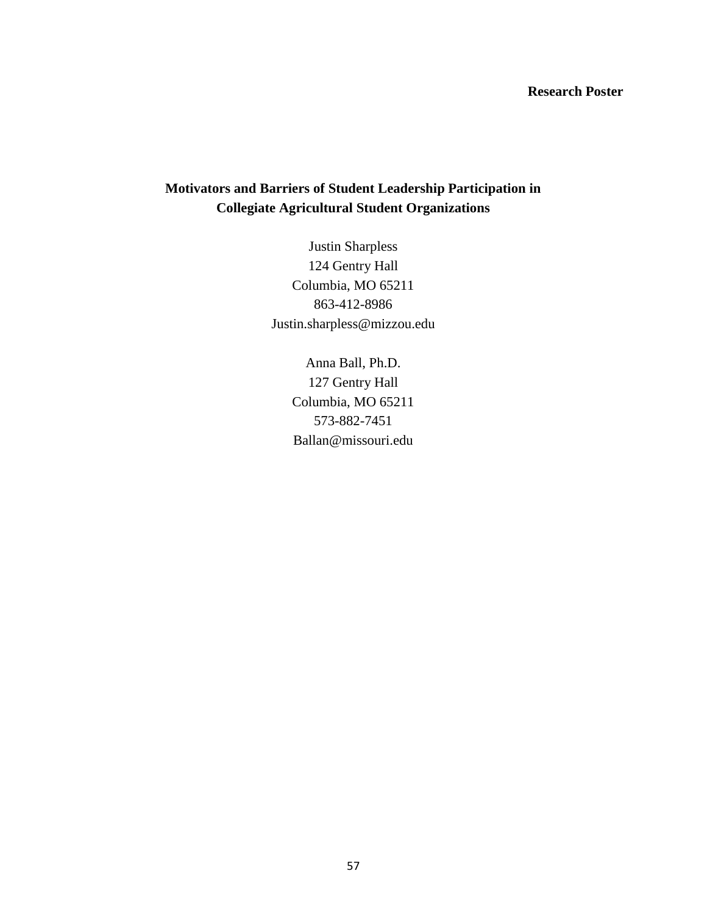**Research Poster**

# Motivators and Barriers of Student Leadership Participation in Collegiate Agricultural Student Organizations

Justin Sharpless
124 Gentry Hall
Columbia, MO 65211
863-412-8986
Justin.sharpless@mizzou.edu

Anna Ball, Ph.D.
127 Gentry Hall
Columbia, MO 65211
573-882-7451
Ballan@missouri.edu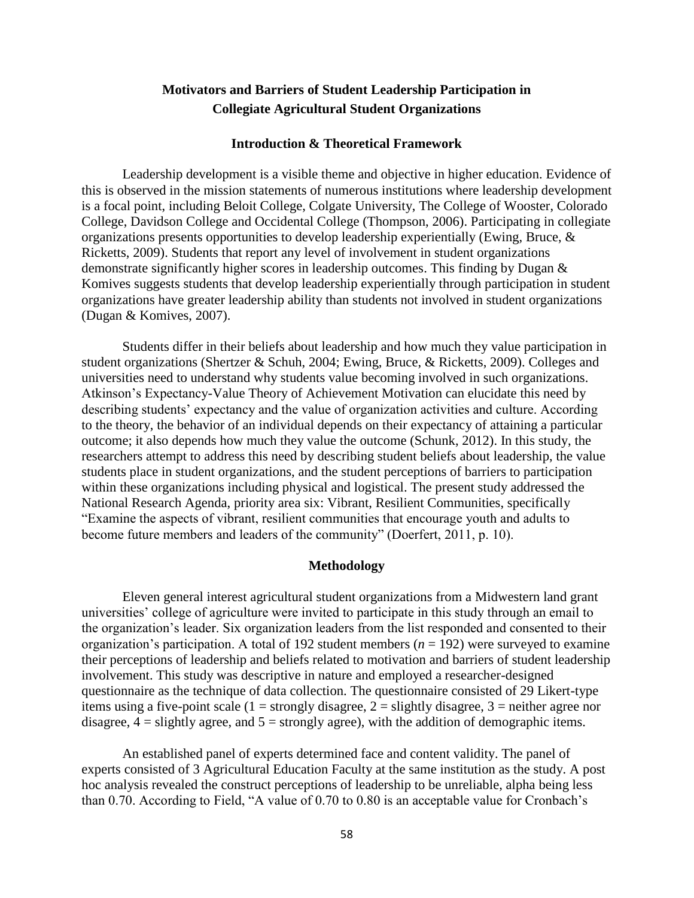## Motivators and Barriers of Student Leadership Participation in Collegiate Agricultural Student Organizations

### Introduction & Theoretical Framework

Leadership development is a visible theme and objective in higher education. Evidence of this is observed in the mission statements of numerous institutions where leadership development is a focal point, including Beloit College, Colgate University, The College of Wooster, Colorado College, Davidson College and Occidental College (Thompson, 2006). Participating in collegiate organizations presents opportunities to develop leadership experientially (Ewing, Bruce, & Ricketts, 2009). Students that report any level of involvement in student organizations demonstrate significantly higher scores in leadership outcomes. This finding by Dugan & Komives suggests students that develop leadership experientially through participation in student organizations have greater leadership ability than students not involved in student organizations (Dugan & Komives, 2007).

Students differ in their beliefs about leadership and how much they value participation in student organizations (Shertzer & Schuh, 2004; Ewing, Bruce, & Ricketts, 2009). Colleges and universities need to understand why students value becoming involved in such organizations. Atkinson's Expectancy-Value Theory of Achievement Motivation can elucidate this need by describing students' expectancy and the value of organization activities and culture. According to the theory, the behavior of an individual depends on their expectancy of attaining a particular outcome; it also depends how much they value the outcome (Schunk, 2012). In this study, the researchers attempt to address this need by describing student beliefs about leadership, the value students place in student organizations, and the student perceptions of barriers to participation within these organizations including physical and logistical. The present study addressed the National Research Agenda, priority area six: Vibrant, Resilient Communities, specifically "Examine the aspects of vibrant, resilient communities that encourage youth and adults to become future members and leaders of the community" (Doerfert, 2011, p. 10).

### Methodology

Eleven general interest agricultural student organizations from a Midwestern land grant universities' college of agriculture were invited to participate in this study through an email to the organization's leader. Six organization leaders from the list responded and consented to their organization's participation. A total of 192 student members ($n = 192$) were surveyed to examine their perceptions of leadership and beliefs related to motivation and barriers of student leadership involvement. This study was descriptive in nature and employed a researcher-designed questionnaire as the technique of data collection. The questionnaire consisted of 29 Likert-type items using a five-point scale (1 = strongly disagree, 2 = slightly disagree, 3 = neither agree nor disagree, 4 = slightly agree, and 5 = strongly agree), with the addition of demographic items.

An established panel of experts determined face and content validity. The panel of experts consisted of 3 Agricultural Education Faculty at the same institution as the study. A post hoc analysis revealed the construct perceptions of leadership to be unreliable, alpha being less than 0.70. According to Field, "A value of 0.70 to 0.80 is an acceptable value for Cronbach's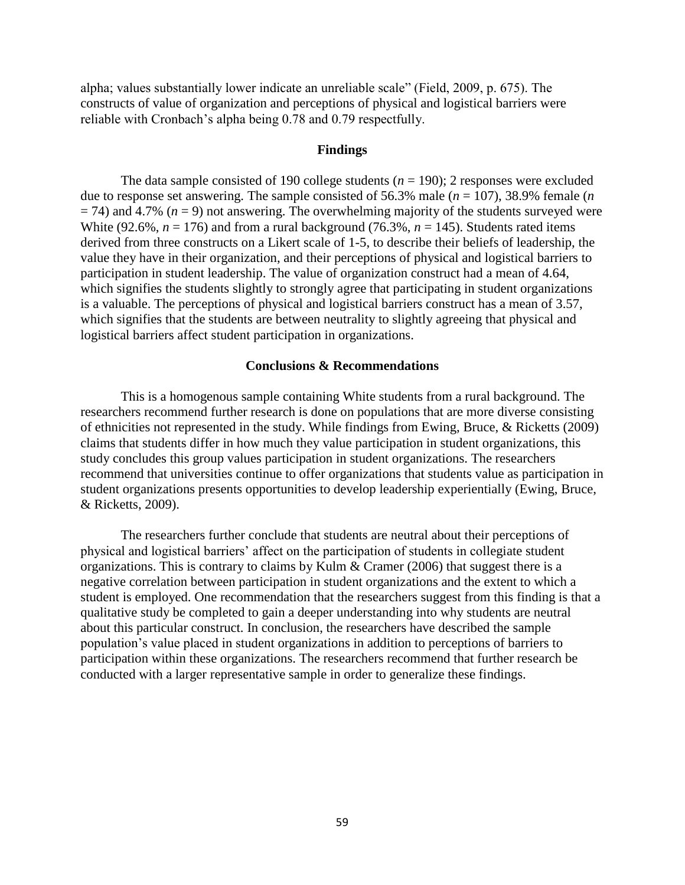alpha; values substantially lower indicate an unreliable scale" (Field, 2009, p. 675). The constructs of value of organization and perceptions of physical and logistical barriers were reliable with Cronbach's alpha being 0.78 and 0.79 respectfully.

## Findings

The data sample consisted of 190 college students ($n$ = 190); 2 responses were excluded due to response set answering. The sample consisted of 56.3% male ($n$ = 107), 38.9% female ($n$ = 74) and 4.7% ($n$ = 9) not answering. The overwhelming majority of the students surveyed were White (92.6%, $n$ = 176) and from a rural background (76.3%, $n$ = 145). Students rated items derived from three constructs on a Likert scale of 1-5, to describe their beliefs of leadership, the value they have in their organization, and their perceptions of physical and logistical barriers to participation in student leadership. The value of organization construct had a mean of 4.64, which signifies the students slightly to strongly agree that participating in student organizations is a valuable. The perceptions of physical and logistical barriers construct has a mean of 3.57, which signifies that the students are between neutrality to slightly agreeing that physical and logistical barriers affect student participation in organizations.

## Conclusions & Recommendations

This is a homogenous sample containing White students from a rural background. The researchers recommend further research is done on populations that are more diverse consisting of ethnicities not represented in the study. While findings from Ewing, Bruce, & Ricketts (2009) claims that students differ in how much they value participation in student organizations, this study concludes this group values participation in student organizations. The researchers recommend that universities continue to offer organizations that students value as participation in student organizations presents opportunities to develop leadership experientially (Ewing, Bruce, & Ricketts, 2009).

The researchers further conclude that students are neutral about their perceptions of physical and logistical barriers' affect on the participation of students in collegiate student organizations. This is contrary to claims by Kulm & Cramer (2006) that suggest there is a negative correlation between participation in student organizations and the extent to which a student is employed. One recommendation that the researchers suggest from this finding is that a qualitative study be completed to gain a deeper understanding into why students are neutral about this particular construct. In conclusion, the researchers have described the sample population's value placed in student organizations in addition to perceptions of barriers to participation within these organizations. The researchers recommend that further research be conducted with a larger representative sample in order to generalize these findings.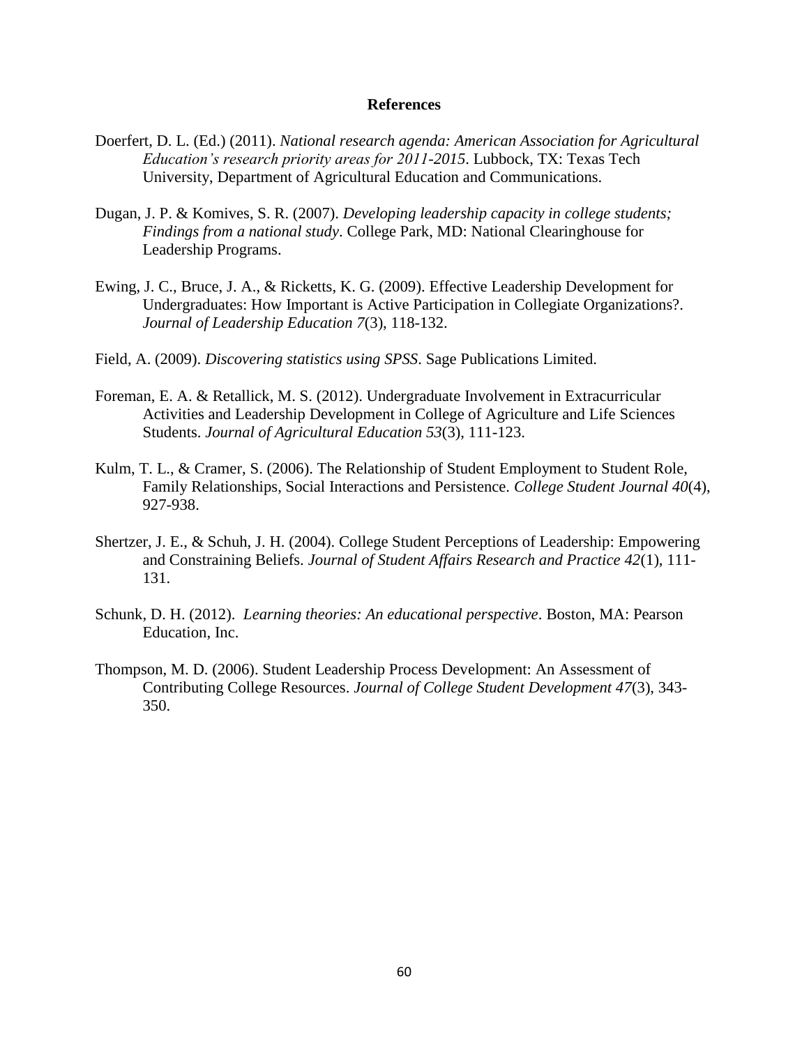# References

Doerfert, D. L. (Ed.) (2011). *National research agenda: American Association for Agricultural Education's research priority areas for 2011-2015*. Lubbock, TX: Texas Tech University, Department of Agricultural Education and Communications.

Dugan, J. P. & Komives, S. R. (2007). *Developing leadership capacity in college students; Findings from a national study*. College Park, MD: National Clearinghouse for Leadership Programs.

Ewing, J. C., Bruce, J. A., & Ricketts, K. G. (2009). Effective Leadership Development for Undergraduates: How Important is Active Participation in Collegiate Organizations?. *Journal of Leadership Education 7*(3), 118-132.

Field, A. (2009). *Discovering statistics using SPSS*. Sage Publications Limited.

Foreman, E. A. & Retallick, M. S. (2012). Undergraduate Involvement in Extracurricular Activities and Leadership Development in College of Agriculture and Life Sciences Students. *Journal of Agricultural Education 53*(3), 111-123.

Kulm, T. L., & Cramer, S. (2006). The Relationship of Student Employment to Student Role, Family Relationships, Social Interactions and Persistence. *College Student Journal 40*(4), 927-938.

Shertzer, J. E., & Schuh, J. H. (2004). College Student Perceptions of Leadership: Empowering and Constraining Beliefs. *Journal of Student Affairs Research and Practice 42*(1), 111-131.

Schunk, D. H. (2012). *Learning theories: An educational perspective*. Boston, MA: Pearson Education, Inc.

Thompson, M. D. (2006). Student Leadership Process Development: An Assessment of Contributing College Resources. *Journal of College Student Development 47*(3), 343-350.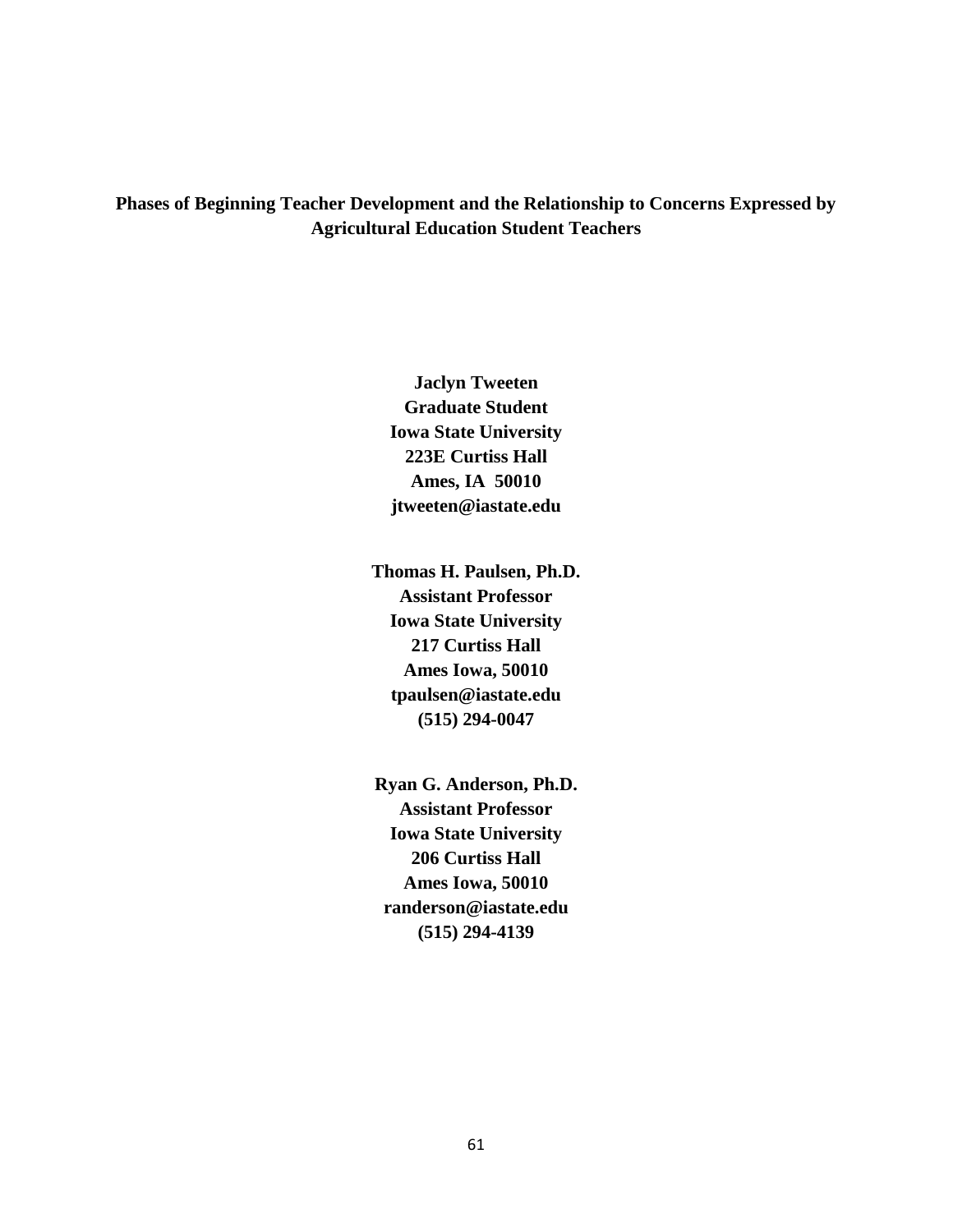# Phases of Beginning Teacher Development and the Relationship to Concerns Expressed by Agricultural Education Student Teachers

**Jaclyn Tweeten**
**Graduate Student**
**Iowa State University**
**223E Curtiss Hall**
**Ames, IA 50010**
**jtweeten@iastate.edu**

**Thomas H. Paulsen, Ph.D.**
**Assistant Professor**
**Iowa State University**
**217 Curtiss Hall**
**Ames Iowa, 50010**
**tpaulsen@iastate.edu**
**(515) 294-0047**

**Ryan G. Anderson, Ph.D.**
**Assistant Professor**
**Iowa State University**
**206 Curtiss Hall**
**Ames Iowa, 50010**
**randerson@iastate.edu**
**(515) 294-4139**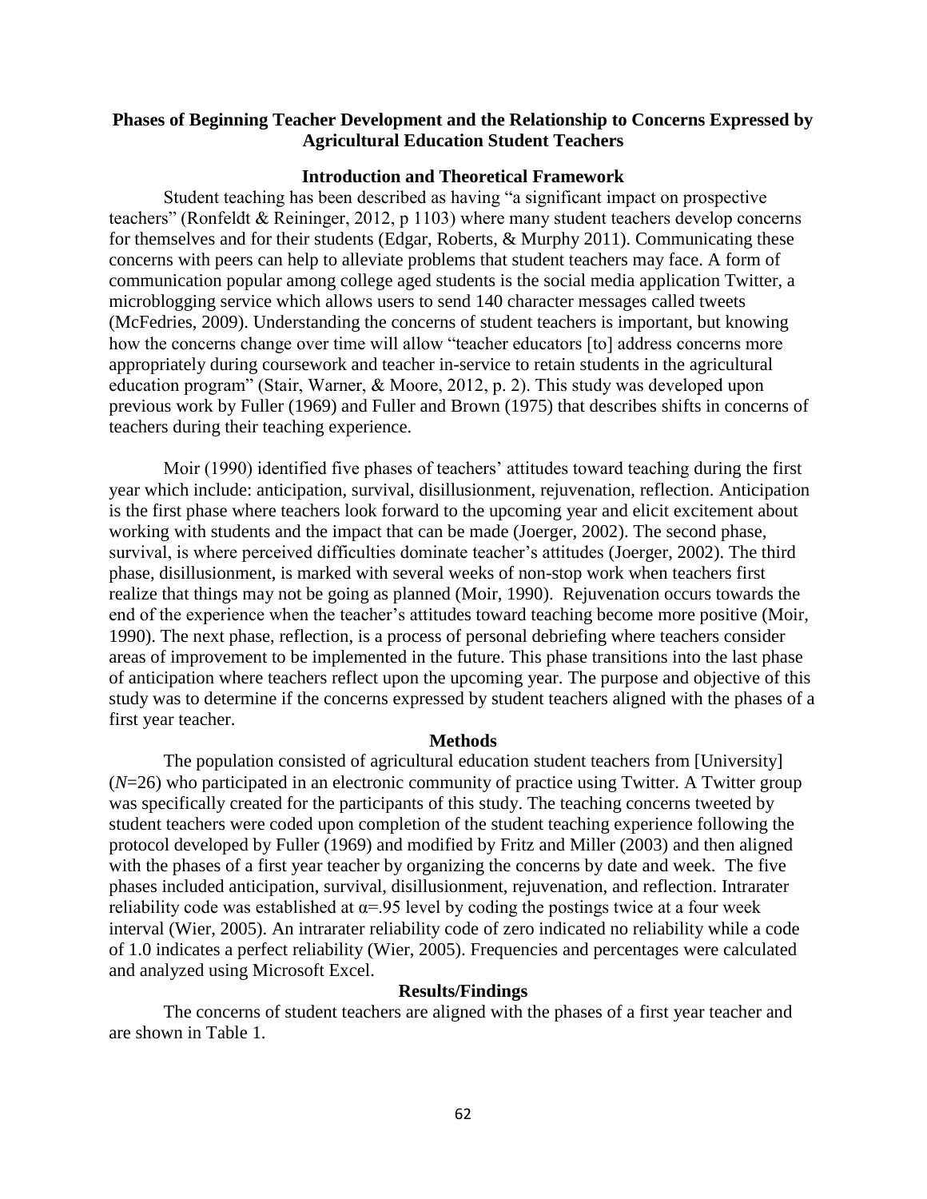# Phases of Beginning Teacher Development and the Relationship to Concerns Expressed by Agricultural Education Student Teachers

## Introduction and Theoretical Framework

Student teaching has been described as having "a significant impact on prospective teachers" (Ronfeldt & Reininger, 2012, p 1103) where many student teachers develop concerns for themselves and for their students (Edgar, Roberts, & Murphy 2011). Communicating these concerns with peers can help to alleviate problems that student teachers may face. A form of communication popular among college aged students is the social media application Twitter, a microblogging service which allows users to send 140 character messages called tweets (McFedries, 2009). Understanding the concerns of student teachers is important, but knowing how the concerns change over time will allow "teacher educators [to] address concerns more appropriately during coursework and teacher in-service to retain students in the agricultural education program" (Stair, Warner, & Moore, 2012, p. 2). This study was developed upon previous work by Fuller (1969) and Fuller and Brown (1975) that describes shifts in concerns of teachers during their teaching experience.

Moir (1990) identified five phases of teachers' attitudes toward teaching during the first year which include: anticipation, survival, disillusionment, rejuvenation, reflection. Anticipation is the first phase where teachers look forward to the upcoming year and elicit excitement about working with students and the impact that can be made (Joerger, 2002). The second phase, survival, is where perceived difficulties dominate teacher's attitudes (Joerger, 2002). The third phase, disillusionment, is marked with several weeks of non-stop work when teachers first realize that things may not be going as planned (Moir, 1990). Rejuvenation occurs towards the end of the experience when the teacher's attitudes toward teaching become more positive (Moir, 1990). The next phase, reflection, is a process of personal debriefing where teachers consider areas of improvement to be implemented in the future. This phase transitions into the last phase of anticipation where teachers reflect upon the upcoming year. The purpose and objective of this study was to determine if the concerns expressed by student teachers aligned with the phases of a first year teacher.

## Methods

The population consisted of agricultural education student teachers from [University] ($N$=26) who participated in an electronic community of practice using Twitter. A Twitter group was specifically created for the participants of this study. The teaching concerns tweeted by student teachers were coded upon completion of the student teaching experience following the protocol developed by Fuller (1969) and modified by Fritz and Miller (2003) and then aligned with the phases of a first year teacher by organizing the concerns by date and week. The five phases included anticipation, survival, disillusionment, rejuvenation, and reflection. Intrarater reliability code was established at $\alpha$=.95 level by coding the postings twice at a four week interval (Wier, 2005). An intrarater reliability code of zero indicated no reliability while a code of 1.0 indicates a perfect reliability (Wier, 2005). Frequencies and percentages were calculated and analyzed using Microsoft Excel.

## Results/Findings

The concerns of student teachers are aligned with the phases of a first year teacher and are shown in Table 1.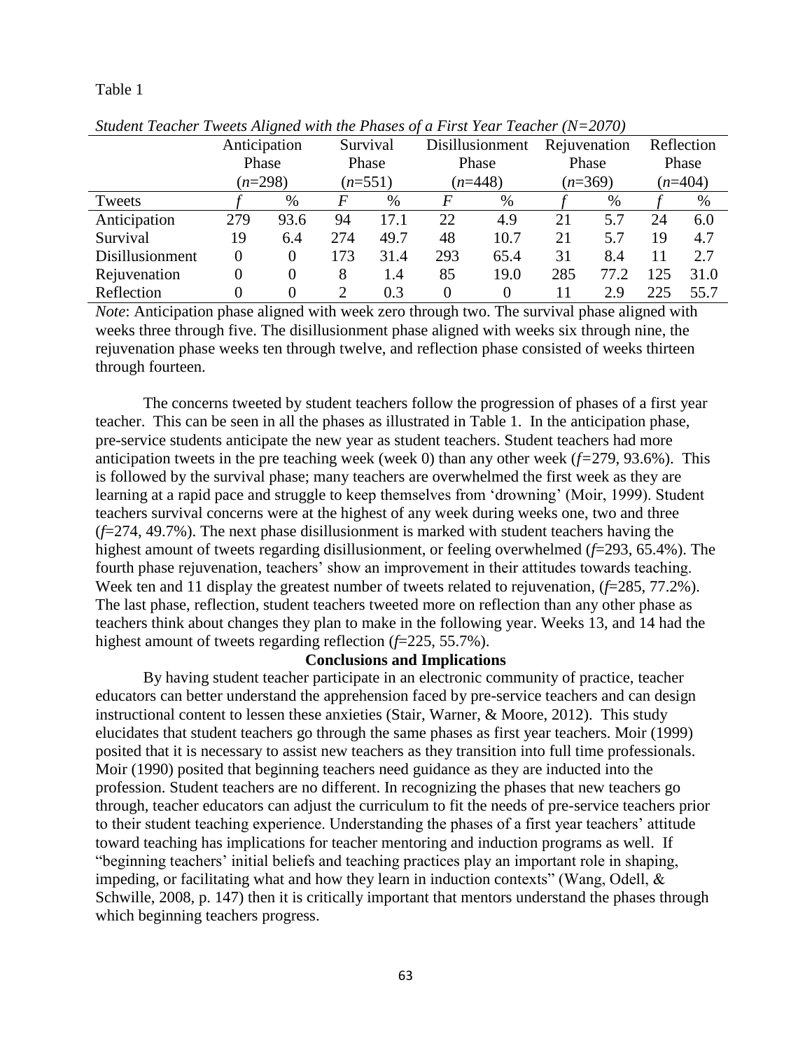Table 1

*Student Teacher Tweets Aligned with the Phases of a First Year Teacher (N=2070)*

| | Anticipation Phase (*n*=298) | | Survival Phase (*n*=551) | | Disillusionment Phase (*n*=448) | | Rejuvenation Phase (*n*=369) | | Reflection Phase (*n*=404) | |
|---|---|---|---|---|---|---|---|---|---|---|
| Tweets | *f* | % | *F* | % | *F* | % | *f* | % | *f* | % |
| Anticipation | 279 | 93.6 | 94 | 17.1 | 22 | 4.9 | 21 | 5.7 | 24 | 6.0 |
| Survival | 19 | 6.4 | 274 | 49.7 | 48 | 10.7 | 21 | 5.7 | 19 | 4.7 |
| Disillusionment | 0 | 0 | 173 | 31.4 | 293 | 65.4 | 31 | 8.4 | 11 | 2.7 |
| Rejuvenation | 0 | 0 | 8 | 1.4 | 85 | 19.0 | 285 | 77.2 | 125 | 31.0 |
| Reflection | 0 | 0 | 2 | 0.3 | 0 | 0 | 11 | 2.9 | 225 | 55.7 |

*Note*: Anticipation phase aligned with week zero through two. The survival phase aligned with weeks three through five. The disillusionment phase aligned with weeks six through nine, the rejuvenation phase weeks ten through twelve, and reflection phase consisted of weeks thirteen through fourteen.

The concerns tweeted by student teachers follow the progression of phases of a first year teacher. This can be seen in all the phases as illustrated in Table 1. In the anticipation phase, pre-service students anticipate the new year as student teachers. Student teachers had more anticipation tweets in the pre teaching week (week 0) than any other week (*f*=279, 93.6%). This is followed by the survival phase; many teachers are overwhelmed the first week as they are learning at a rapid pace and struggle to keep themselves from 'drowning' (Moir, 1999). Student teachers survival concerns were at the highest of any week during weeks one, two and three (*f*=274, 49.7%). The next phase disillusionment is marked with student teachers having the highest amount of tweets regarding disillusionment, or feeling overwhelmed (*f*=293, 65.4%). The fourth phase rejuvenation, teachers' show an improvement in their attitudes towards teaching. Week ten and 11 display the greatest number of tweets related to rejuvenation, (*f*=285, 77.2%). The last phase, reflection, student teachers tweeted more on reflection than any other phase as teachers think about changes they plan to make in the following year. Weeks 13, and 14 had the highest amount of tweets regarding reflection (*f*=225, 55.7%).

## Conclusions and Implications

By having student teacher participate in an electronic community of practice, teacher educators can better understand the apprehension faced by pre-service teachers and can design instructional content to lessen these anxieties (Stair, Warner, & Moore, 2012). This study elucidates that student teachers go through the same phases as first year teachers. Moir (1999) posited that it is necessary to assist new teachers as they transition into full time professionals. Moir (1990) posited that beginning teachers need guidance as they are inducted into the profession. Student teachers are no different. In recognizing the phases that new teachers go through, teacher educators can adjust the curriculum to fit the needs of pre-service teachers prior to their student teaching experience. Understanding the phases of a first year teachers' attitude toward teaching has implications for teacher mentoring and induction programs as well. If "beginning teachers' initial beliefs and teaching practices play an important role in shaping, impeding, or facilitating what and how they learn in induction contexts" (Wang, Odell, & Schwille, 2008, p. 147) then it is critically important that mentors understand the phases through which beginning teachers progress.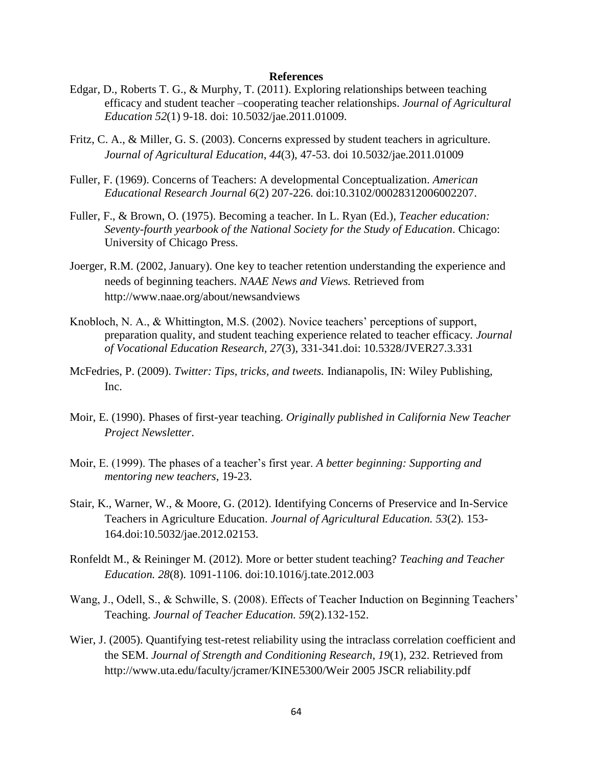# References

Edgar, D., Roberts T. G., & Murphy, T. (2011). Exploring relationships between teaching efficacy and student teacher –cooperating teacher relationships. *Journal of Agricultural Education 52*(1) 9-18. doi: 10.5032/jae.2011.01009.

Fritz, C. A., & Miller, G. S. (2003). Concerns expressed by student teachers in agriculture. *Journal of Agricultural Education*, *44*(3), 47-53. doi 10.5032/jae.2011.01009

Fuller, F. (1969). Concerns of Teachers: A developmental Conceptualization. *American Educational Research Journal 6*(2) 207-226. doi:10.3102/00028312006002207.

Fuller, F., & Brown, O. (1975). Becoming a teacher. In L. Ryan (Ed.), *Teacher education: Seventy-fourth yearbook of the National Society for the Study of Education*. Chicago: University of Chicago Press.

Joerger, R.M. (2002, January). One key to teacher retention understanding the experience and needs of beginning teachers. *NAAE News and Views.* Retrieved from http://www.naae.org/about/newsandviews

Knobloch, N. A., & Whittington, M.S. (2002). Novice teachers' perceptions of support, preparation quality, and student teaching experience related to teacher efficacy. *Journal of Vocational Education Research, 27*(3), 331-341.doi: 10.5328/JVER27.3.331

McFedries, P. (2009). *Twitter: Tips, tricks, and tweets.* Indianapolis, IN: Wiley Publishing, Inc.

Moir, E. (1990). Phases of first-year teaching. *Originally published in California New Teacher Project Newsletter*.

Moir, E. (1999). The phases of a teacher's first year. *A better beginning: Supporting and mentoring new teachers*, 19-23.

Stair, K., Warner, W., & Moore, G. (2012). Identifying Concerns of Preservice and In-Service Teachers in Agriculture Education. *Journal of Agricultural Education. 53*(2). 153-164.doi:10.5032/jae.2012.02153.

Ronfeldt M., & Reininger M. (2012). More or better student teaching? *Teaching and Teacher Education. 28*(8). 1091-1106. doi:10.1016/j.tate.2012.003

Wang, J., Odell, S., & Schwille, S. (2008). Effects of Teacher Induction on Beginning Teachers' Teaching. *Journal of Teacher Education. 59*(2).132-152.

Wier, J. (2005). Quantifying test-retest reliability using the intraclass correlation coefficient and the SEM. *Journal of Strength and Conditioning Research, 19*(1), 232. Retrieved from http://www.uta.edu/faculty/jcramer/KINE5300/Weir 2005 JSCR reliability.pdf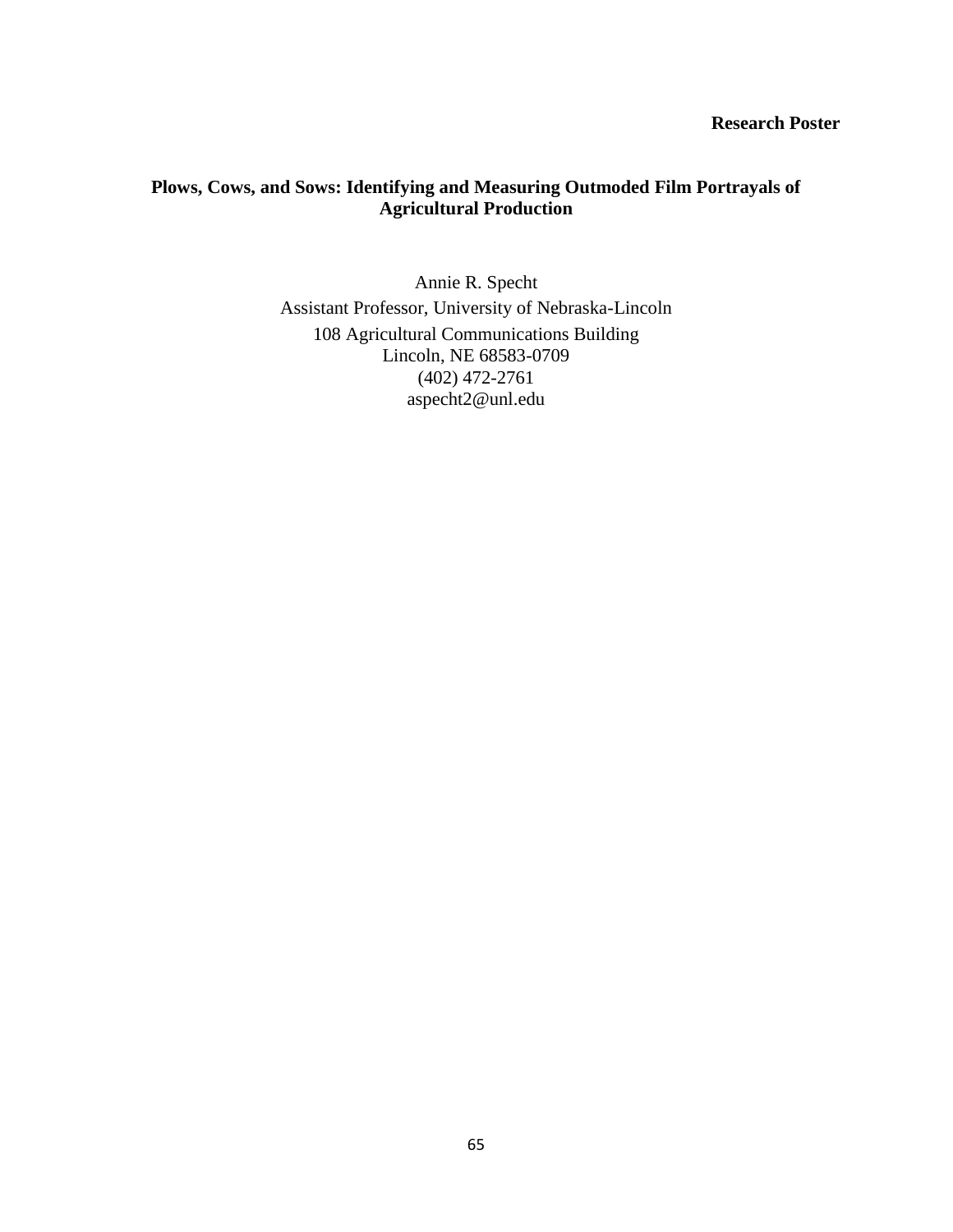**Research Poster**

# Plows, Cows, and Sows: Identifying and Measuring Outmoded Film Portrayals of Agricultural Production

Annie R. Specht
Assistant Professor, University of Nebraska-Lincoln
108 Agricultural Communications Building
Lincoln, NE 68583-0709
(402) 472-2761
aspecht2@unl.edu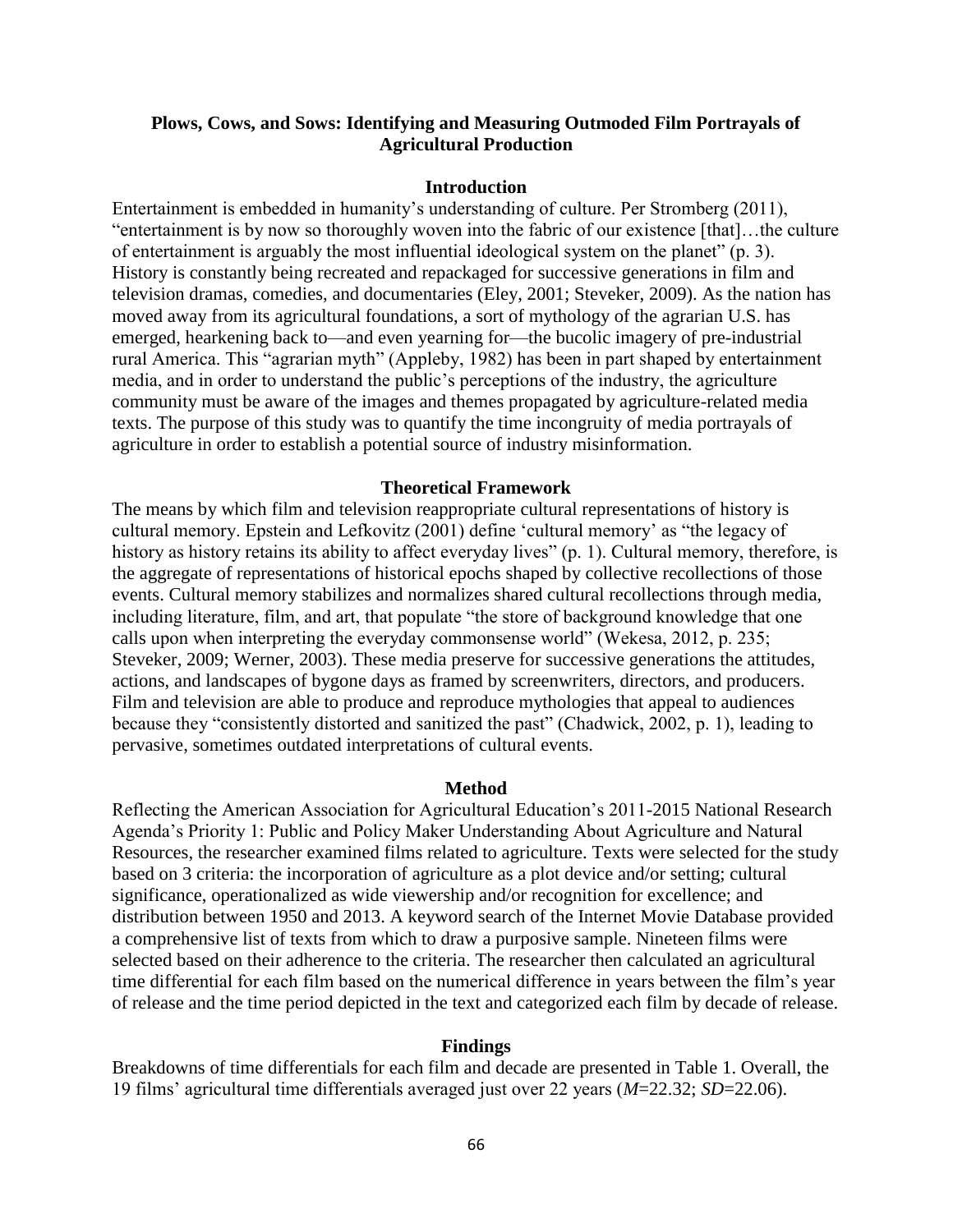## Plows, Cows, and Sows: Identifying and Measuring Outmoded Film Portrayals of Agricultural Production

### Introduction

Entertainment is embedded in humanity's understanding of culture. Per Stromberg (2011), "entertainment is by now so thoroughly woven into the fabric of our existence [that]…the culture of entertainment is arguably the most influential ideological system on the planet" (p. 3). History is constantly being recreated and repackaged for successive generations in film and television dramas, comedies, and documentaries (Eley, 2001; Steveker, 2009). As the nation has moved away from its agricultural foundations, a sort of mythology of the agrarian U.S. has emerged, hearkening back to—and even yearning for—the bucolic imagery of pre-industrial rural America. This "agrarian myth" (Appleby, 1982) has been in part shaped by entertainment media, and in order to understand the public's perceptions of the industry, the agriculture community must be aware of the images and themes propagated by agriculture-related media texts. The purpose of this study was to quantify the time incongruity of media portrayals of agriculture in order to establish a potential source of industry misinformation.

### Theoretical Framework

The means by which film and television reappropriate cultural representations of history is cultural memory. Epstein and Lefkovitz (2001) define 'cultural memory' as "the legacy of history as history retains its ability to affect everyday lives" (p. 1). Cultural memory, therefore, is the aggregate of representations of historical epochs shaped by collective recollections of those events. Cultural memory stabilizes and normalizes shared cultural recollections through media, including literature, film, and art, that populate "the store of background knowledge that one calls upon when interpreting the everyday commonsense world" (Wekesa, 2012, p. 235; Steveker, 2009; Werner, 2003). These media preserve for successive generations the attitudes, actions, and landscapes of bygone days as framed by screenwriters, directors, and producers. Film and television are able to produce and reproduce mythologies that appeal to audiences because they "consistently distorted and sanitized the past" (Chadwick, 2002, p. 1), leading to pervasive, sometimes outdated interpretations of cultural events.

### Method

Reflecting the American Association for Agricultural Education's 2011-2015 National Research Agenda's Priority 1: Public and Policy Maker Understanding About Agriculture and Natural Resources, the researcher examined films related to agriculture. Texts were selected for the study based on 3 criteria: the incorporation of agriculture as a plot device and/or setting; cultural significance, operationalized as wide viewership and/or recognition for excellence; and distribution between 1950 and 2013. A keyword search of the Internet Movie Database provided a comprehensive list of texts from which to draw a purposive sample. Nineteen films were selected based on their adherence to the criteria. The researcher then calculated an agricultural time differential for each film based on the numerical difference in years between the film's year of release and the time period depicted in the text and categorized each film by decade of release.

### Findings

Breakdowns of time differentials for each film and decade are presented in Table 1. Overall, the 19 films' agricultural time differentials averaged just over 22 years (*M*=22.32; *SD*=22.06).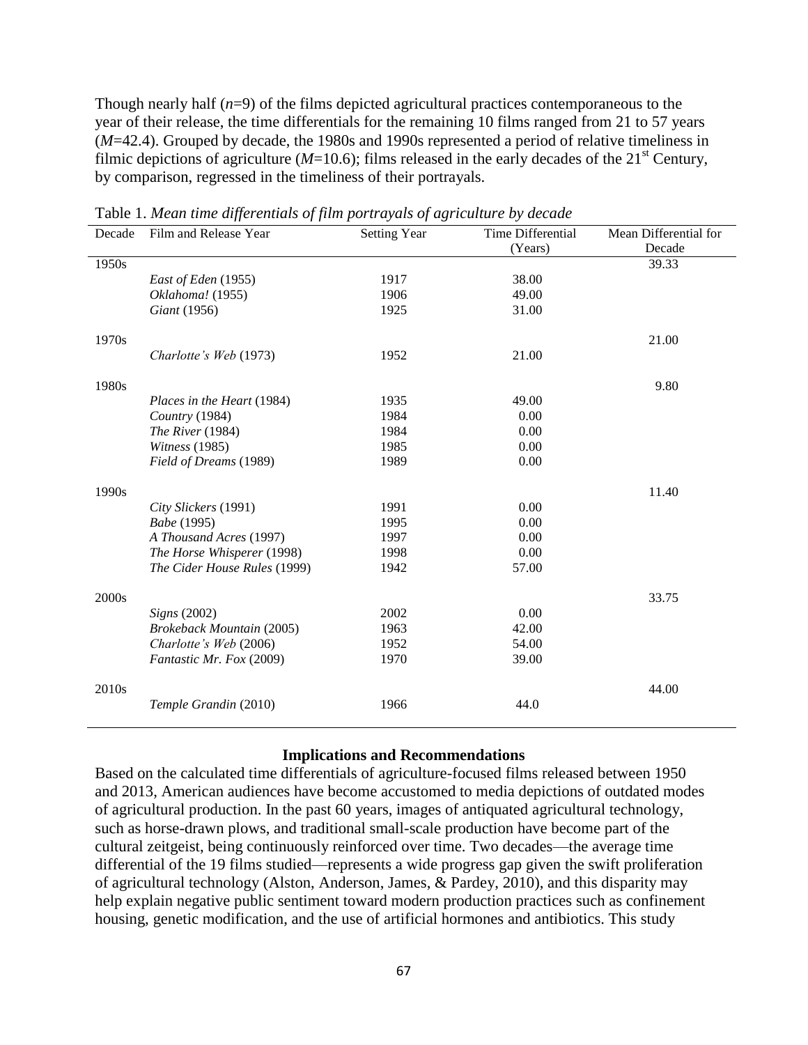Though nearly half ($n$=9) of the films depicted agricultural practices contemporaneous to the year of their release, the time differentials for the remaining 10 films ranged from 21 to 57 years ($M$=42.4). Grouped by decade, the 1980s and 1990s represented a period of relative timeliness in filmic depictions of agriculture ($M$=10.6); films released in the early decades of the 21st Century, by comparison, regressed in the timeliness of their portrayals.

Table 1. *Mean time differentials of film portrayals of agriculture by decade*

| Decade | Film and Release Year | Setting Year | Time Differential (Years) | Mean Differential for Decade |
|---|---|---|---|---|
| 1950s | | | | 39.33 |
| | *East of Eden* (1955) | 1917 | 38.00 | |
| | *Oklahoma!* (1955) | 1906 | 49.00 | |
| | *Giant* (1956) | 1925 | 31.00 | |
| 1970s | | | | 21.00 |
| | *Charlotte's Web* (1973) | 1952 | 21.00 | |
| 1980s | | | | 9.80 |
| | *Places in the Heart* (1984) | 1935 | 49.00 | |
| | *Country* (1984) | 1984 | 0.00 | |
| | *The River* (1984) | 1984 | 0.00 | |
| | *Witness* (1985) | 1985 | 0.00 | |
| | *Field of Dreams* (1989) | 1989 | 0.00 | |
| 1990s | | | | 11.40 |
| | *City Slickers* (1991) | 1991 | 0.00 | |
| | *Babe* (1995) | 1995 | 0.00 | |
| | *A Thousand Acres* (1997) | 1997 | 0.00 | |
| | *The Horse Whisperer* (1998) | 1998 | 0.00 | |
| | *The Cider House Rules* (1999) | 1942 | 57.00 | |
| 2000s | | | | 33.75 |
| | *Signs* (2002) | 2002 | 0.00 | |
| | *Brokeback Mountain* (2005) | 1963 | 42.00 | |
| | *Charlotte's Web* (2006) | 1952 | 54.00 | |
| | *Fantastic Mr. Fox* (2009) | 1970 | 39.00 | |
| 2010s | | | | 44.00 |
| | *Temple Grandin* (2010) | 1966 | 44.0 | |

## Implications and Recommendations

Based on the calculated time differentials of agriculture-focused films released between 1950 and 2013, American audiences have become accustomed to media depictions of outdated modes of agricultural production. In the past 60 years, images of antiquated agricultural technology, such as horse-drawn plows, and traditional small-scale production have become part of the cultural zeitgeist, being continuously reinforced over time. Two decades—the average time differential of the 19 films studied—represents a wide progress gap given the swift proliferation of agricultural technology (Alston, Anderson, James, & Pardey, 2010), and this disparity may help explain negative public sentiment toward modern production practices such as confinement housing, genetic modification, and the use of artificial hormones and antibiotics. This study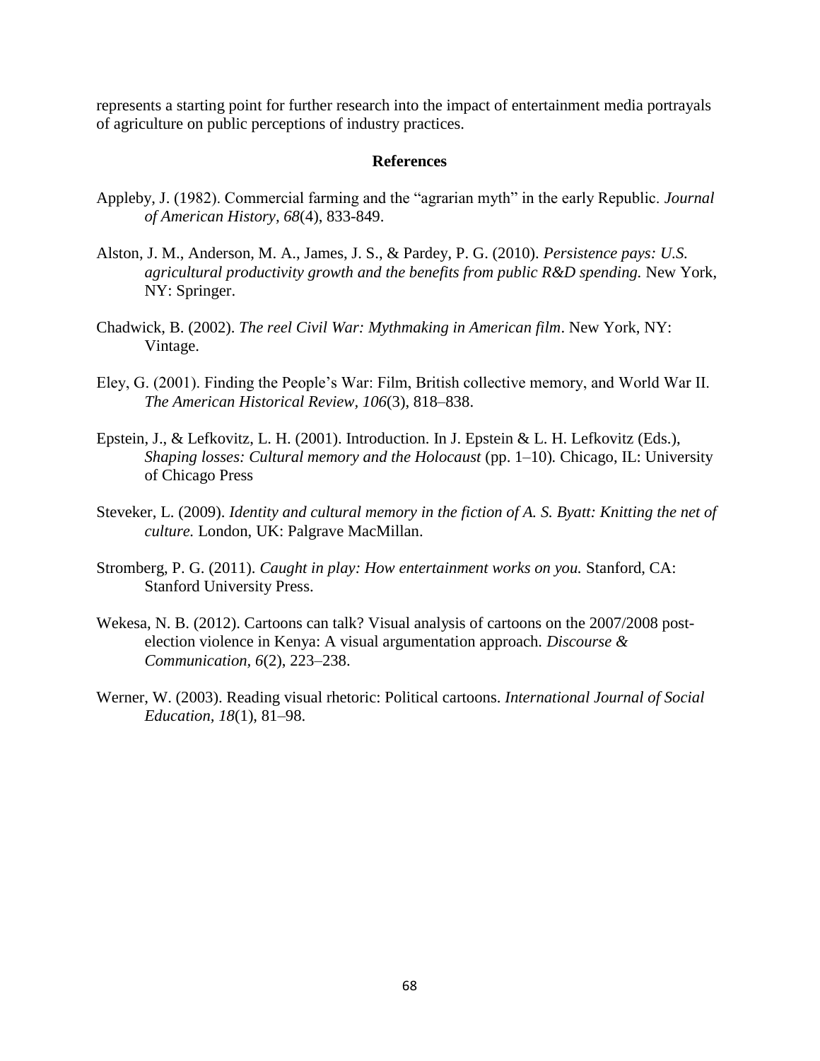represents a starting point for further research into the impact of entertainment media portrayals of agriculture on public perceptions of industry practices.

## References

Appleby, J. (1982). Commercial farming and the "agrarian myth" in the early Republic. *Journal of American History*, *68*(4), 833-849.

Alston, J. M., Anderson, M. A., James, J. S., & Pardey, P. G. (2010). *Persistence pays: U.S. agricultural productivity growth and the benefits from public R&D spending.* New York, NY: Springer.

Chadwick, B. (2002). *The reel Civil War: Mythmaking in American film*. New York, NY: Vintage.

Eley, G. (2001). Finding the People's War: Film, British collective memory, and World War II. *The American Historical Review, 106*(3), 818–838.

Epstein, J., & Lefkovitz, L. H. (2001). Introduction. In J. Epstein & L. H. Lefkovitz (Eds.), *Shaping losses: Cultural memory and the Holocaust* (pp. 1–10). Chicago, IL: University of Chicago Press

Steveker, L. (2009). *Identity and cultural memory in the fiction of A. S. Byatt: Knitting the net of culture.* London, UK: Palgrave MacMillan.

Stromberg, P. G. (2011). *Caught in play: How entertainment works on you.* Stanford, CA: Stanford University Press.

Wekesa, N. B. (2012). Cartoons can talk? Visual analysis of cartoons on the 2007/2008 post-election violence in Kenya: A visual argumentation approach. *Discourse & Communication*, *6*(2), 223–238.

Werner, W. (2003). Reading visual rhetoric: Political cartoons. *International Journal of Social Education, 18*(1), 81–98.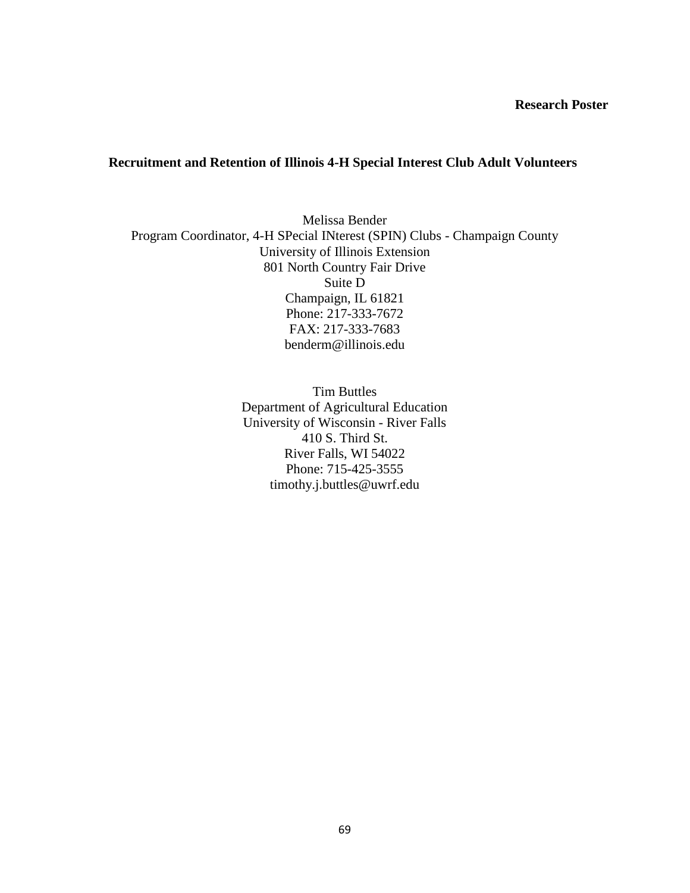**Research Poster**

# Recruitment and Retention of Illinois 4-H Special Interest Club Adult Volunteers

Melissa Bender
Program Coordinator, 4-H SPecial INterest (SPIN) Clubs - Champaign County
University of Illinois Extension
801 North Country Fair Drive
Suite D
Champaign, IL 61821
Phone: 217-333-7672
FAX: 217-333-7683
benderm@illinois.edu

Tim Buttles
Department of Agricultural Education
University of Wisconsin - River Falls
410 S. Third St.
River Falls, WI 54022
Phone: 715-425-3555
timothy.j.buttles@uwrf.edu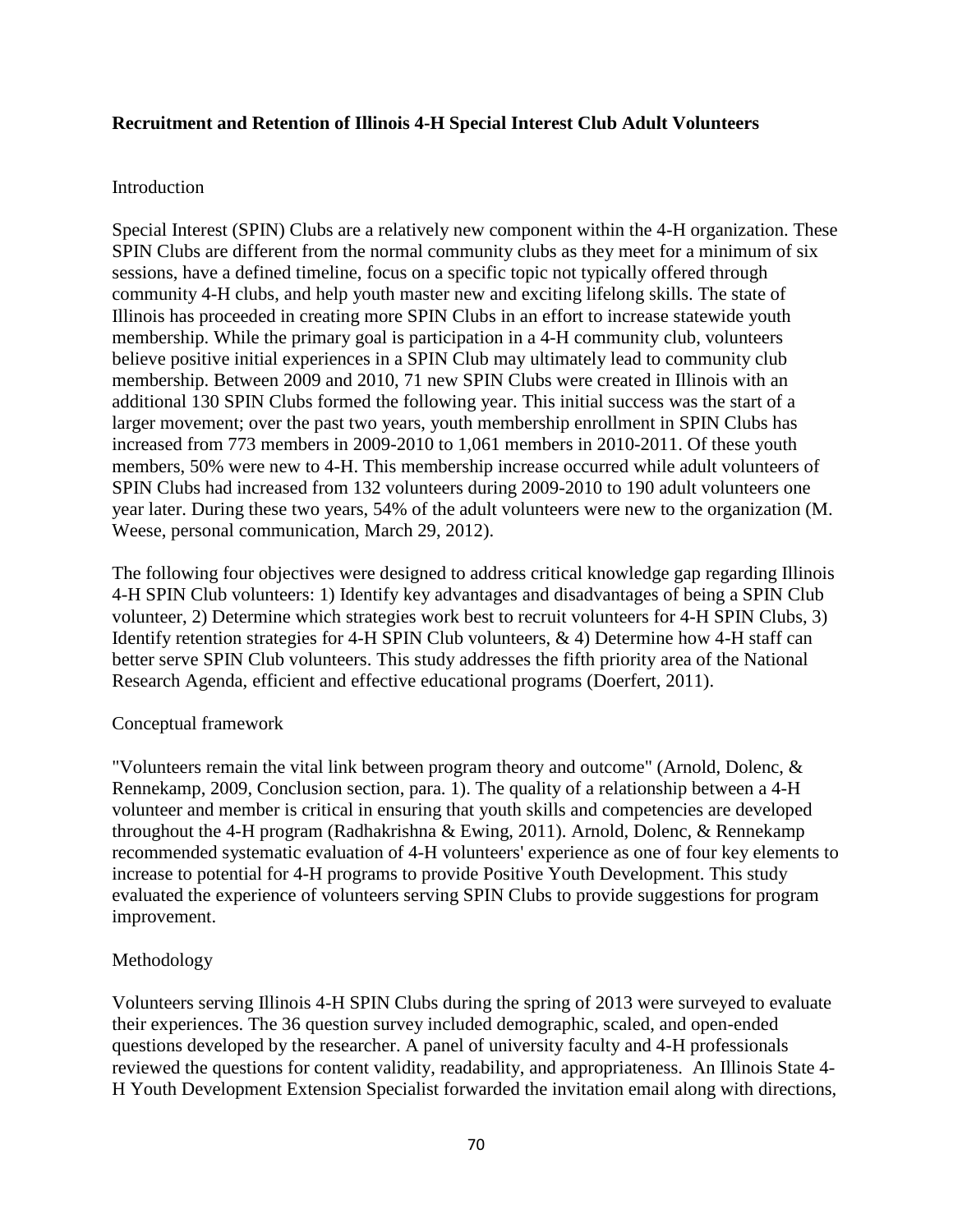**Recruitment and Retention of Illinois 4-H Special Interest Club Adult Volunteers**

Introduction

Special Interest (SPIN) Clubs are a relatively new component within the 4-H organization. These SPIN Clubs are different from the normal community clubs as they meet for a minimum of six sessions, have a defined timeline, focus on a specific topic not typically offered through community 4-H clubs, and help youth master new and exciting lifelong skills. The state of Illinois has proceeded in creating more SPIN Clubs in an effort to increase statewide youth membership. While the primary goal is participation in a 4-H community club, volunteers believe positive initial experiences in a SPIN Club may ultimately lead to community club membership. Between 2009 and 2010, 71 new SPIN Clubs were created in Illinois with an additional 130 SPIN Clubs formed the following year. This initial success was the start of a larger movement; over the past two years, youth membership enrollment in SPIN Clubs has increased from 773 members in 2009-2010 to 1,061 members in 2010-2011. Of these youth members, 50% were new to 4-H. This membership increase occurred while adult volunteers of SPIN Clubs had increased from 132 volunteers during 2009-2010 to 190 adult volunteers one year later. During these two years, 54% of the adult volunteers were new to the organization (M. Weese, personal communication, March 29, 2012).

The following four objectives were designed to address critical knowledge gap regarding Illinois 4-H SPIN Club volunteers: 1) Identify key advantages and disadvantages of being a SPIN Club volunteer, 2) Determine which strategies work best to recruit volunteers for 4-H SPIN Clubs, 3) Identify retention strategies for 4-H SPIN Club volunteers, & 4) Determine how 4-H staff can better serve SPIN Club volunteers. This study addresses the fifth priority area of the National Research Agenda, efficient and effective educational programs (Doerfert, 2011).

Conceptual framework

"Volunteers remain the vital link between program theory and outcome" (Arnold, Dolenc, & Rennekamp, 2009, Conclusion section, para. 1). The quality of a relationship between a 4-H volunteer and member is critical in ensuring that youth skills and competencies are developed throughout the 4-H program (Radhakrishna & Ewing, 2011). Arnold, Dolenc, & Rennekamp recommended systematic evaluation of 4-H volunteers' experience as one of four key elements to increase to potential for 4-H programs to provide Positive Youth Development. This study evaluated the experience of volunteers serving SPIN Clubs to provide suggestions for program improvement.

Methodology

Volunteers serving Illinois 4-H SPIN Clubs during the spring of 2013 were surveyed to evaluate their experiences. The 36 question survey included demographic, scaled, and open-ended questions developed by the researcher. A panel of university faculty and 4-H professionals reviewed the questions for content validity, readability, and appropriateness. An Illinois State 4-H Youth Development Extension Specialist forwarded the invitation email along with directions,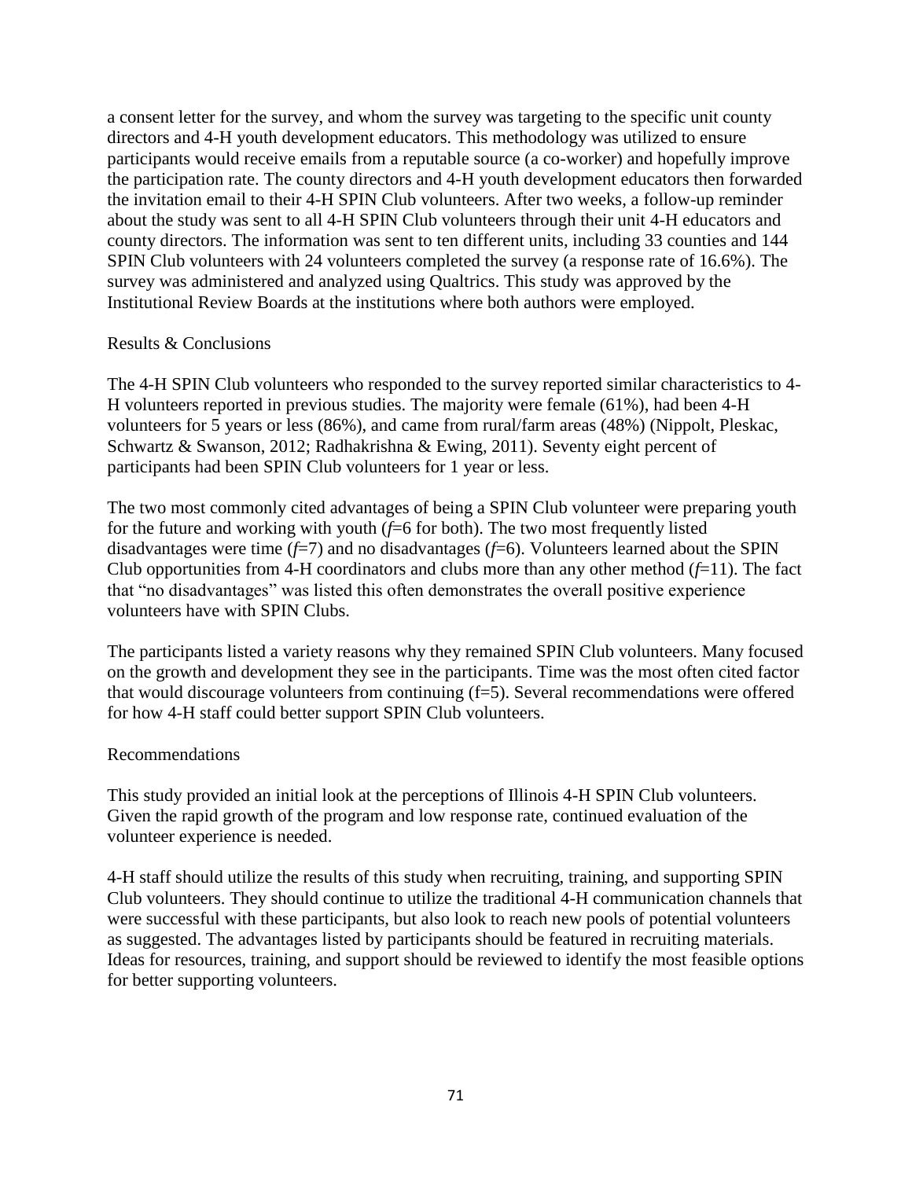a consent letter for the survey, and whom the survey was targeting to the specific unit county directors and 4-H youth development educators. This methodology was utilized to ensure participants would receive emails from a reputable source (a co-worker) and hopefully improve the participation rate. The county directors and 4-H youth development educators then forwarded the invitation email to their 4-H SPIN Club volunteers. After two weeks, a follow-up reminder about the study was sent to all 4-H SPIN Club volunteers through their unit 4-H educators and county directors. The information was sent to ten different units, including 33 counties and 144 SPIN Club volunteers with 24 volunteers completed the survey (a response rate of 16.6%). The survey was administered and analyzed using Qualtrics. This study was approved by the Institutional Review Boards at the institutions where both authors were employed.

## Results & Conclusions

The 4-H SPIN Club volunteers who responded to the survey reported similar characteristics to 4-H volunteers reported in previous studies. The majority were female (61%), had been 4-H volunteers for 5 years or less (86%), and came from rural/farm areas (48%) (Nippolt, Pleskac, Schwartz & Swanson, 2012; Radhakrishna & Ewing, 2011). Seventy eight percent of participants had been SPIN Club volunteers for 1 year or less.

The two most commonly cited advantages of being a SPIN Club volunteer were preparing youth for the future and working with youth ($f$=6 for both). The two most frequently listed disadvantages were time ($f$=7) and no disadvantages ($f$=6). Volunteers learned about the SPIN Club opportunities from 4-H coordinators and clubs more than any other method ($f$=11). The fact that "no disadvantages" was listed this often demonstrates the overall positive experience volunteers have with SPIN Clubs.

The participants listed a variety reasons why they remained SPIN Club volunteers. Many focused on the growth and development they see in the participants. Time was the most often cited factor that would discourage volunteers from continuing (f=5). Several recommendations were offered for how 4-H staff could better support SPIN Club volunteers.

## Recommendations

This study provided an initial look at the perceptions of Illinois 4-H SPIN Club volunteers. Given the rapid growth of the program and low response rate, continued evaluation of the volunteer experience is needed.

4-H staff should utilize the results of this study when recruiting, training, and supporting SPIN Club volunteers. They should continue to utilize the traditional 4-H communication channels that were successful with these participants, but also look to reach new pools of potential volunteers as suggested. The advantages listed by participants should be featured in recruiting materials. Ideas for resources, training, and support should be reviewed to identify the most feasible options for better supporting volunteers.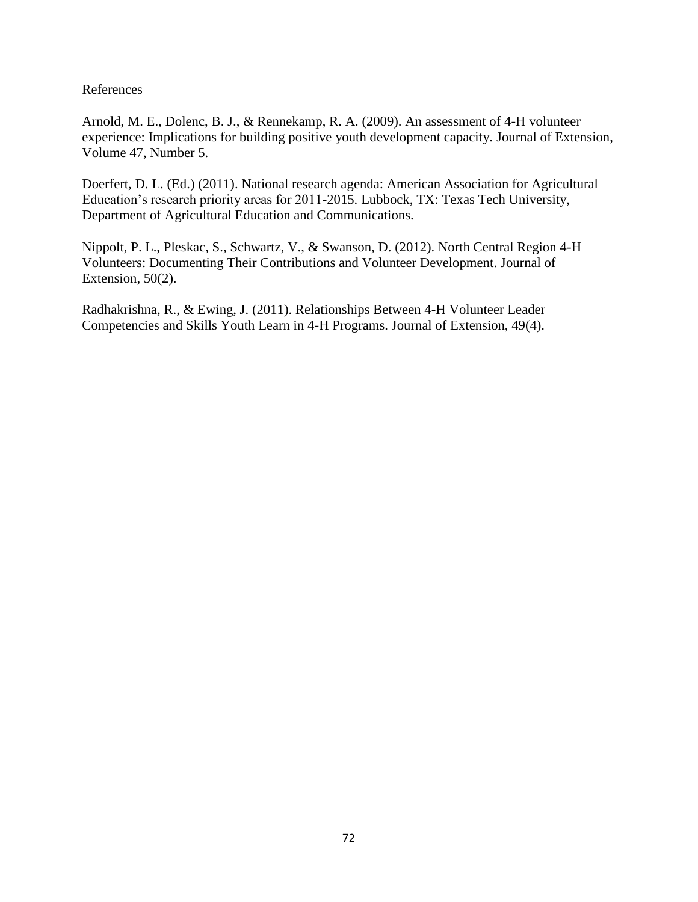References

Arnold, M. E., Dolenc, B. J., & Rennekamp, R. A. (2009). An assessment of 4-H volunteer experience: Implications for building positive youth development capacity. Journal of Extension, Volume 47, Number 5.

Doerfert, D. L. (Ed.) (2011). National research agenda: American Association for Agricultural Education's research priority areas for 2011-2015. Lubbock, TX: Texas Tech University, Department of Agricultural Education and Communications.

Nippolt, P. L., Pleskac, S., Schwartz, V., & Swanson, D. (2012). North Central Region 4-H Volunteers: Documenting Their Contributions and Volunteer Development. Journal of Extension, 50(2).

Radhakrishna, R., & Ewing, J. (2011). Relationships Between 4-H Volunteer Leader Competencies and Skills Youth Learn in 4-H Programs. Journal of Extension, 49(4).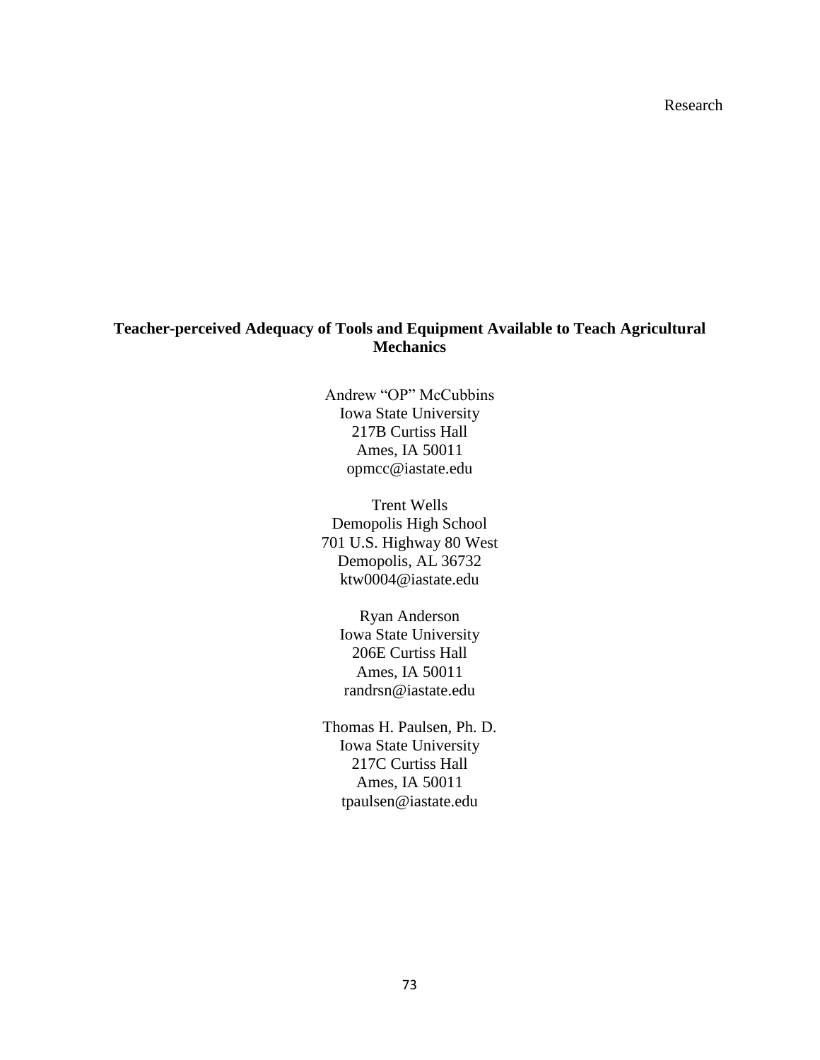Research

# Teacher-perceived Adequacy of Tools and Equipment Available to Teach Agricultural Mechanics

Andrew "OP" McCubbins
Iowa State University
217B Curtiss Hall
Ames, IA 50011
opmcc@iastate.edu

Trent Wells
Demopolis High School
701 U.S. Highway 80 West
Demopolis, AL 36732
ktw0004@iastate.edu

Ryan Anderson
Iowa State University
206E Curtiss Hall
Ames, IA 50011
randrsn@iastate.edu

Thomas H. Paulsen, Ph. D.
Iowa State University
217C Curtiss Hall
Ames, IA 50011
tpaulsen@iastate.edu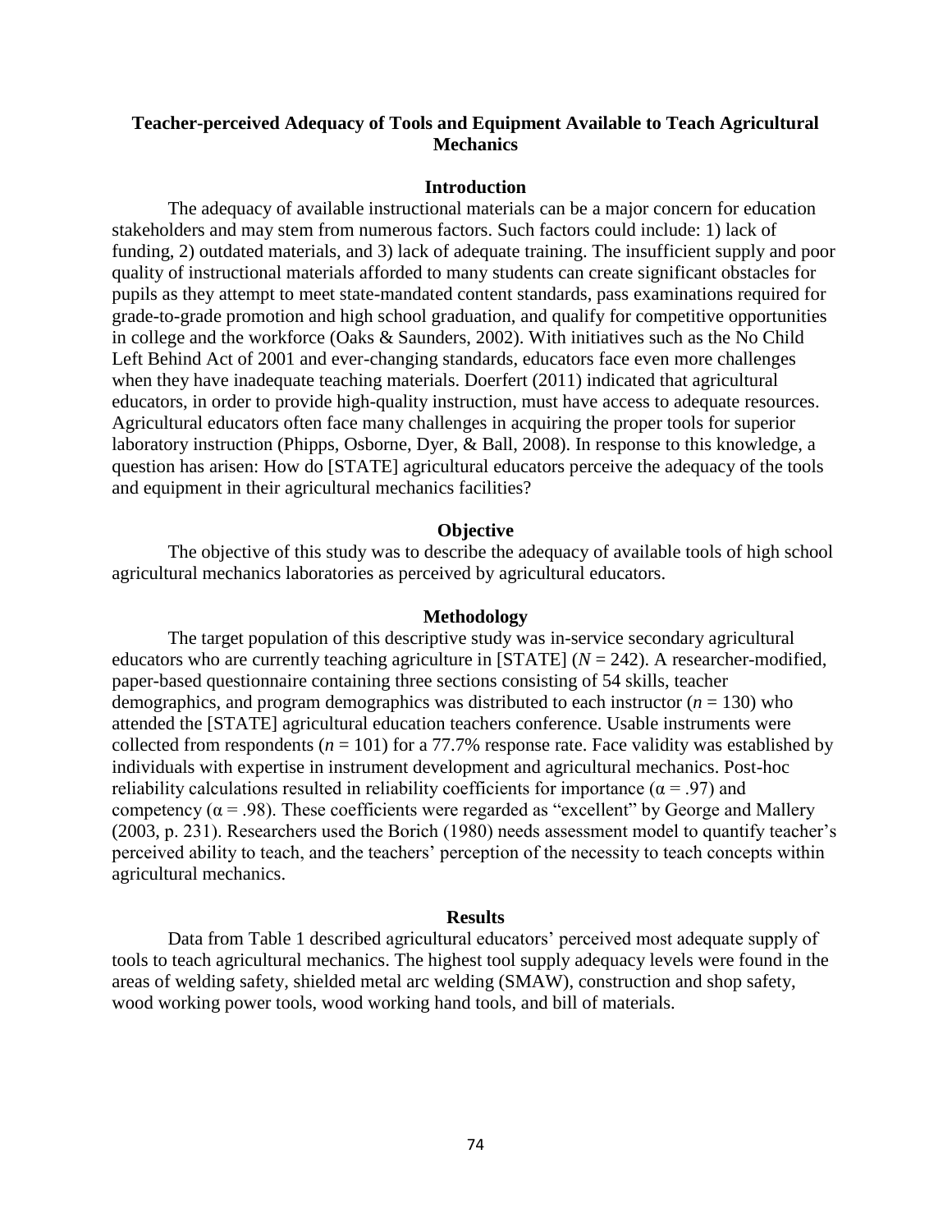# Teacher-perceived Adequacy of Tools and Equipment Available to Teach Agricultural Mechanics

## Introduction

The adequacy of available instructional materials can be a major concern for education stakeholders and may stem from numerous factors. Such factors could include: 1) lack of funding, 2) outdated materials, and 3) lack of adequate training. The insufficient supply and poor quality of instructional materials afforded to many students can create significant obstacles for pupils as they attempt to meet state-mandated content standards, pass examinations required for grade-to-grade promotion and high school graduation, and qualify for competitive opportunities in college and the workforce (Oaks & Saunders, 2002). With initiatives such as the No Child Left Behind Act of 2001 and ever-changing standards, educators face even more challenges when they have inadequate teaching materials. Doerfert (2011) indicated that agricultural educators, in order to provide high-quality instruction, must have access to adequate resources. Agricultural educators often face many challenges in acquiring the proper tools for superior laboratory instruction (Phipps, Osborne, Dyer, & Ball, 2008). In response to this knowledge, a question has arisen: How do [STATE] agricultural educators perceive the adequacy of the tools and equipment in their agricultural mechanics facilities?

## Objective

The objective of this study was to describe the adequacy of available tools of high school agricultural mechanics laboratories as perceived by agricultural educators.

## Methodology

The target population of this descriptive study was in-service secondary agricultural educators who are currently teaching agriculture in [STATE] ($N = 242$). A researcher-modified, paper-based questionnaire containing three sections consisting of 54 skills, teacher demographics, and program demographics was distributed to each instructor ($n = 130$) who attended the [STATE] agricultural education teachers conference. Usable instruments were collected from respondents ($n = 101$) for a 77.7% response rate. Face validity was established by individuals with expertise in instrument development and agricultural mechanics. Post-hoc reliability calculations resulted in reliability coefficients for importance ($\alpha = .97$) and competency ($\alpha = .98$). These coefficients were regarded as "excellent" by George and Mallery (2003, p. 231). Researchers used the Borich (1980) needs assessment model to quantify teacher's perceived ability to teach, and the teachers' perception of the necessity to teach concepts within agricultural mechanics.

## Results

Data from Table 1 described agricultural educators' perceived most adequate supply of tools to teach agricultural mechanics. The highest tool supply adequacy levels were found in the areas of welding safety, shielded metal arc welding (SMAW), construction and shop safety, wood working power tools, wood working hand tools, and bill of materials.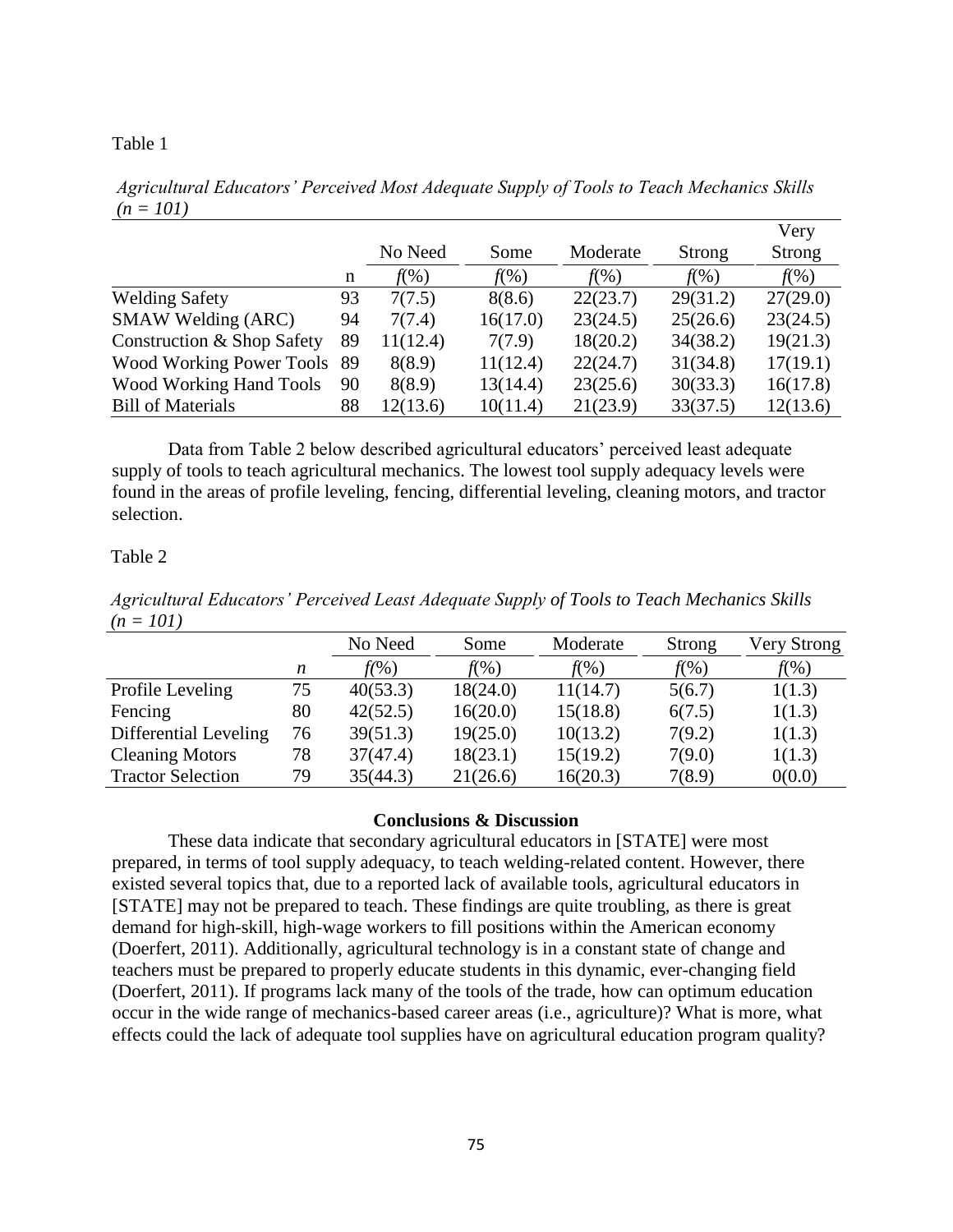Table 1

*Agricultural Educators' Perceived Most Adequate Supply of Tools to Teach Mechanics Skills (n = 101)*

| | n | No Need | Some | Moderate | Strong | Very Strong |
|---|---|---|---|---|---|---|
| | | *f*(%) | *f*(%) | *f*(%) | *f*(%) | *f*(%) |
| Welding Safety | 93 | 7(7.5) | 8(8.6) | 22(23.7) | 29(31.2) | 27(29.0) |
| SMAW Welding (ARC) | 94 | 7(7.4) | 16(17.0) | 23(24.5) | 25(26.6) | 23(24.5) |
| Construction & Shop Safety | 89 | 11(12.4) | 7(7.9) | 18(20.2) | 34(38.2) | 19(21.3) |
| Wood Working Power Tools | 89 | 8(8.9) | 11(12.4) | 22(24.7) | 31(34.8) | 17(19.1) |
| Wood Working Hand Tools | 90 | 8(8.9) | 13(14.4) | 23(25.6) | 30(33.3) | 16(17.8) |
| Bill of Materials | 88 | 12(13.6) | 10(11.4) | 21(23.9) | 33(37.5) | 12(13.6) |

Data from Table 2 below described agricultural educators' perceived least adequate supply of tools to teach agricultural mechanics. The lowest tool supply adequacy levels were found in the areas of profile leveling, fencing, differential leveling, cleaning motors, and tractor selection.

Table 2

*Agricultural Educators' Perceived Least Adequate Supply of Tools to Teach Mechanics Skills (n = 101)*

| | *n* | No Need | Some | Moderate | Strong | Very Strong |
|---|---|---|---|---|---|---|
| | | *f*(%) | *f*(%) | *f*(%) | *f*(%) | *f*(%) |
| Profile Leveling | 75 | 40(53.3) | 18(24.0) | 11(14.7) | 5(6.7) | 1(1.3) |
| Fencing | 80 | 42(52.5) | 16(20.0) | 15(18.8) | 6(7.5) | 1(1.3) |
| Differential Leveling | 76 | 39(51.3) | 19(25.0) | 10(13.2) | 7(9.2) | 1(1.3) |
| Cleaning Motors | 78 | 37(47.4) | 18(23.1) | 15(19.2) | 7(9.0) | 1(1.3) |
| Tractor Selection | 79 | 35(44.3) | 21(26.6) | 16(20.3) | 7(8.9) | 0(0.0) |

## Conclusions & Discussion

These data indicate that secondary agricultural educators in [STATE] were most prepared, in terms of tool supply adequacy, to teach welding-related content. However, there existed several topics that, due to a reported lack of available tools, agricultural educators in [STATE] may not be prepared to teach. These findings are quite troubling, as there is great demand for high-skill, high-wage workers to fill positions within the American economy (Doerfert, 2011). Additionally, agricultural technology is in a constant state of change and teachers must be prepared to properly educate students in this dynamic, ever-changing field (Doerfert, 2011). If programs lack many of the tools of the trade, how can optimum education occur in the wide range of mechanics-based career areas (i.e., agriculture)? What is more, what effects could the lack of adequate tool supplies have on agricultural education program quality?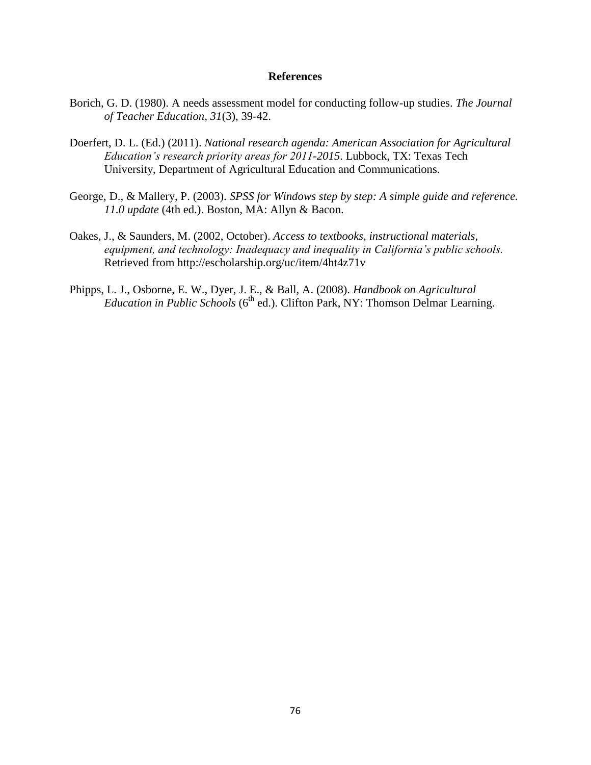# References

Borich, G. D. (1980). A needs assessment model for conducting follow-up studies. *The Journal of Teacher Education, 31*(3), 39-42.

Doerfert, D. L. (Ed.) (2011). *National research agenda: American Association for Agricultural Education's research priority areas for 2011-2015*. Lubbock, TX: Texas Tech University, Department of Agricultural Education and Communications.

George, D., & Mallery, P. (2003). *SPSS for Windows step by step: A simple guide and reference. 11.0 update* (4th ed.). Boston, MA: Allyn & Bacon.

Oakes, J., & Saunders, M. (2002, October). *Access to textbooks, instructional materials, equipment, and technology: Inadequacy and inequality in California's public schools.* Retrieved from http://escholarship.org/uc/item/4ht4z71v

Phipps, L. J., Osborne, E. W., Dyer, J. E., & Ball, A. (2008). *Handbook on Agricultural Education in Public Schools* (6th ed.). Clifton Park, NY: Thomson Delmar Learning.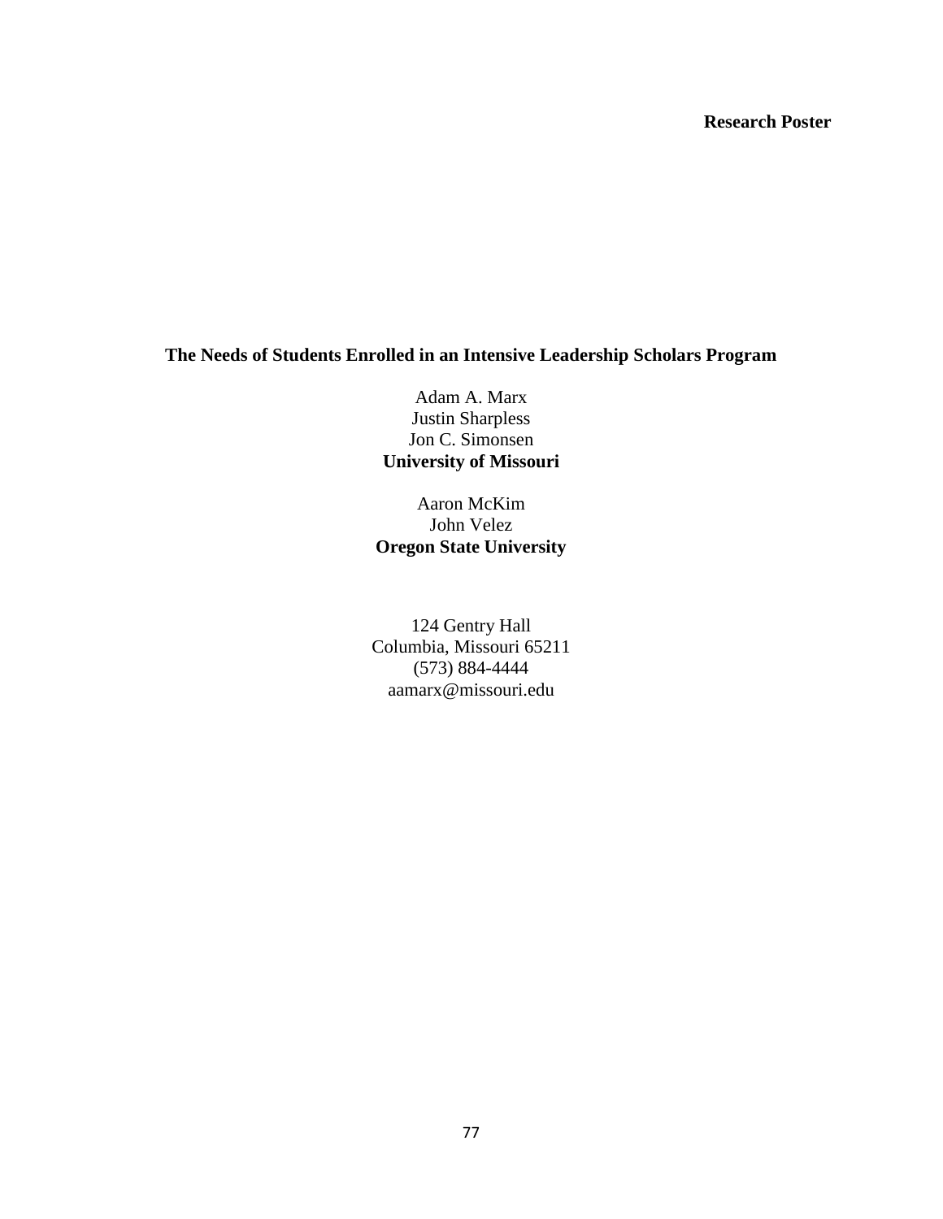**Research Poster**

# The Needs of Students Enrolled in an Intensive Leadership Scholars Program

Adam A. Marx
Justin Sharpless
Jon C. Simonsen
**University of Missouri**

Aaron McKim
John Velez
**Oregon State University**

124 Gentry Hall
Columbia, Missouri 65211
(573) 884-4444
aamarx@missouri.edu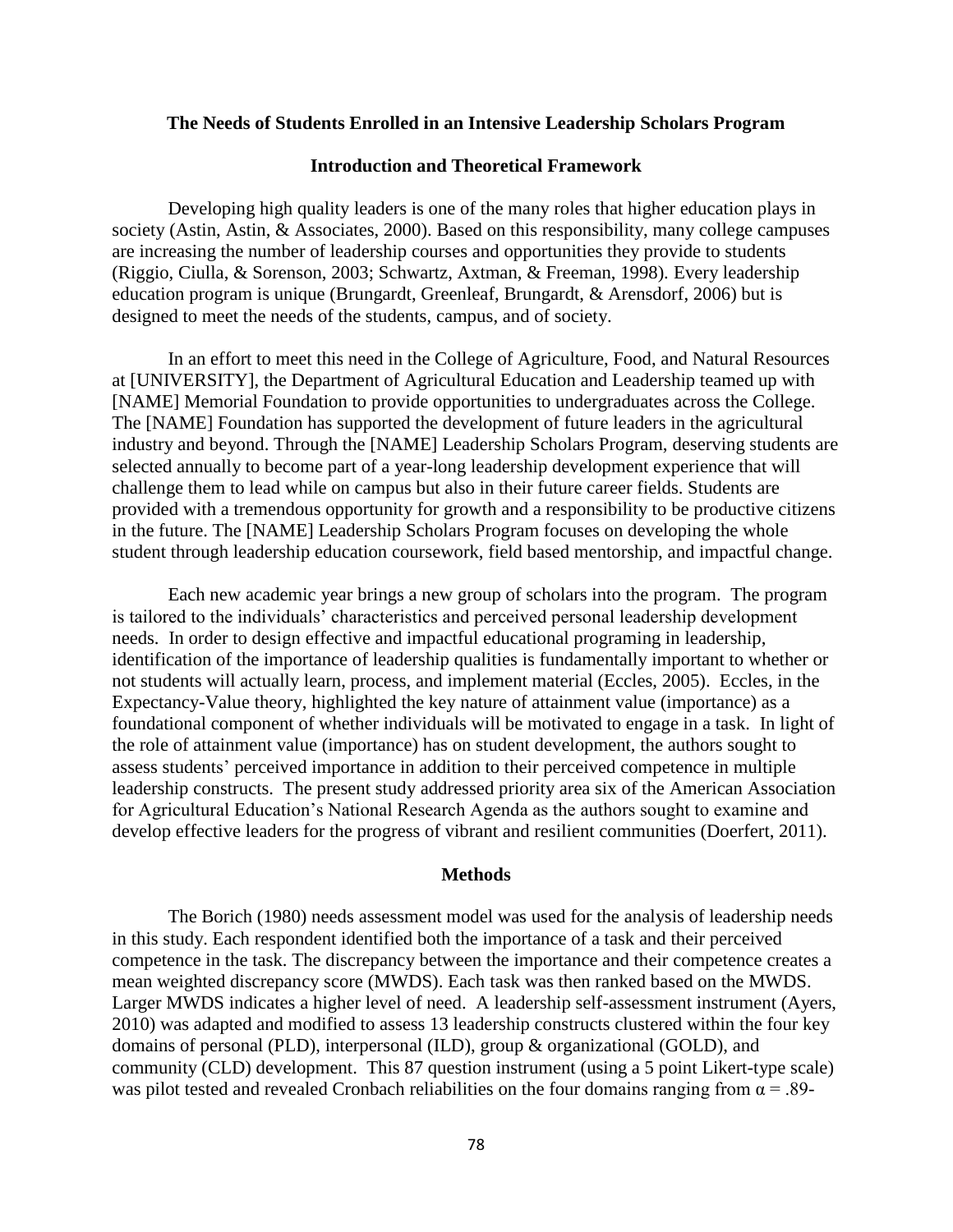## The Needs of Students Enrolled in an Intensive Leadership Scholars Program

### Introduction and Theoretical Framework

Developing high quality leaders is one of the many roles that higher education plays in society (Astin, Astin, & Associates, 2000). Based on this responsibility, many college campuses are increasing the number of leadership courses and opportunities they provide to students (Riggio, Ciulla, & Sorenson, 2003; Schwartz, Axtman, & Freeman, 1998). Every leadership education program is unique (Brungardt, Greenleaf, Brungardt, & Arensdorf, 2006) but is designed to meet the needs of the students, campus, and of society.

In an effort to meet this need in the College of Agriculture, Food, and Natural Resources at [UNIVERSITY], the Department of Agricultural Education and Leadership teamed up with [NAME] Memorial Foundation to provide opportunities to undergraduates across the College. The [NAME] Foundation has supported the development of future leaders in the agricultural industry and beyond. Through the [NAME] Leadership Scholars Program, deserving students are selected annually to become part of a year-long leadership development experience that will challenge them to lead while on campus but also in their future career fields. Students are provided with a tremendous opportunity for growth and a responsibility to be productive citizens in the future. The [NAME] Leadership Scholars Program focuses on developing the whole student through leadership education coursework, field based mentorship, and impactful change.

Each new academic year brings a new group of scholars into the program. The program is tailored to the individuals' characteristics and perceived personal leadership development needs. In order to design effective and impactful educational programing in leadership, identification of the importance of leadership qualities is fundamentally important to whether or not students will actually learn, process, and implement material (Eccles, 2005). Eccles, in the Expectancy-Value theory, highlighted the key nature of attainment value (importance) as a foundational component of whether individuals will be motivated to engage in a task. In light of the role of attainment value (importance) has on student development, the authors sought to assess students' perceived importance in addition to their perceived competence in multiple leadership constructs. The present study addressed priority area six of the American Association for Agricultural Education's National Research Agenda as the authors sought to examine and develop effective leaders for the progress of vibrant and resilient communities (Doerfert, 2011).

### Methods

The Borich (1980) needs assessment model was used for the analysis of leadership needs in this study. Each respondent identified both the importance of a task and their perceived competence in the task. The discrepancy between the importance and their competence creates a mean weighted discrepancy score (MWDS). Each task was then ranked based on the MWDS. Larger MWDS indicates a higher level of need. A leadership self-assessment instrument (Ayers, 2010) was adapted and modified to assess 13 leadership constructs clustered within the four key domains of personal (PLD), interpersonal (ILD), group & organizational (GOLD), and community (CLD) development. This 87 question instrument (using a 5 point Likert-type scale) was pilot tested and revealed Cronbach reliabilities on the four domains ranging from $\alpha = .89$-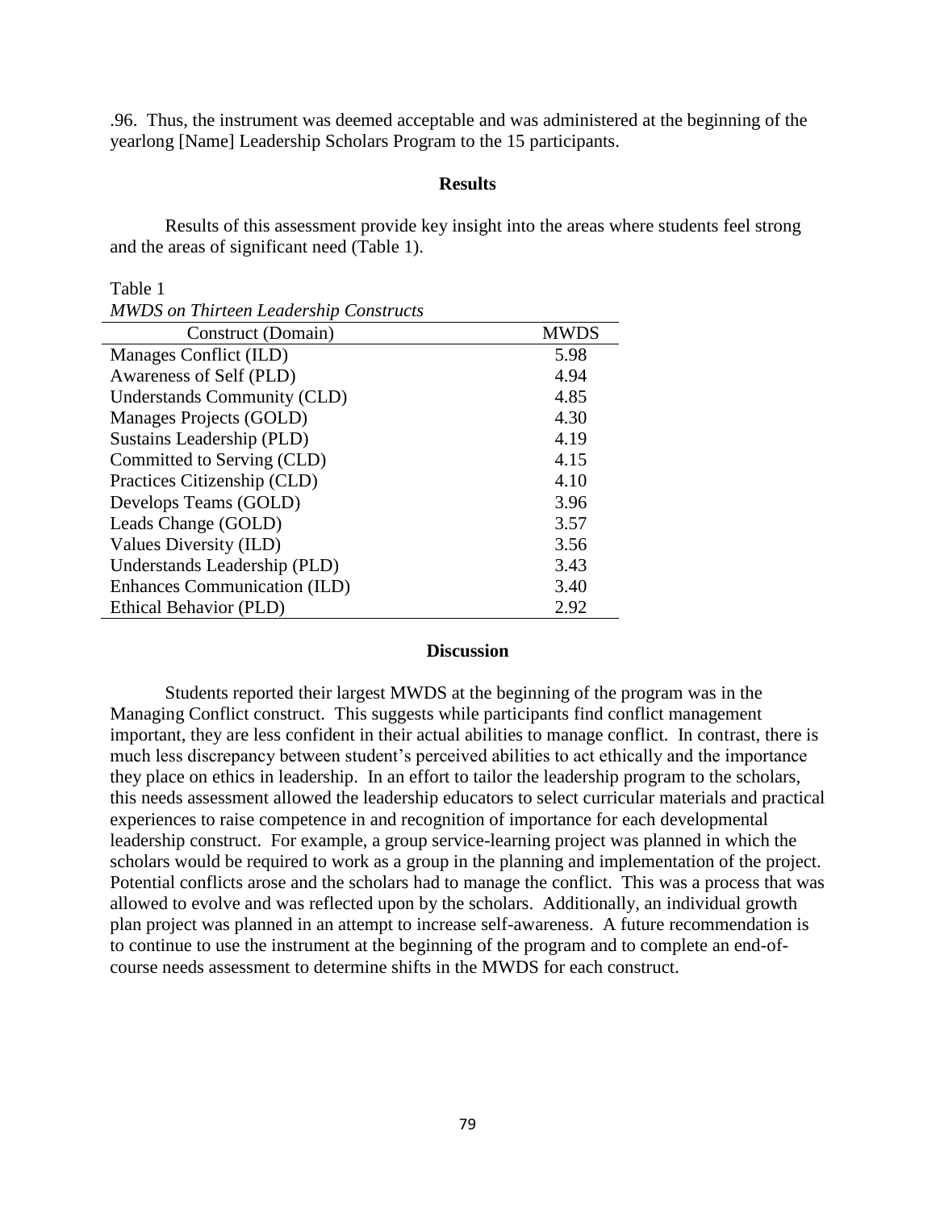.96. Thus, the instrument was deemed acceptable and was administered at the beginning of the yearlong [Name] Leadership Scholars Program to the 15 participants.

## Results

Results of this assessment provide key insight into the areas where students feel strong and the areas of significant need (Table 1).

Table 1
*MWDS on Thirteen Leadership Constructs*

| Construct (Domain) | MWDS |
|---|---|
| Manages Conflict (ILD) | 5.98 |
| Awareness of Self (PLD) | 4.94 |
| Understands Community (CLD) | 4.85 |
| Manages Projects (GOLD) | 4.30 |
| Sustains Leadership (PLD) | 4.19 |
| Committed to Serving (CLD) | 4.15 |
| Practices Citizenship (CLD) | 4.10 |
| Develops Teams (GOLD) | 3.96 |
| Leads Change (GOLD) | 3.57 |
| Values Diversity (ILD) | 3.56 |
| Understands Leadership (PLD) | 3.43 |
| Enhances Communication (ILD) | 3.40 |
| Ethical Behavior (PLD) | 2.92 |

## Discussion

Students reported their largest MWDS at the beginning of the program was in the Managing Conflict construct. This suggests while participants find conflict management important, they are less confident in their actual abilities to manage conflict. In contrast, there is much less discrepancy between student's perceived abilities to act ethically and the importance they place on ethics in leadership. In an effort to tailor the leadership program to the scholars, this needs assessment allowed the leadership educators to select curricular materials and practical experiences to raise competence in and recognition of importance for each developmental leadership construct. For example, a group service-learning project was planned in which the scholars would be required to work as a group in the planning and implementation of the project. Potential conflicts arose and the scholars had to manage the conflict. This was a process that was allowed to evolve and was reflected upon by the scholars. Additionally, an individual growth plan project was planned in an attempt to increase self-awareness. A future recommendation is to continue to use the instrument at the beginning of the program and to complete an end-of-course needs assessment to determine shifts in the MWDS for each construct.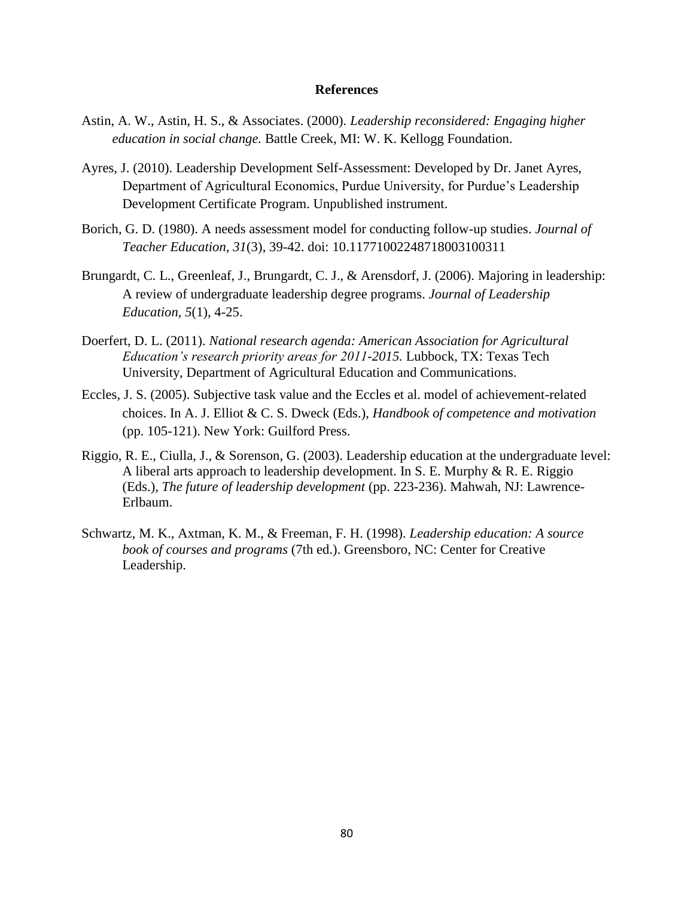# References

Astin, A. W., Astin, H. S., & Associates. (2000). *Leadership reconsidered: Engaging higher education in social change.* Battle Creek, MI: W. K. Kellogg Foundation.

Ayres, J. (2010). Leadership Development Self-Assessment: Developed by Dr. Janet Ayres, Department of Agricultural Economics, Purdue University, for Purdue's Leadership Development Certificate Program. Unpublished instrument.

Borich, G. D. (1980). A needs assessment model for conducting follow-up studies. *Journal of Teacher Education, 31*(3), 39-42. doi: 10.117710022487180031003 11

Brungardt, C. L., Greenleaf, J., Brungardt, C. J., & Arensdorf, J. (2006). Majoring in leadership: A review of undergraduate leadership degree programs. *Journal of Leadership Education, 5*(1), 4-25.

Doerfert, D. L. (2011). *National research agenda: American Association for Agricultural Education's research priority areas for 2011-2015.* Lubbock, TX: Texas Tech University, Department of Agricultural Education and Communications.

Eccles, J. S. (2005). Subjective task value and the Eccles et al. model of achievement-related choices. In A. J. Elliot & C. S. Dweck (Eds.), *Handbook of competence and motivation* (pp. 105-121). New York: Guilford Press.

Riggio, R. E., Ciulla, J., & Sorenson, G. (2003). Leadership education at the undergraduate level: A liberal arts approach to leadership development. In S. E. Murphy & R. E. Riggio (Eds.), *The future of leadership development* (pp. 223-236). Mahwah, NJ: Lawrence-Erlbaum.

Schwartz, M. K., Axtman, K. M., & Freeman, F. H. (1998). *Leadership education: A source book of courses and programs* (7th ed.). Greensboro, NC: Center for Creative Leadership.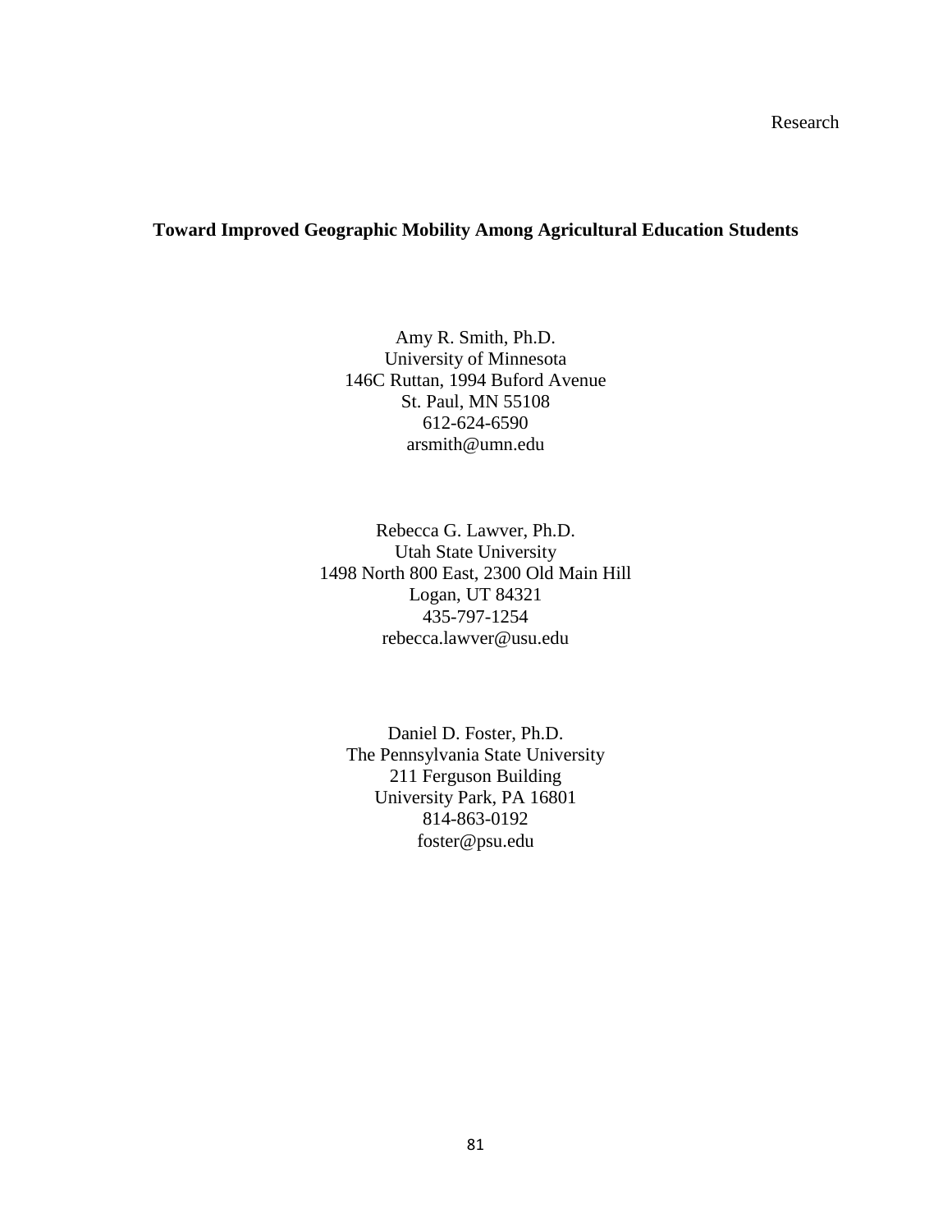Research

**Toward Improved Geographic Mobility Among Agricultural Education Students**

Amy R. Smith, Ph.D.
University of Minnesota
146C Ruttan, 1994 Buford Avenue
St. Paul, MN 55108
612-624-6590
arsmith@umn.edu

Rebecca G. Lawver, Ph.D.
Utah State University
1498 North 800 East, 2300 Old Main Hill
Logan, UT 84321
435-797-1254
rebecca.lawver@usu.edu

Daniel D. Foster, Ph.D.
The Pennsylvania State University
211 Ferguson Building
University Park, PA 16801
814-863-0192
foster@psu.edu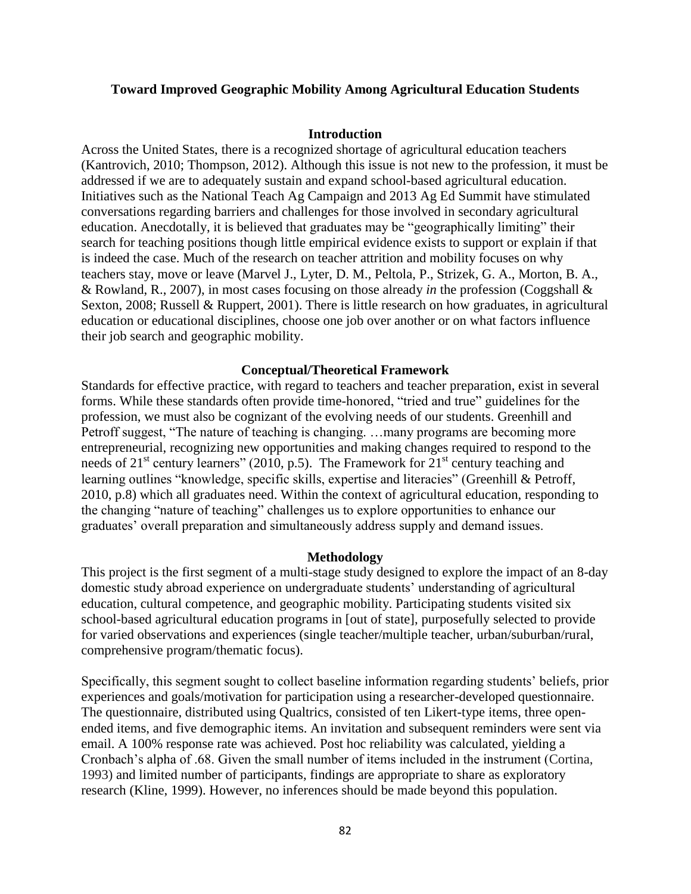**Toward Improved Geographic Mobility Among Agricultural Education Students**

## Introduction

Across the United States, there is a recognized shortage of agricultural education teachers (Kantrovich, 2010; Thompson, 2012). Although this issue is not new to the profession, it must be addressed if we are to adequately sustain and expand school-based agricultural education. Initiatives such as the National Teach Ag Campaign and 2013 Ag Ed Summit have stimulated conversations regarding barriers and challenges for those involved in secondary agricultural education. Anecdotally, it is believed that graduates may be "geographically limiting" their search for teaching positions though little empirical evidence exists to support or explain if that is indeed the case. Much of the research on teacher attrition and mobility focuses on why teachers stay, move or leave (Marvel J., Lyter, D. M., Peltola, P., Strizek, G. A., Morton, B. A., & Rowland, R., 2007), in most cases focusing on those already *in* the profession (Coggshall & Sexton, 2008; Russell & Ruppert, 2001). There is little research on how graduates, in agricultural education or educational disciplines, choose one job over another or on what factors influence their job search and geographic mobility.

## Conceptual/Theoretical Framework

Standards for effective practice, with regard to teachers and teacher preparation, exist in several forms. While these standards often provide time-honored, "tried and true" guidelines for the profession, we must also be cognizant of the evolving needs of our students. Greenhill and Petroff suggest, "The nature of teaching is changing. …many programs are becoming more entrepreneurial, recognizing new opportunities and making changes required to respond to the needs of 21st century learners" (2010, p.5). The Framework for 21st century teaching and learning outlines "knowledge, specific skills, expertise and literacies" (Greenhill & Petroff, 2010, p.8) which all graduates need. Within the context of agricultural education, responding to the changing "nature of teaching" challenges us to explore opportunities to enhance our graduates' overall preparation and simultaneously address supply and demand issues.

## Methodology

This project is the first segment of a multi-stage study designed to explore the impact of an 8-day domestic study abroad experience on undergraduate students' understanding of agricultural education, cultural competence, and geographic mobility. Participating students visited six school-based agricultural education programs in [out of state], purposefully selected to provide for varied observations and experiences (single teacher/multiple teacher, urban/suburban/rural, comprehensive program/thematic focus).

Specifically, this segment sought to collect baseline information regarding students' beliefs, prior experiences and goals/motivation for participation using a researcher-developed questionnaire. The questionnaire, distributed using Qualtrics, consisted of ten Likert-type items, three open-ended items, and five demographic items. An invitation and subsequent reminders were sent via email. A 100% response rate was achieved. Post hoc reliability was calculated, yielding a Cronbach's alpha of .68. Given the small number of items included in the instrument (Cortina, 1993) and limited number of participants, findings are appropriate to share as exploratory research (Kline, 1999). However, no inferences should be made beyond this population.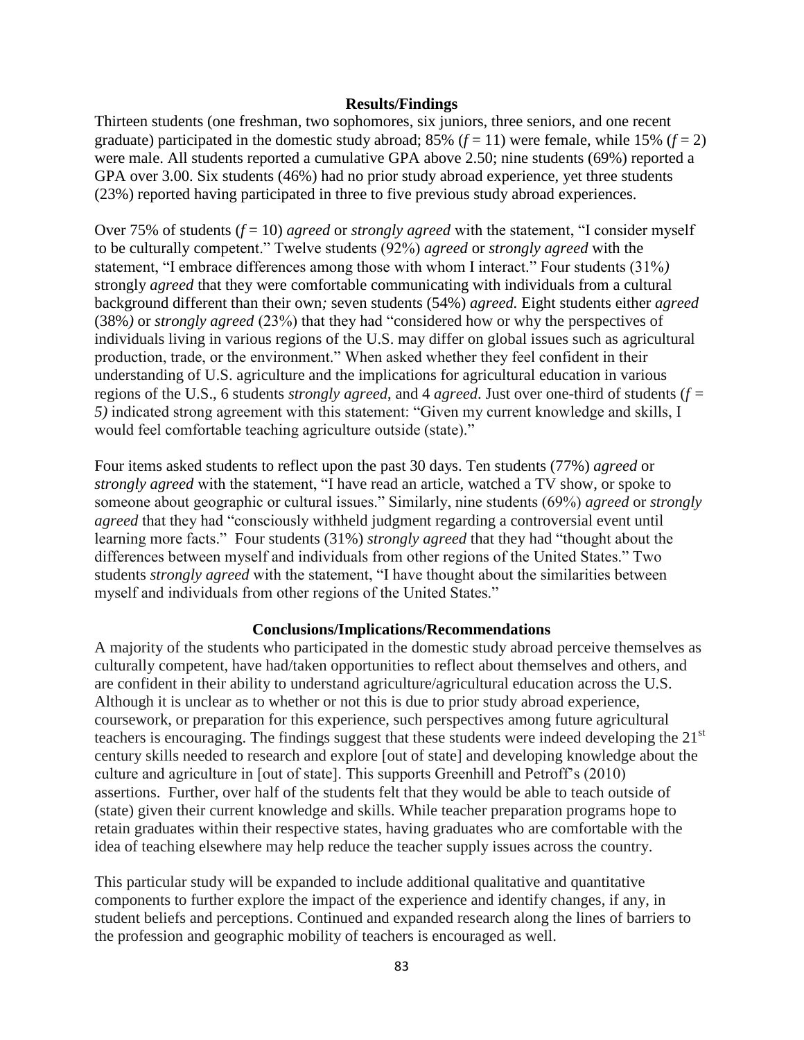## Results/Findings

Thirteen students (one freshman, two sophomores, six juniors, three seniors, and one recent graduate) participated in the domestic study abroad; 85% ($f = 11$) were female, while 15% ($f = 2$) were male. All students reported a cumulative GPA above 2.50; nine students (69%) reported a GPA over 3.00. Six students (46%) had no prior study abroad experience, yet three students (23%) reported having participated in three to five previous study abroad experiences.

Over 75% of students ($f = 10$) *agreed* or *strongly agreed* with the statement, "I consider myself to be culturally competent." Twelve students (92%) *agreed* or *strongly agreed* with the statement, "I embrace differences among those with whom I interact." Four students (31%) strongly *agreed* that they were comfortable communicating with individuals from a cultural background different than their own; seven students (54%) *agreed.* Eight students either *agreed* (38%) or *strongly agreed* (23%) that they had "considered how or why the perspectives of individuals living in various regions of the U.S. may differ on global issues such as agricultural production, trade, or the environment." When asked whether they feel confident in their understanding of U.S. agriculture and the implications for agricultural education in various regions of the U.S., 6 students *strongly agreed*, and 4 *agreed*. Just over one-third of students ($f = 5$) indicated strong agreement with this statement: "Given my current knowledge and skills, I would feel comfortable teaching agriculture outside (state)."

Four items asked students to reflect upon the past 30 days. Ten students (77%) *agreed* or *strongly agreed* with the statement, "I have read an article, watched a TV show, or spoke to someone about geographic or cultural issues." Similarly, nine students (69%) *agreed* or *strongly agreed* that they had "consciously withheld judgment regarding a controversial event until learning more facts." Four students (31%) *strongly agreed* that they had "thought about the differences between myself and individuals from other regions of the United States." Two students *strongly agreed* with the statement, "I have thought about the similarities between myself and individuals from other regions of the United States."

## Conclusions/Implications/Recommendations

A majority of the students who participated in the domestic study abroad perceive themselves as culturally competent, have had/taken opportunities to reflect about themselves and others, and are confident in their ability to understand agriculture/agricultural education across the U.S. Although it is unclear as to whether or not this is due to prior study abroad experience, coursework, or preparation for this experience, such perspectives among future agricultural teachers is encouraging. The findings suggest that these students were indeed developing the 21st century skills needed to research and explore [out of state] and developing knowledge about the culture and agriculture in [out of state]. This supports Greenhill and Petroff's (2010) assertions. Further, over half of the students felt that they would be able to teach outside of (state) given their current knowledge and skills. While teacher preparation programs hope to retain graduates within their respective states, having graduates who are comfortable with the idea of teaching elsewhere may help reduce the teacher supply issues across the country.

This particular study will be expanded to include additional qualitative and quantitative components to further explore the impact of the experience and identify changes, if any, in student beliefs and perceptions. Continued and expanded research along the lines of barriers to the profession and geographic mobility of teachers is encouraged as well.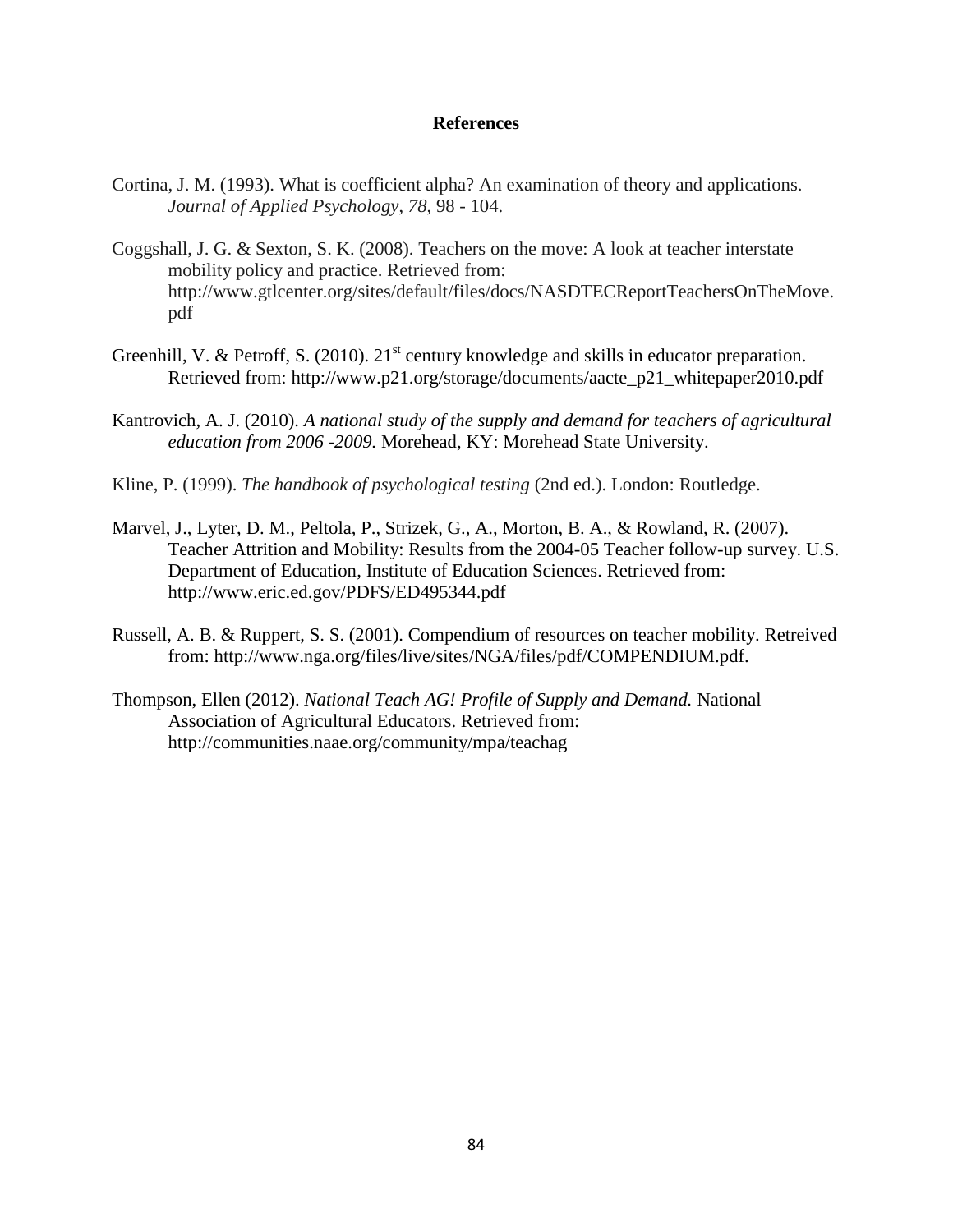# References

Cortina, J. M. (1993). What is coefficient alpha? An examination of theory and applications. *Journal of Applied Psychology*, *78*, 98 - 104.

Coggshall, J. G. & Sexton, S. K. (2008). Teachers on the move: A look at teacher interstate mobility policy and practice. Retrieved from: http://www.gtlcenter.org/sites/default/files/docs/NASDTECReportTeachersOnTheMove.pdf

Greenhill, V. & Petroff, S. (2010). 21st century knowledge and skills in educator preparation. Retrieved from: http://www.p21.org/storage/documents/aacte_p21_whitepaper2010.pdf

Kantrovich, A. J. (2010). *A national study of the supply and demand for teachers of agricultural education from 2006 -2009.* Morehead, KY: Morehead State University.

Kline, P. (1999). *The handbook of psychological testing* (2nd ed.). London: Routledge.

Marvel, J., Lyter, D. M., Peltola, P., Strizek, G., A., Morton, B. A., & Rowland, R. (2007). Teacher Attrition and Mobility: Results from the 2004-05 Teacher follow-up survey. U.S. Department of Education, Institute of Education Sciences. Retrieved from: http://www.eric.ed.gov/PDFS/ED495344.pdf

Russell, A. B. & Ruppert, S. S. (2001). Compendium of resources on teacher mobility. Retreived from: http://www.nga.org/files/live/sites/NGA/files/pdf/COMPENDIUM.pdf.

Thompson, Ellen (2012). *National Teach AG! Profile of Supply and Demand.* National Association of Agricultural Educators. Retrieved from: http://communities.naae.org/community/mpa/teachag